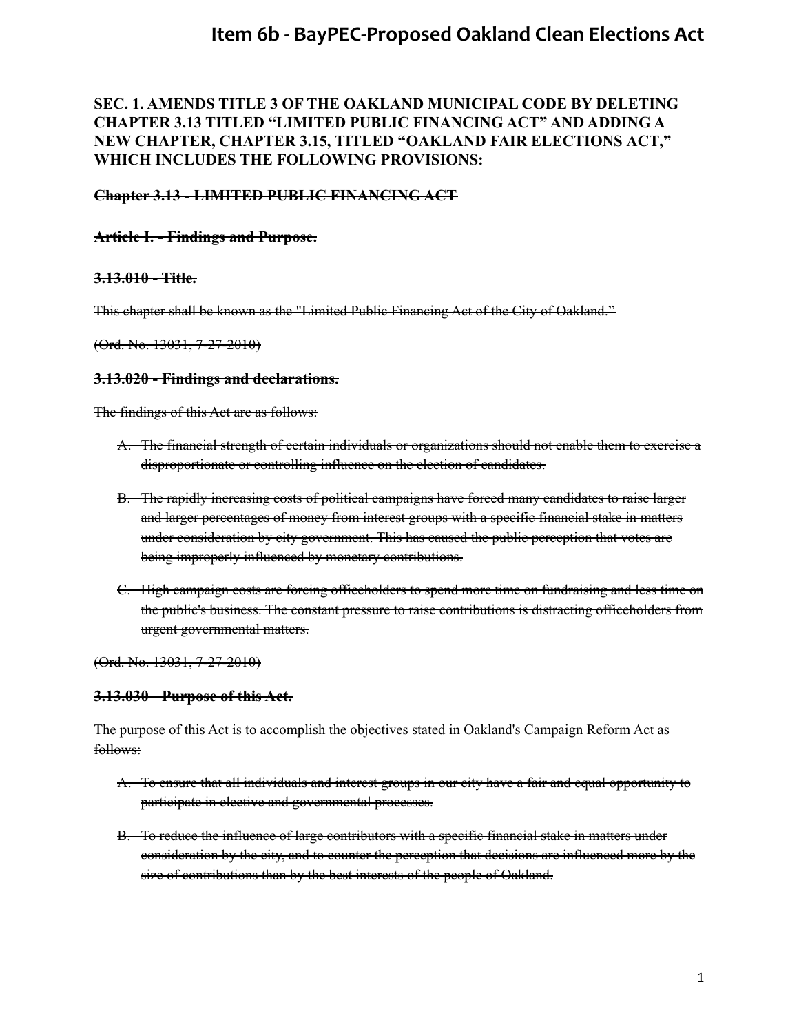## SEC. 1. AMENDS TITLE 3 OF THE OAKLAND MUNICIPAL CODE BY DELETING CHAPTER 3.13 TITLED "LIMITED PUBLIC FINANCING ACT" AND ADDING A NEW CHAPTER, CHAPTER 3.15, TITLED "OAKLAND FAIR ELECTIONS ACT," WHICH INCLUDES THE FOLLOWING PROVISIONS:

~~**Chapter 3.13 - LIMITED PUBLIC FINANCING ACT**~~

~~**Article I. - Findings and Purpose.**~~

~~**3.13.010 - Title.**~~

~~This chapter shall be known as the "Limited Public Financing Act of the City of Oakland."~~

~~(Ord. No. 13031, 7-27-2010)~~

~~**3.13.020 - Findings and declarations.**~~

~~The findings of this Act are as follows:~~

A. ~~The financial strength of certain individuals or organizations should not enable them to exercise a disproportionate or controlling influence on the election of candidates.~~

B. ~~The rapidly increasing costs of political campaigns have forced many candidates to raise larger and larger percentages of money from interest groups with a specific financial stake in matters under consideration by city government. This has caused the public perception that votes are being improperly influenced by monetary contributions.~~

C. ~~High campaign costs are forcing officeholders to spend more time on fundraising and less time on the public's business. The constant pressure to raise contributions is distracting officeholders from urgent governmental matters.~~

~~(Ord. No. 13031, 7-27-2010)~~

~~**3.13.030 - Purpose of this Act.**~~

~~The purpose of this Act is to accomplish the objectives stated in Oakland's Campaign Reform Act as follows:~~

A. ~~To ensure that all individuals and interest groups in our city have a fair and equal opportunity to participate in elective and governmental processes.~~

B. ~~To reduce the influence of large contributors with a specific financial stake in matters under consideration by the city, and to counter the perception that decisions are influenced more by the size of contributions than by the best interests of the people of Oakland.~~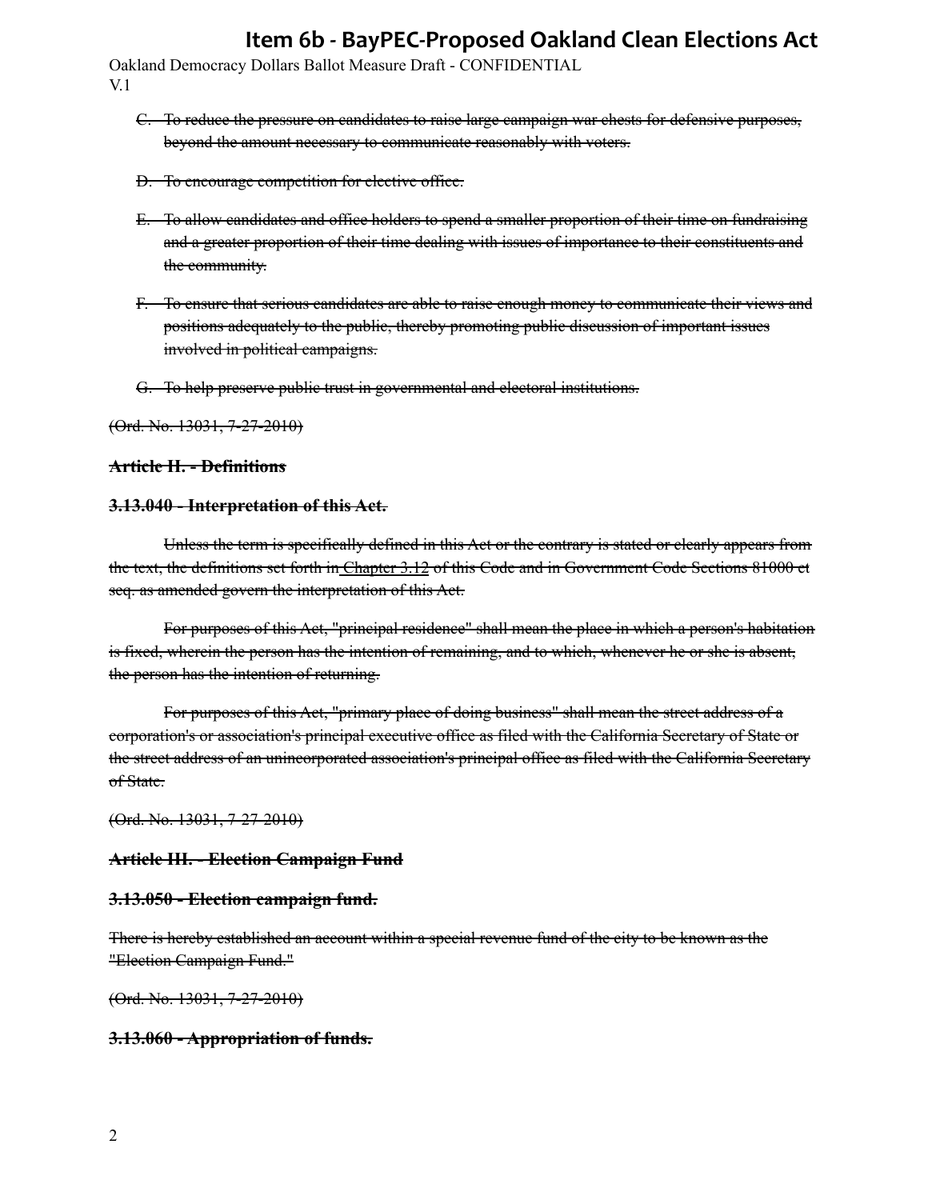~~C. To reduce the pressure on candidates to raise large campaign war chests for defensive purposes, beyond the amount necessary to communicate reasonably with voters.~~

~~D. To encourage competition for elective office.~~

~~E. To allow candidates and office holders to spend a smaller proportion of their time on fundraising and a greater proportion of their time dealing with issues of importance to their constituents and the community.~~

~~F. To ensure that serious candidates are able to raise enough money to communicate their views and positions adequately to the public, thereby promoting public discussion of important issues involved in political campaigns.~~

~~G. To help preserve public trust in governmental and electoral institutions.~~

~~(Ord. No. 13031, 7-27-2010)~~

**~~Article II. - Definitions~~**

**~~3.13.040 - Interpretation of this Act.~~**

~~Unless the term is specifically defined in this Act or the contrary is stated or clearly appears from the text, the definitions set forth in Chapter 3.12 of this Code and in Government Code Sections 81000 et seq. as amended govern the interpretation of this Act.~~

~~For purposes of this Act, "principal residence" shall mean the place in which a person's habitation is fixed, wherein the person has the intention of remaining, and to which, whenever he or she is absent, the person has the intention of returning.~~

~~For purposes of this Act, "primary place of doing business" shall mean the street address of a corporation's or association's principal executive office as filed with the California Secretary of State or the street address of an unincorporated association's principal office as filed with the California Secretary of State.~~

~~(Ord. No. 13031, 7-27-2010)~~

**~~Article III. - Election Campaign Fund~~**

**~~3.13.050 - Election campaign fund.~~**

~~There is hereby established an account within a special revenue fund of the city to be known as the "Election Campaign Fund."~~

~~(Ord. No. 13031, 7-27-2010)~~

**~~3.13.060 - Appropriation of funds.~~**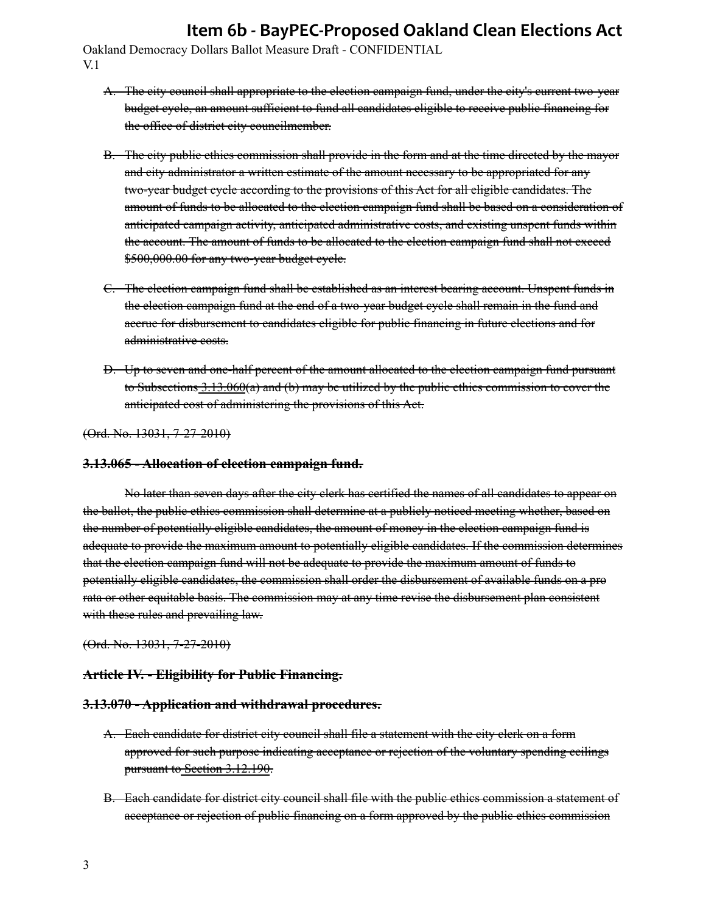A. ~~The city council shall appropriate to the election campaign fund, under the city's current two-year budget cycle, an amount sufficient to fund all candidates eligible to receive public financing for the office of district city councilmember.~~

B. ~~The city public ethics commission shall provide in the form and at the time directed by the mayor and city administrator a written estimate of the amount necessary to be appropriated for any two-year budget cycle according to the provisions of this Act for all eligible candidates. The amount of funds to be allocated to the election campaign fund shall be based on a consideration of anticipated campaign activity, anticipated administrative costs, and existing unspent funds within the account. The amount of funds to be allocated to the election campaign fund shall not exceed $500,000.00 for any two-year budget cycle.~~

C. ~~The election campaign fund shall be established as an interest bearing account. Unspent funds in the election campaign fund at the end of a two-year budget cycle shall remain in the fund and accrue for disbursement to candidates eligible for public financing in future elections and for administrative costs.~~

D. ~~Up to seven and one-half percent of the amount allocated to the election campaign fund pursuant to Subsections 3.13.060(a) and (b) may be utilized by the public ethics commission to cover the anticipated cost of administering the provisions of this Act.~~

~~(Ord. No. 13031, 7-27-2010)~~

**~~3.13.065 - Allocation of election campaign fund.~~**

~~No later than seven days after the city clerk has certified the names of all candidates to appear on the ballot, the public ethics commission shall determine at a publicly noticed meeting whether, based on the number of potentially eligible candidates, the amount of money in the election campaign fund is adequate to provide the maximum amount to potentially eligible candidates. If the commission determines that the election campaign fund will not be adequate to provide the maximum amount of funds to potentially eligible candidates, the commission shall order the disbursement of available funds on a pro rata or other equitable basis. The commission may at any time revise the disbursement plan consistent with these rules and prevailing law.~~

~~(Ord. No. 13031, 7-27-2010)~~

**~~Article IV. - Eligibility for Public Financing.~~**

**~~3.13.070 - Application and withdrawal procedures.~~**

A. ~~Each candidate for district city council shall file a statement with the city clerk on a form approved for such purpose indicating acceptance or rejection of the voluntary spending ceilings pursuant to Section 3.12.190.~~

B. ~~Each candidate for district city council shall file with the public ethics commission a statement of acceptance or rejection of public financing on a form approved by the public ethics commission~~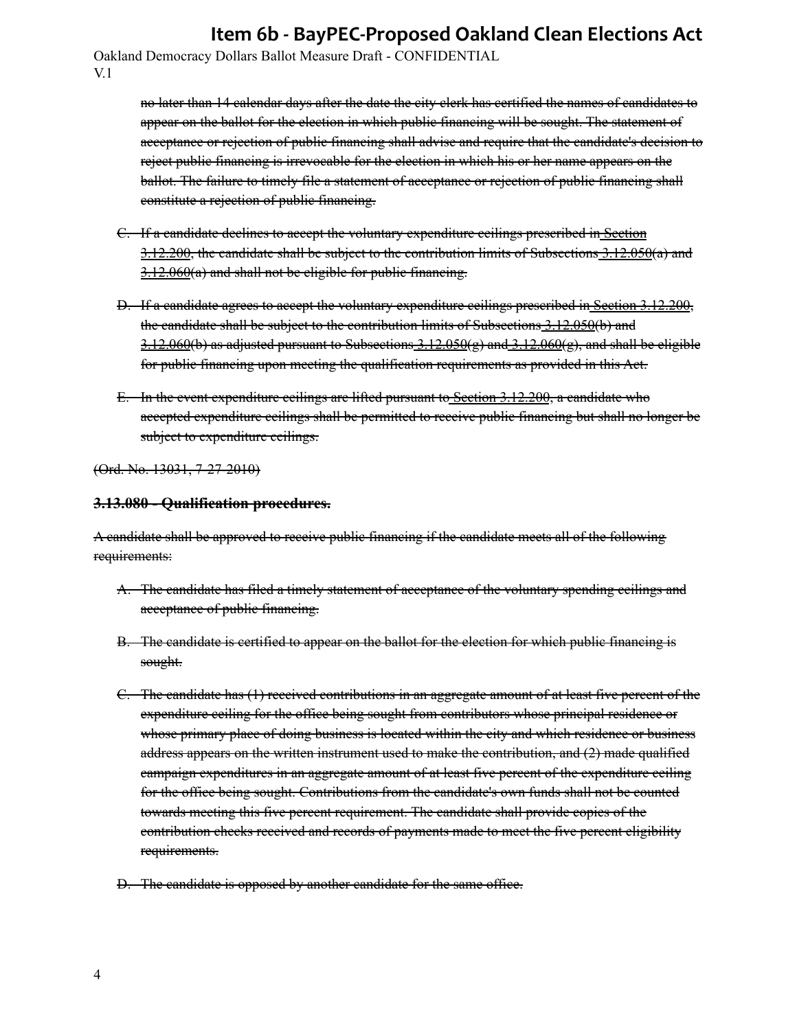~~no later than 14 calendar days after the date the city clerk has certified the names of candidates to appear on the ballot for the election in which public financing will be sought. The statement of acceptance or rejection of public financing shall advise and require that the candidate's decision to reject public financing is irrevocable for the election in which his or her name appears on the ballot. The failure to timely file a statement of acceptance or rejection of public financing shall constitute a rejection of public financing.~~

C. ~~If a candidate declines to accept the voluntary expenditure ceilings prescribed in Section 3.12.200, the candidate shall be subject to the contribution limits of Subsections 3.12.050(a) and 3.12.060(a) and shall not be eligible for public financing.~~

D. ~~If a candidate agrees to accept the voluntary expenditure ceilings prescribed in Section 3.12.200, the candidate shall be subject to the contribution limits of Subsections 3.12.050(b) and 3.12.060(b) as adjusted pursuant to Subsections 3.12.050(g) and 3.12.060(g), and shall be eligible for public financing upon meeting the qualification requirements as provided in this Act.~~

E. ~~In the event expenditure ceilings are lifted pursuant to Section 3.12.200, a candidate who accepted expenditure ceilings shall be permitted to receive public financing but shall no longer be subject to expenditure ceilings.~~

~~(Ord. No. 13031, 7-27-2010)~~

**~~3.13.080 - Qualification procedures.~~**

~~A candidate shall be approved to receive public financing if the candidate meets all of the following requirements:~~

A. ~~The candidate has filed a timely statement of acceptance of the voluntary spending ceilings and acceptance of public financing.~~

B. ~~The candidate is certified to appear on the ballot for the election for which public financing is sought.~~

C. ~~The candidate has (1) received contributions in an aggregate amount of at least five percent of the expenditure ceiling for the office being sought from contributors whose principal residence or whose primary place of doing business is located within the city and which residence or business address appears on the written instrument used to make the contribution, and (2) made qualified campaign expenditures in an aggregate amount of at least five percent of the expenditure ceiling for the office being sought. Contributions from the candidate's own funds shall not be counted towards meeting this five percent requirement. The candidate shall provide copies of the contribution checks received and records of payments made to meet the five percent eligibility requirements.~~

D. ~~The candidate is opposed by another candidate for the same office.~~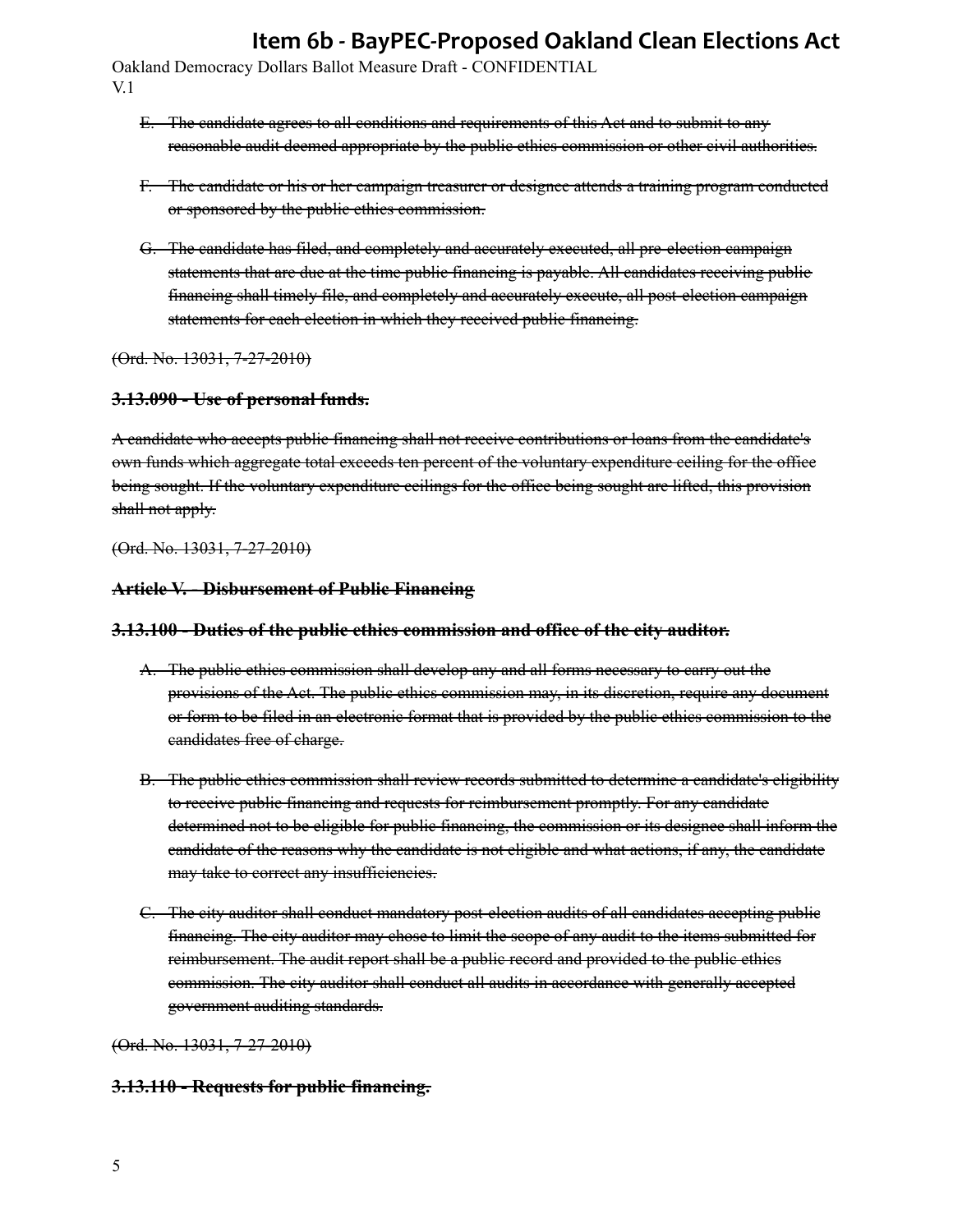~~E. The candidate agrees to all conditions and requirements of this Act and to submit to any reasonable audit deemed appropriate by the public ethics commission or other civil authorities.~~

~~F. The candidate or his or her campaign treasurer or designee attends a training program conducted or sponsored by the public ethics commission.~~

~~G. The candidate has filed, and completely and accurately executed, all pre-election campaign statements that are due at the time public financing is payable. All candidates receiving public financing shall timely file, and completely and accurately execute, all post-election campaign statements for each election in which they received public financing.~~

~~(Ord. No. 13031, 7-27-2010)~~

**~~3.13.090 - Use of personal funds.~~**

~~A candidate who accepts public financing shall not receive contributions or loans from the candidate's own funds which aggregate total exceeds ten percent of the voluntary expenditure ceiling for the office being sought. If the voluntary expenditure ceilings for the office being sought are lifted, this provision shall not apply.~~

~~(Ord. No. 13031, 7-27-2010)~~

**~~Article V. - Disbursement of Public Financing~~**

**~~3.13.100 - Duties of the public ethics commission and office of the city auditor.~~**

~~A. The public ethics commission shall develop any and all forms necessary to carry out the provisions of the Act. The public ethics commission may, in its discretion, require any document or form to be filed in an electronic format that is provided by the public ethics commission to the candidates free of charge.~~

~~B. The public ethics commission shall review records submitted to determine a candidate's eligibility to receive public financing and requests for reimbursement promptly. For any candidate determined not to be eligible for public financing, the commission or its designee shall inform the candidate of the reasons why the candidate is not eligible and what actions, if any, the candidate may take to correct any insufficiencies.~~

~~C. The city auditor shall conduct mandatory post-election audits of all candidates accepting public financing. The city auditor may chose to limit the scope of any audit to the items submitted for reimbursement. The audit report shall be a public record and provided to the public ethics commission. The city auditor shall conduct all audits in accordance with generally accepted government auditing standards.~~

~~(Ord. No. 13031, 7-27-2010)~~

**~~3.13.110 - Requests for public financing.~~**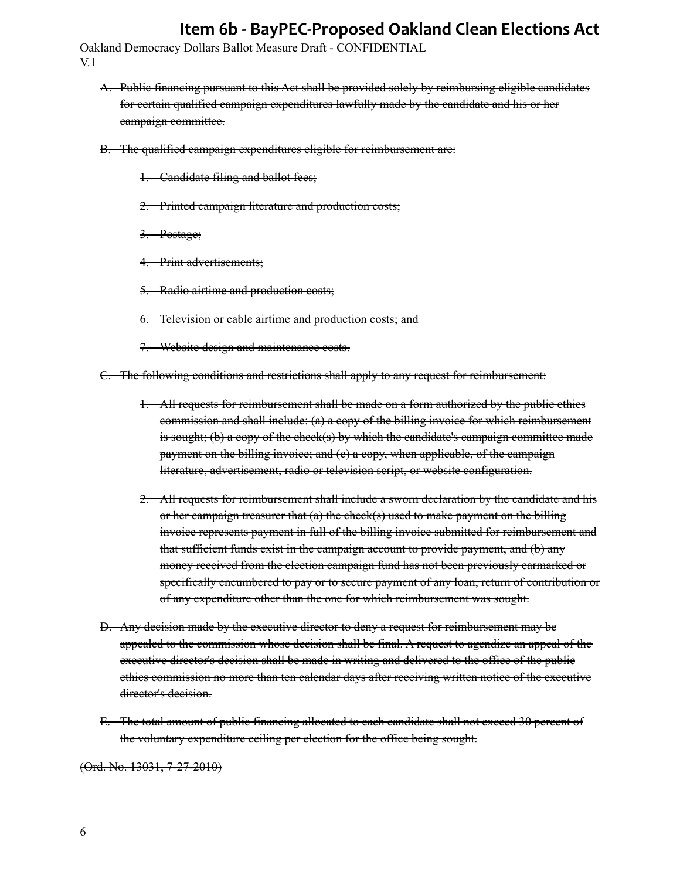~~A. Public financing pursuant to this Act shall be provided solely by reimbursing eligible candidates for certain qualified campaign expenditures lawfully made by the candidate and his or her campaign committee.~~

~~B. The qualified campaign expenditures eligible for reimbursement are:~~

~~1. Candidate filing and ballot fees;~~

~~2. Printed campaign literature and production costs;~~

~~3. Postage;~~

~~4. Print advertisements;~~

~~5. Radio airtime and production costs;~~

~~6. Television or cable airtime and production costs; and~~

~~7. Website design and maintenance costs.~~

~~C. The following conditions and restrictions shall apply to any request for reimbursement:~~

~~1. All requests for reimbursement shall be made on a form authorized by the public ethics commission and shall include: (a) a copy of the billing invoice for which reimbursement is sought; (b) a copy of the check(s) by which the candidate's campaign committee made payment on the billing invoice; and (c) a copy, when applicable, of the campaign literature, advertisement, radio or television script, or website configuration.~~

~~2. All requests for reimbursement shall include a sworn declaration by the candidate and his or her campaign treasurer that (a) the check(s) used to make payment on the billing invoice represents payment in full of the billing invoice submitted for reimbursement and that sufficient funds exist in the campaign account to provide payment, and (b) any money received from the election campaign fund has not been previously earmarked or specifically encumbered to pay or to secure payment of any loan, return of contribution or of any expenditure other than the one for which reimbursement was sought.~~

~~D. Any decision made by the executive director to deny a request for reimbursement may be appealed to the commission whose decision shall be final. A request to agendize an appeal of the executive director's decision shall be made in writing and delivered to the office of the public ethics commission no more than ten calendar days after receiving written notice of the executive director's decision.~~

~~E. The total amount of public financing allocated to each candidate shall not exceed 30 percent of the voluntary expenditure ceiling per election for the office being sought.~~

~~(Ord. No. 13031, 7-27-2010)~~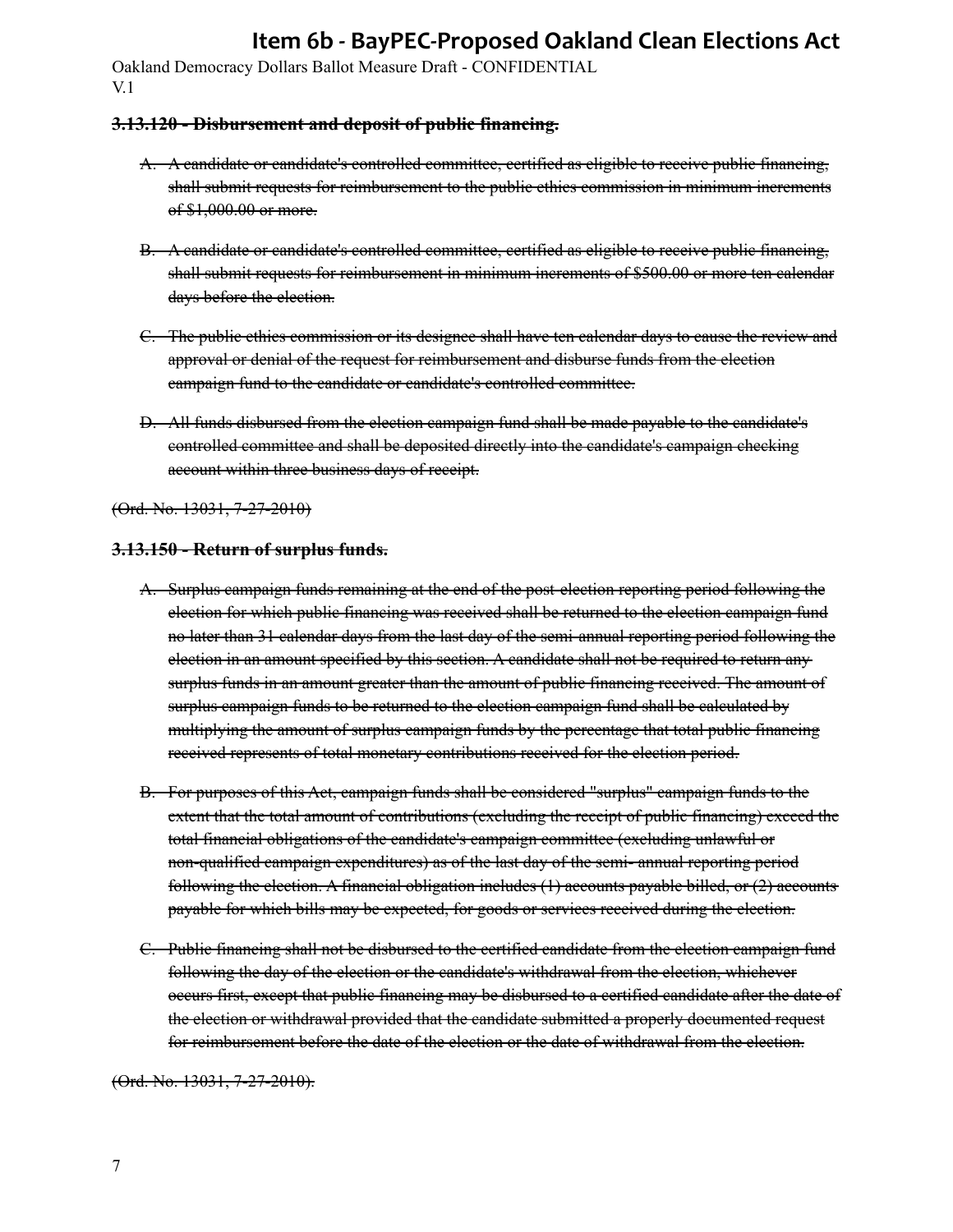~~**3.13.120 - Disbursement and deposit of public financing.**~~

A. ~~A candidate or candidate's controlled committee, certified as eligible to receive public financing, shall submit requests for reimbursement to the public ethics commission in minimum increments of $1,000.00 or more.~~

B. ~~A candidate or candidate's controlled committee, certified as eligible to receive public financing, shall submit requests for reimbursement in minimum increments of $500.00 or more ten calendar days before the election.~~

C. ~~The public ethics commission or its designee shall have ten calendar days to cause the review and approval or denial of the request for reimbursement and disburse funds from the election campaign fund to the candidate or candidate's controlled committee.~~

D. ~~All funds disbursed from the election campaign fund shall be made payable to the candidate's controlled committee and shall be deposited directly into the candidate's campaign checking account within three business days of receipt.~~

~~(Ord. No. 13031, 7-27-2010)~~

~~**3.13.150 - Return of surplus funds.**~~

A. ~~Surplus campaign funds remaining at the end of the post-election reporting period following the election for which public financing was received shall be returned to the election campaign fund no later than 31 calendar days from the last day of the semi-annual reporting period following the election in an amount specified by this section. A candidate shall not be required to return any surplus funds in an amount greater than the amount of public financing received. The amount of surplus campaign funds to be returned to the election campaign fund shall be calculated by multiplying the amount of surplus campaign funds by the percentage that total public financing received represents of total monetary contributions received for the election period.~~

B. ~~For purposes of this Act, campaign funds shall be considered "surplus" campaign funds to the extent that the total amount of contributions (excluding the receipt of public financing) exceed the total financial obligations of the candidate's campaign committee (excluding unlawful or non-qualified campaign expenditures) as of the last day of the semi- annual reporting period following the election. A financial obligation includes (1) accounts payable billed, or (2) accounts payable for which bills may be expected, for goods or services received during the election.~~

C. ~~Public financing shall not be disbursed to the certified candidate from the election campaign fund following the day of the election or the candidate's withdrawal from the election, whichever occurs first, except that public financing may be disbursed to a certified candidate after the date of the election or withdrawal provided that the candidate submitted a properly documented request for reimbursement before the date of the election or the date of withdrawal from the election.~~

~~(Ord. No. 13031, 7-27-2010).~~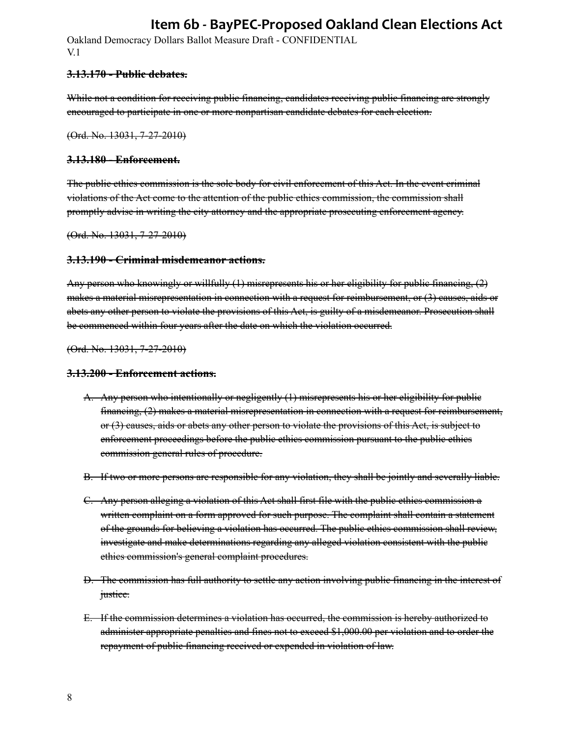### ~~3.13.170 - Public debates.~~

~~While not a condition for receiving public financing, candidates receiving public financing are strongly encouraged to participate in one or more nonpartisan candidate debates for each election.~~

~~(Ord. No. 13031, 7-27-2010)~~

### ~~3.13.180 - Enforcement.~~

~~The public ethics commission is the sole body for civil enforcement of this Act. In the event criminal violations of the Act come to the attention of the public ethics commission, the commission shall promptly advise in writing the city attorney and the appropriate prosecuting enforcement agency.~~

~~(Ord. No. 13031, 7-27-2010)~~

### ~~3.13.190 - Criminal misdemeanor actions.~~

~~Any person who knowingly or willfully (1) misrepresents his or her eligibility for public financing, (2) makes a material misrepresentation in connection with a request for reimbursement, or (3) causes, aids or abets any other person to violate the provisions of this Act, is guilty of a misdemeanor. Prosecution shall be commenced within four years after the date on which the violation occurred.~~

~~(Ord. No. 13031, 7-27-2010)~~

### ~~3.13.200 - Enforcement actions.~~

A. ~~Any person who intentionally or negligently (1) misrepresents his or her eligibility for public financing, (2) makes a material misrepresentation in connection with a request for reimbursement, or (3) causes, aids or abets any other person to violate the provisions of this Act, is subject to enforcement proceedings before the public ethics commission pursuant to the public ethics commission general rules of procedure.~~

B. ~~If two or more persons are responsible for any violation, they shall be jointly and severally liable.~~

C. ~~Any person alleging a violation of this Act shall first file with the public ethics commission a written complaint on a form approved for such purpose. The complaint shall contain a statement of the grounds for believing a violation has occurred. The public ethics commission shall review, investigate and make determinations regarding any alleged violation consistent with the public ethics commission's general complaint procedures.~~

D. ~~The commission has full authority to settle any action involving public financing in the interest of justice.~~

E. ~~If the commission determines a violation has occurred, the commission is hereby authorized to administer appropriate penalties and fines not to exceed $1,000.00 per violation and to order the repayment of public financing received or expended in violation of law.~~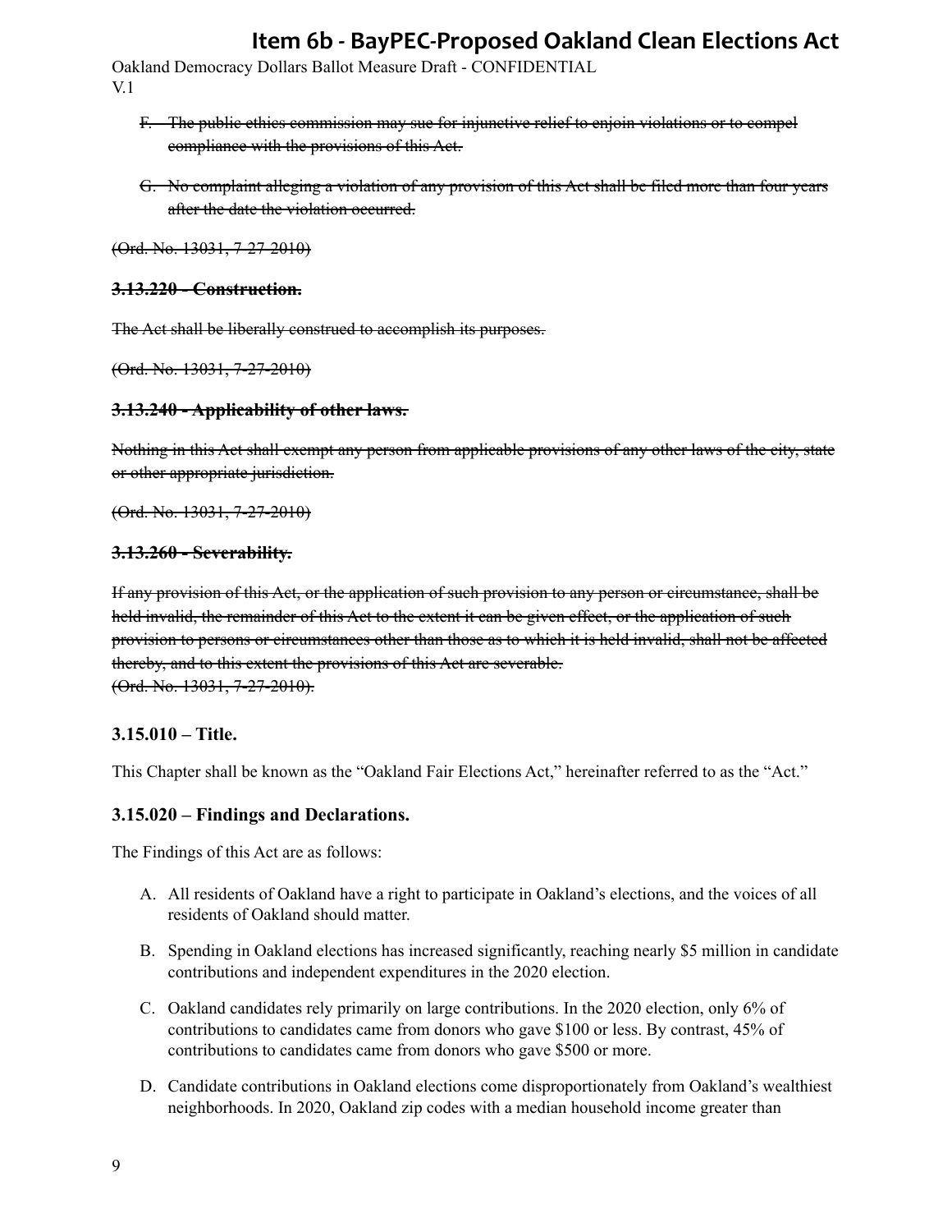F. ~~The public ethics commission may sue for injunctive relief to enjoin violations or to compel compliance with the provisions of this Act.~~

G. ~~No complaint alleging a violation of any provision of this Act shall be filed more than four years after the date the violation occurred.~~

~~(Ord. No. 13031, 7-27-2010)~~

### ~~3.13.220 - Construction.~~

~~The Act shall be liberally construed to accomplish its purposes.~~

~~(Ord. No. 13031, 7-27-2010)~~

### ~~3.13.240 - Applicability of other laws.~~

~~Nothing in this Act shall exempt any person from applicable provisions of any other laws of the city, state or other appropriate jurisdiction.~~

~~(Ord. No. 13031, 7-27-2010)~~

### ~~3.13.260 - Severability.~~

~~If any provision of this Act, or the application of such provision to any person or circumstance, shall be held invalid, the remainder of this Act to the extent it can be given effect, or the application of such provision to persons or circumstances other than those as to which it is held invalid, shall not be affected thereby, and to this extent the provisions of this Act are severable.~~
~~(Ord. No. 13031, 7-27-2010).~~

### 3.15.010 – Title.

This Chapter shall be known as the "Oakland Fair Elections Act," hereinafter referred to as the "Act."

### 3.15.020 – Findings and Declarations.

The Findings of this Act are as follows:

A. All residents of Oakland have a right to participate in Oakland's elections, and the voices of all residents of Oakland should matter.

B. Spending in Oakland elections has increased significantly, reaching nearly $5 million in candidate contributions and independent expenditures in the 2020 election.

C. Oakland candidates rely primarily on large contributions. In the 2020 election, only 6% of contributions to candidates came from donors who gave $100 or less. By contrast, 45% of contributions to candidates came from donors who gave $500 or more.

D. Candidate contributions in Oakland elections come disproportionately from Oakland's wealthiest neighborhoods. In 2020, Oakland zip codes with a median household income greater than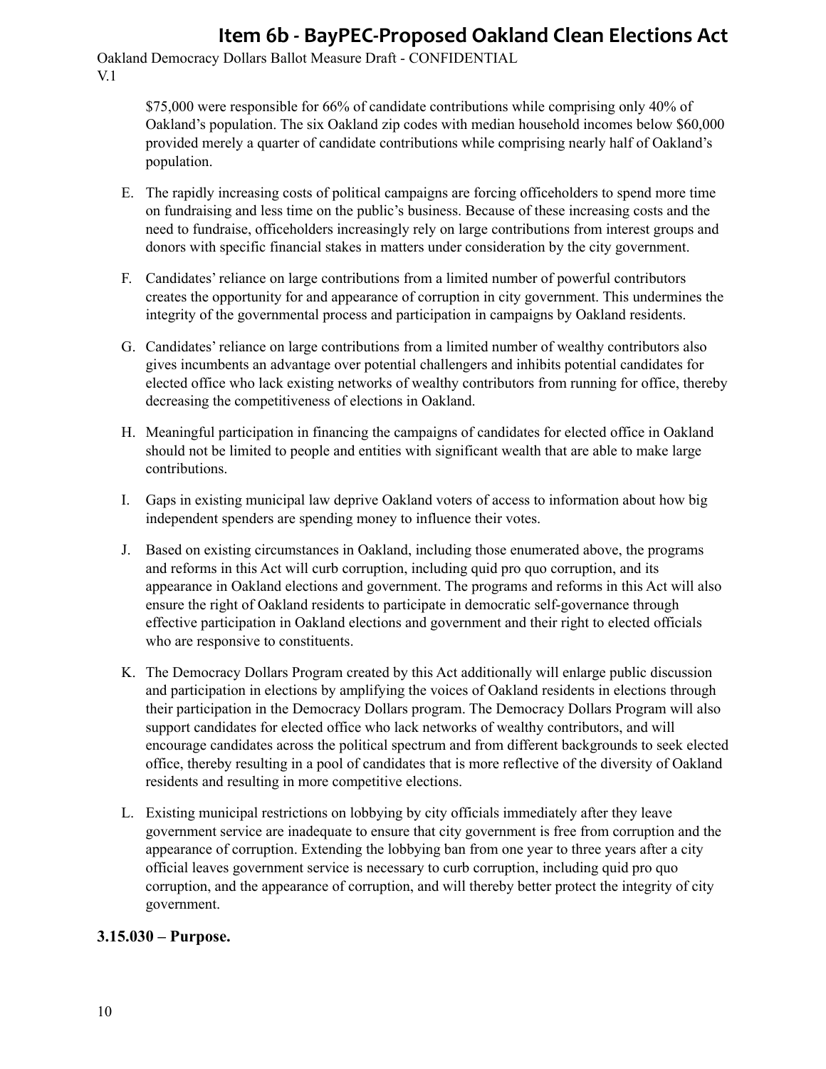$75,000 were responsible for 66% of candidate contributions while comprising only 40% of Oakland's population. The six Oakland zip codes with median household incomes below $60,000 provided merely a quarter of candidate contributions while comprising nearly half of Oakland's population.

E. The rapidly increasing costs of political campaigns are forcing officeholders to spend more time on fundraising and less time on the public's business. Because of these increasing costs and the need to fundraise, officeholders increasingly rely on large contributions from interest groups and donors with specific financial stakes in matters under consideration by the city government.

F. Candidates' reliance on large contributions from a limited number of powerful contributors creates the opportunity for and appearance of corruption in city government. This undermines the integrity of the governmental process and participation in campaigns by Oakland residents.

G. Candidates' reliance on large contributions from a limited number of wealthy contributors also gives incumbents an advantage over potential challengers and inhibits potential candidates for elected office who lack existing networks of wealthy contributors from running for office, thereby decreasing the competitiveness of elections in Oakland.

H. Meaningful participation in financing the campaigns of candidates for elected office in Oakland should not be limited to people and entities with significant wealth that are able to make large contributions.

I. Gaps in existing municipal law deprive Oakland voters of access to information about how big independent spenders are spending money to influence their votes.

J. Based on existing circumstances in Oakland, including those enumerated above, the programs and reforms in this Act will curb corruption, including quid pro quo corruption, and its appearance in Oakland elections and government. The programs and reforms in this Act will also ensure the right of Oakland residents to participate in democratic self-governance through effective participation in Oakland elections and government and their right to elected officials who are responsive to constituents.

K. The Democracy Dollars Program created by this Act additionally will enlarge public discussion and participation in elections by amplifying the voices of Oakland residents in elections through their participation in the Democracy Dollars program. The Democracy Dollars Program will also support candidates for elected office who lack networks of wealthy contributors, and will encourage candidates across the political spectrum and from different backgrounds to seek elected office, thereby resulting in a pool of candidates that is more reflective of the diversity of Oakland residents and resulting in more competitive elections.

L. Existing municipal restrictions on lobbying by city officials immediately after they leave government service are inadequate to ensure that city government is free from corruption and the appearance of corruption. Extending the lobbying ban from one year to three years after a city official leaves government service is necessary to curb corruption, including quid pro quo corruption, and the appearance of corruption, and will thereby better protect the integrity of city government.

**3.15.030 – Purpose.**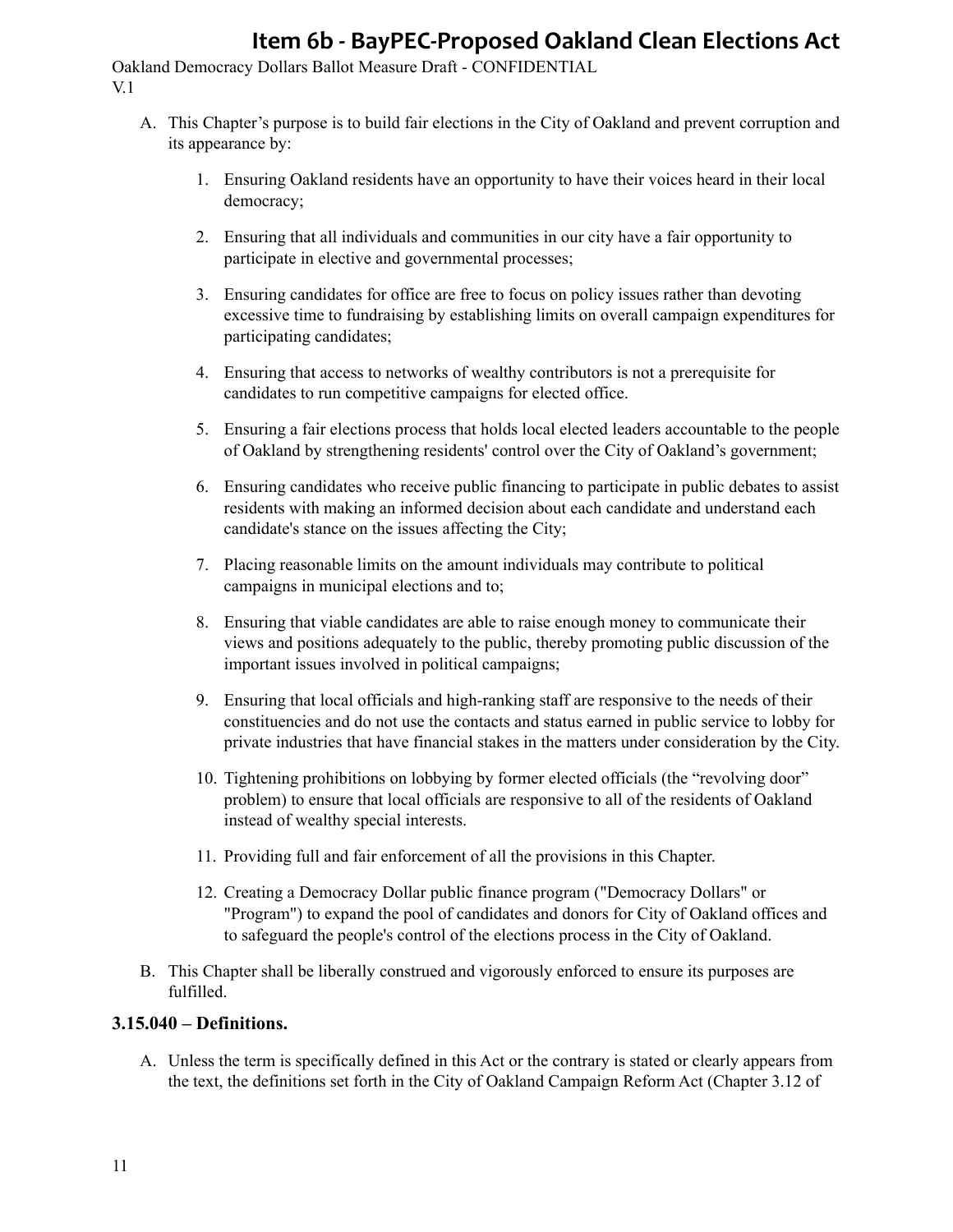A. This Chapter's purpose is to build fair elections in the City of Oakland and prevent corruption and its appearance by:

   1. Ensuring Oakland residents have an opportunity to have their voices heard in their local democracy;

   2. Ensuring that all individuals and communities in our city have a fair opportunity to participate in elective and governmental processes;

   3. Ensuring candidates for office are free to focus on policy issues rather than devoting excessive time to fundraising by establishing limits on overall campaign expenditures for participating candidates;

   4. Ensuring that access to networks of wealthy contributors is not a prerequisite for candidates to run competitive campaigns for elected office.

   5. Ensuring a fair elections process that holds local elected leaders accountable to the people of Oakland by strengthening residents' control over the City of Oakland's government;

   6. Ensuring candidates who receive public financing to participate in public debates to assist residents with making an informed decision about each candidate and understand each candidate's stance on the issues affecting the City;

   7. Placing reasonable limits on the amount individuals may contribute to political campaigns in municipal elections and to;

   8. Ensuring that viable candidates are able to raise enough money to communicate their views and positions adequately to the public, thereby promoting public discussion of the important issues involved in political campaigns;

   9. Ensuring that local officials and high-ranking staff are responsive to the needs of their constituencies and do not use the contacts and status earned in public service to lobby for private industries that have financial stakes in the matters under consideration by the City.

   10. Tightening prohibitions on lobbying by former elected officials (the "revolving door" problem) to ensure that local officials are responsive to all of the residents of Oakland instead of wealthy special interests.

   11. Providing full and fair enforcement of all the provisions in this Chapter.

   12. Creating a Democracy Dollar public finance program ("Democracy Dollars" or "Program") to expand the pool of candidates and donors for City of Oakland offices and to safeguard the people's control of the elections process in the City of Oakland.

B. This Chapter shall be liberally construed and vigorously enforced to ensure its purposes are fulfilled.

### 3.15.040 – Definitions.

A. Unless the term is specifically defined in this Act or the contrary is stated or clearly appears from the text, the definitions set forth in the City of Oakland Campaign Reform Act (Chapter 3.12 of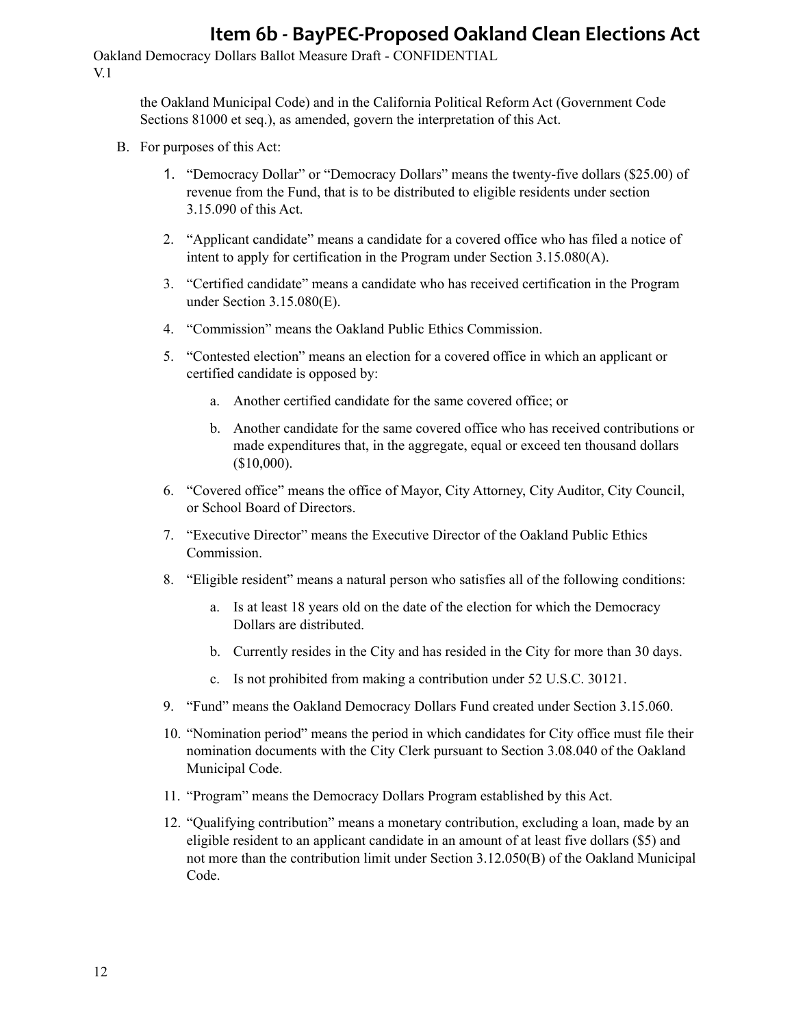the Oakland Municipal Code) and in the California Political Reform Act (Government Code Sections 81000 et seq.), as amended, govern the interpretation of this Act.

B. For purposes of this Act:

1. "Democracy Dollar" or "Democracy Dollars" means the twenty-five dollars ($25.00) of revenue from the Fund, that is to be distributed to eligible residents under section 3.15.090 of this Act.

2. "Applicant candidate" means a candidate for a covered office who has filed a notice of intent to apply for certification in the Program under Section 3.15.080(A).

3. "Certified candidate" means a candidate who has received certification in the Program under Section 3.15.080(E).

4. "Commission" means the Oakland Public Ethics Commission.

5. "Contested election" means an election for a covered office in which an applicant or certified candidate is opposed by:

   a. Another certified candidate for the same covered office; or

   b. Another candidate for the same covered office who has received contributions or made expenditures that, in the aggregate, equal or exceed ten thousand dollars ($10,000).

6. "Covered office" means the office of Mayor, City Attorney, City Auditor, City Council, or School Board of Directors.

7. "Executive Director" means the Executive Director of the Oakland Public Ethics Commission.

8. "Eligible resident" means a natural person who satisfies all of the following conditions:

   a. Is at least 18 years old on the date of the election for which the Democracy Dollars are distributed.

   b. Currently resides in the City and has resided in the City for more than 30 days.

   c. Is not prohibited from making a contribution under 52 U.S.C. 30121.

9. "Fund" means the Oakland Democracy Dollars Fund created under Section 3.15.060.

10. "Nomination period" means the period in which candidates for City office must file their nomination documents with the City Clerk pursuant to Section 3.08.040 of the Oakland Municipal Code.

11. "Program" means the Democracy Dollars Program established by this Act.

12. "Qualifying contribution" means a monetary contribution, excluding a loan, made by an eligible resident to an applicant candidate in an amount of at least five dollars ($5) and not more than the contribution limit under Section 3.12.050(B) of the Oakland Municipal Code.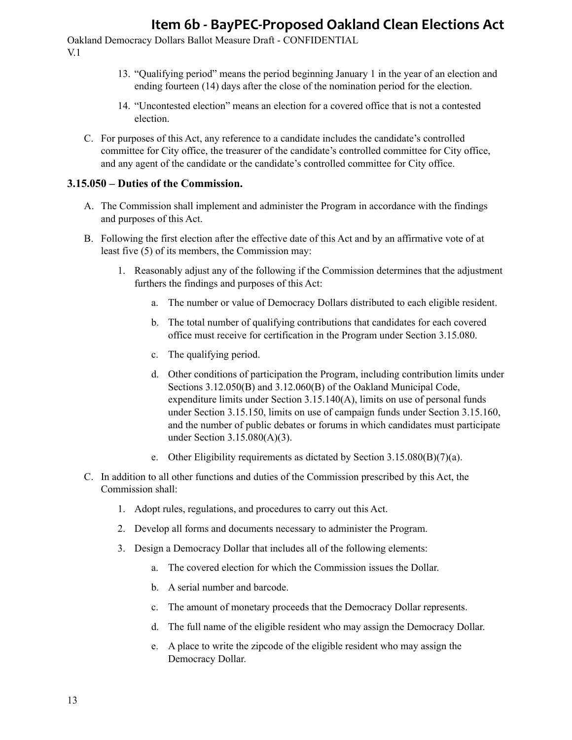13. "Qualifying period" means the period beginning January 1 in the year of an election and ending fourteen (14) days after the close of the nomination period for the election.

14. "Uncontested election" means an election for a covered office that is not a contested election.

C. For purposes of this Act, any reference to a candidate includes the candidate's controlled committee for City office, the treasurer of the candidate's controlled committee for City office, and any agent of the candidate or the candidate's controlled committee for City office.

### 3.15.050 – Duties of the Commission.

A. The Commission shall implement and administer the Program in accordance with the findings and purposes of this Act.

B. Following the first election after the effective date of this Act and by an affirmative vote of at least five (5) of its members, the Commission may:

1. Reasonably adjust any of the following if the Commission determines that the adjustment furthers the findings and purposes of this Act:

    a. The number or value of Democracy Dollars distributed to each eligible resident.

    b. The total number of qualifying contributions that candidates for each covered office must receive for certification in the Program under Section 3.15.080.

    c. The qualifying period.

    d. Other conditions of participation the Program, including contribution limits under Sections 3.12.050(B) and 3.12.060(B) of the Oakland Municipal Code, expenditure limits under Section 3.15.140(A), limits on use of personal funds under Section 3.15.150, limits on use of campaign funds under Section 3.15.160, and the number of public debates or forums in which candidates must participate under Section 3.15.080(A)(3).

    e. Other Eligibility requirements as dictated by Section 3.15.080(B)(7)(a).

C. In addition to all other functions and duties of the Commission prescribed by this Act, the Commission shall:

1. Adopt rules, regulations, and procedures to carry out this Act.

2. Develop all forms and documents necessary to administer the Program.

3. Design a Democracy Dollar that includes all of the following elements:

    a. The covered election for which the Commission issues the Dollar.

    b. A serial number and barcode.

    c. The amount of monetary proceeds that the Democracy Dollar represents.

    d. The full name of the eligible resident who may assign the Democracy Dollar.

    e. A place to write the zipcode of the eligible resident who may assign the Democracy Dollar.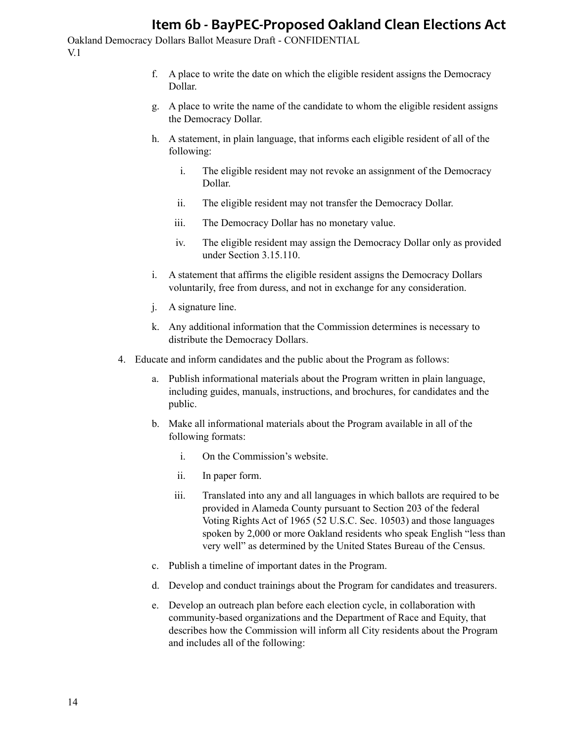f. A place to write the date on which the eligible resident assigns the Democracy Dollar.

g. A place to write the name of the candidate to whom the eligible resident assigns the Democracy Dollar.

h. A statement, in plain language, that informs each eligible resident of all of the following:

   i. The eligible resident may not revoke an assignment of the Democracy Dollar.

   ii. The eligible resident may not transfer the Democracy Dollar.

   iii. The Democracy Dollar has no monetary value.

   iv. The eligible resident may assign the Democracy Dollar only as provided under Section 3.15.110.

i. A statement that affirms the eligible resident assigns the Democracy Dollars voluntarily, free from duress, and not in exchange for any consideration.

j. A signature line.

k. Any additional information that the Commission determines is necessary to distribute the Democracy Dollars.

4. Educate and inform candidates and the public about the Program as follows:

   a. Publish informational materials about the Program written in plain language, including guides, manuals, instructions, and brochures, for candidates and the public.

   b. Make all informational materials about the Program available in all of the following formats:

      i. On the Commission's website.

      ii. In paper form.

      iii. Translated into any and all languages in which ballots are required to be provided in Alameda County pursuant to Section 203 of the federal Voting Rights Act of 1965 (52 U.S.C. Sec. 10503) and those languages spoken by 2,000 or more Oakland residents who speak English "less than very well" as determined by the United States Bureau of the Census.

   c. Publish a timeline of important dates in the Program.

   d. Develop and conduct trainings about the Program for candidates and treasurers.

   e. Develop an outreach plan before each election cycle, in collaboration with community-based organizations and the Department of Race and Equity, that describes how the Commission will inform all City residents about the Program and includes all of the following: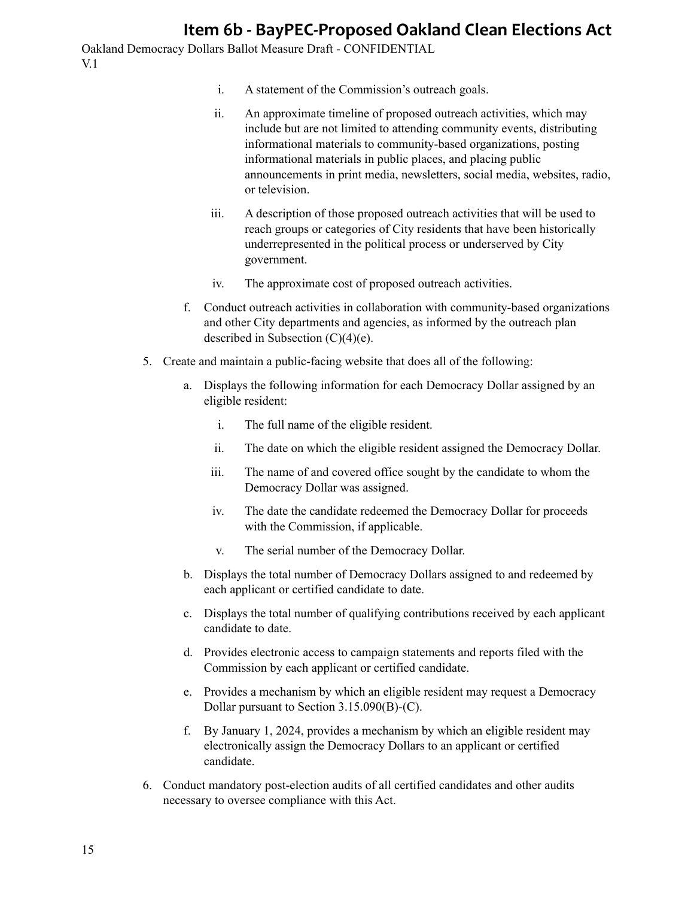i. A statement of the Commission's outreach goals.

ii. An approximate timeline of proposed outreach activities, which may include but are not limited to attending community events, distributing informational materials to community-based organizations, posting informational materials in public places, and placing public announcements in print media, newsletters, social media, websites, radio, or television.

iii. A description of those proposed outreach activities that will be used to reach groups or categories of City residents that have been historically underrepresented in the political process or underserved by City government.

iv. The approximate cost of proposed outreach activities.

f. Conduct outreach activities in collaboration with community-based organizations and other City departments and agencies, as informed by the outreach plan described in Subsection (C)(4)(e).

5. Create and maintain a public-facing website that does all of the following:

   a. Displays the following information for each Democracy Dollar assigned by an eligible resident:

      i. The full name of the eligible resident.

      ii. The date on which the eligible resident assigned the Democracy Dollar.

      iii. The name of and covered office sought by the candidate to whom the Democracy Dollar was assigned.

      iv. The date the candidate redeemed the Democracy Dollar for proceeds with the Commission, if applicable.

      v. The serial number of the Democracy Dollar.

   b. Displays the total number of Democracy Dollars assigned to and redeemed by each applicant or certified candidate to date.

   c. Displays the total number of qualifying contributions received by each applicant candidate to date.

   d. Provides electronic access to campaign statements and reports filed with the Commission by each applicant or certified candidate.

   e. Provides a mechanism by which an eligible resident may request a Democracy Dollar pursuant to Section 3.15.090(B)-(C).

   f. By January 1, 2024, provides a mechanism by which an eligible resident may electronically assign the Democracy Dollars to an applicant or certified candidate.

6. Conduct mandatory post-election audits of all certified candidates and other audits necessary to oversee compliance with this Act.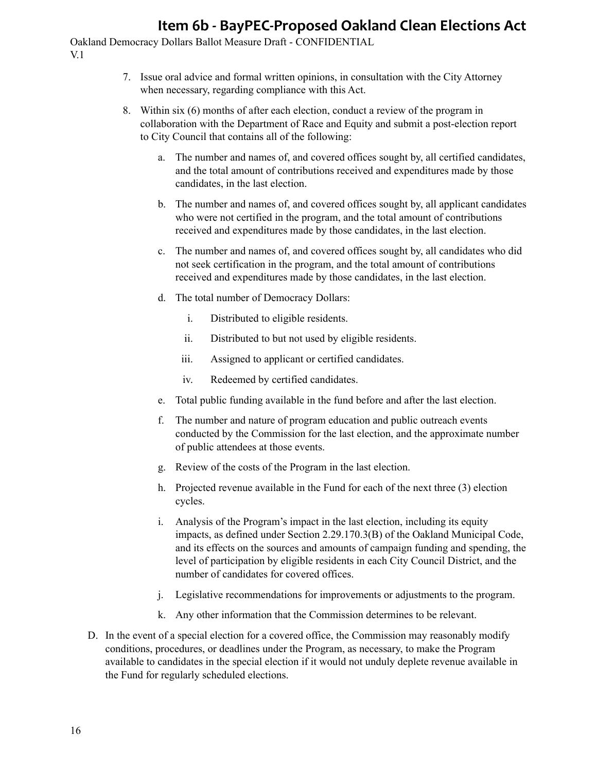7. Issue oral advice and formal written opinions, in consultation with the City Attorney when necessary, regarding compliance with this Act.

8. Within six (6) months of after each election, conduct a review of the program in collaboration with the Department of Race and Equity and submit a post-election report to City Council that contains all of the following:

   a. The number and names of, and covered offices sought by, all certified candidates, and the total amount of contributions received and expenditures made by those candidates, in the last election.

   b. The number and names of, and covered offices sought by, all applicant candidates who were not certified in the program, and the total amount of contributions received and expenditures made by those candidates, in the last election.

   c. The number and names of, and covered offices sought by, all candidates who did not seek certification in the program, and the total amount of contributions received and expenditures made by those candidates, in the last election.

   d. The total number of Democracy Dollars:

      i. Distributed to eligible residents.

      ii. Distributed to but not used by eligible residents.

      iii. Assigned to applicant or certified candidates.

      iv. Redeemed by certified candidates.

   e. Total public funding available in the fund before and after the last election.

   f. The number and nature of program education and public outreach events conducted by the Commission for the last election, and the approximate number of public attendees at those events.

   g. Review of the costs of the Program in the last election.

   h. Projected revenue available in the Fund for each of the next three (3) election cycles.

   i. Analysis of the Program's impact in the last election, including its equity impacts, as defined under Section 2.29.170.3(B) of the Oakland Municipal Code, and its effects on the sources and amounts of campaign funding and spending, the level of participation by eligible residents in each City Council District, and the number of candidates for covered offices.

   j. Legislative recommendations for improvements or adjustments to the program.

   k. Any other information that the Commission determines to be relevant.

D. In the event of a special election for a covered office, the Commission may reasonably modify conditions, procedures, or deadlines under the Program, as necessary, to make the Program available to candidates in the special election if it would not unduly deplete revenue available in the Fund for regularly scheduled elections.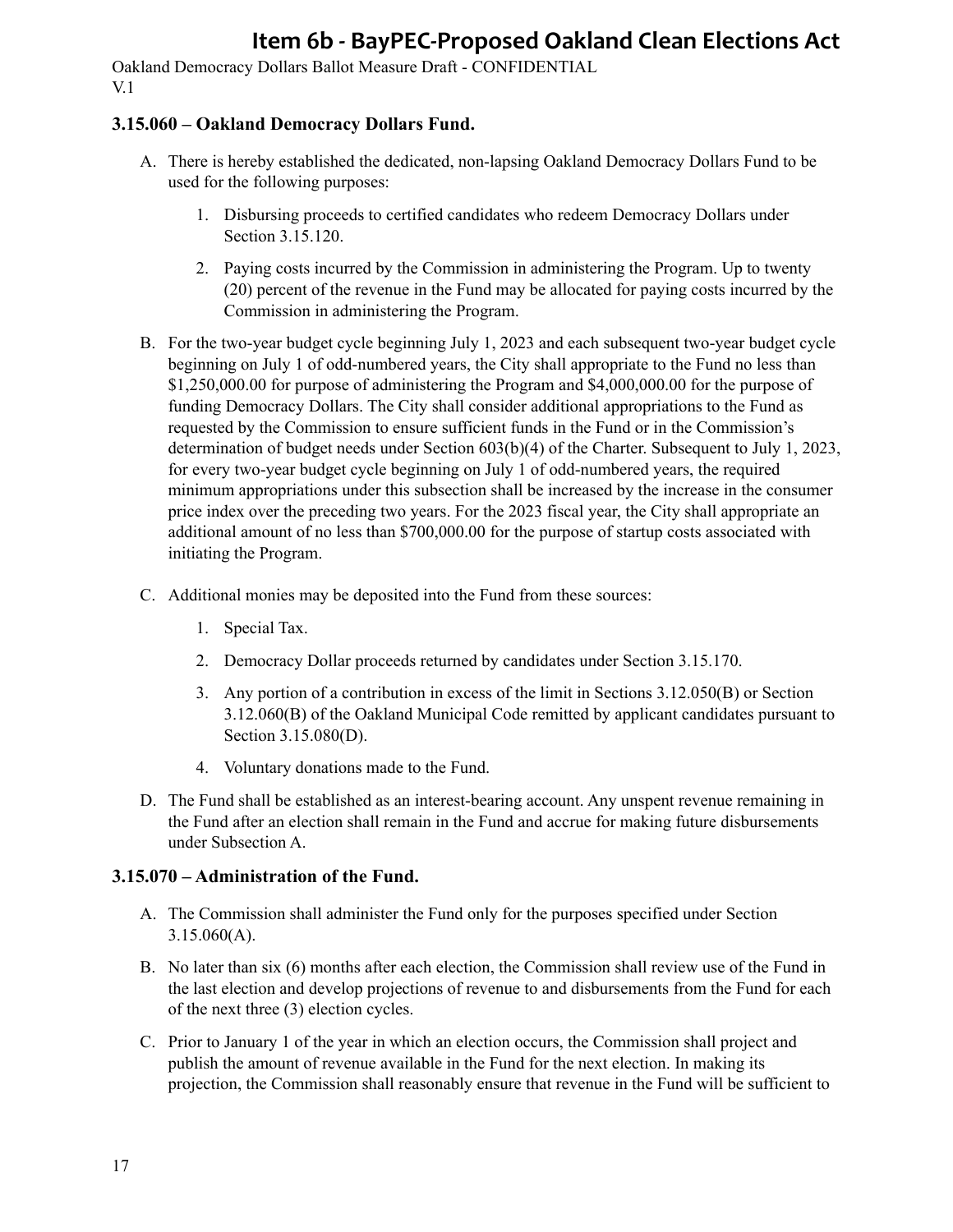### 3.15.060 – Oakland Democracy Dollars Fund.

A. There is hereby established the dedicated, non-lapsing Oakland Democracy Dollars Fund to be used for the following purposes:

   1. Disbursing proceeds to certified candidates who redeem Democracy Dollars under Section 3.15.120.

   2. Paying costs incurred by the Commission in administering the Program. Up to twenty (20) percent of the revenue in the Fund may be allocated for paying costs incurred by the Commission in administering the Program.

B. For the two-year budget cycle beginning July 1, 2023 and each subsequent two-year budget cycle beginning on July 1 of odd-numbered years, the City shall appropriate to the Fund no less than $1,250,000.00 for purpose of administering the Program and $4,000,000.00 for the purpose of funding Democracy Dollars. The City shall consider additional appropriations to the Fund as requested by the Commission to ensure sufficient funds in the Fund or in the Commission's determination of budget needs under Section 603(b)(4) of the Charter. Subsequent to July 1, 2023, for every two-year budget cycle beginning on July 1 of odd-numbered years, the required minimum appropriations under this subsection shall be increased by the increase in the consumer price index over the preceding two years. For the 2023 fiscal year, the City shall appropriate an additional amount of no less than $700,000.00 for the purpose of startup costs associated with initiating the Program.

C. Additional monies may be deposited into the Fund from these sources:

   1. Special Tax.

   2. Democracy Dollar proceeds returned by candidates under Section 3.15.170.

   3. Any portion of a contribution in excess of the limit in Sections 3.12.050(B) or Section 3.12.060(B) of the Oakland Municipal Code remitted by applicant candidates pursuant to Section 3.15.080(D).

   4. Voluntary donations made to the Fund.

D. The Fund shall be established as an interest-bearing account. Any unspent revenue remaining in the Fund after an election shall remain in the Fund and accrue for making future disbursements under Subsection A.

### 3.15.070 – Administration of the Fund.

A. The Commission shall administer the Fund only for the purposes specified under Section 3.15.060(A).

B. No later than six (6) months after each election, the Commission shall review use of the Fund in the last election and develop projections of revenue to and disbursements from the Fund for each of the next three (3) election cycles.

C. Prior to January 1 of the year in which an election occurs, the Commission shall project and publish the amount of revenue available in the Fund for the next election. In making its projection, the Commission shall reasonably ensure that revenue in the Fund will be sufficient to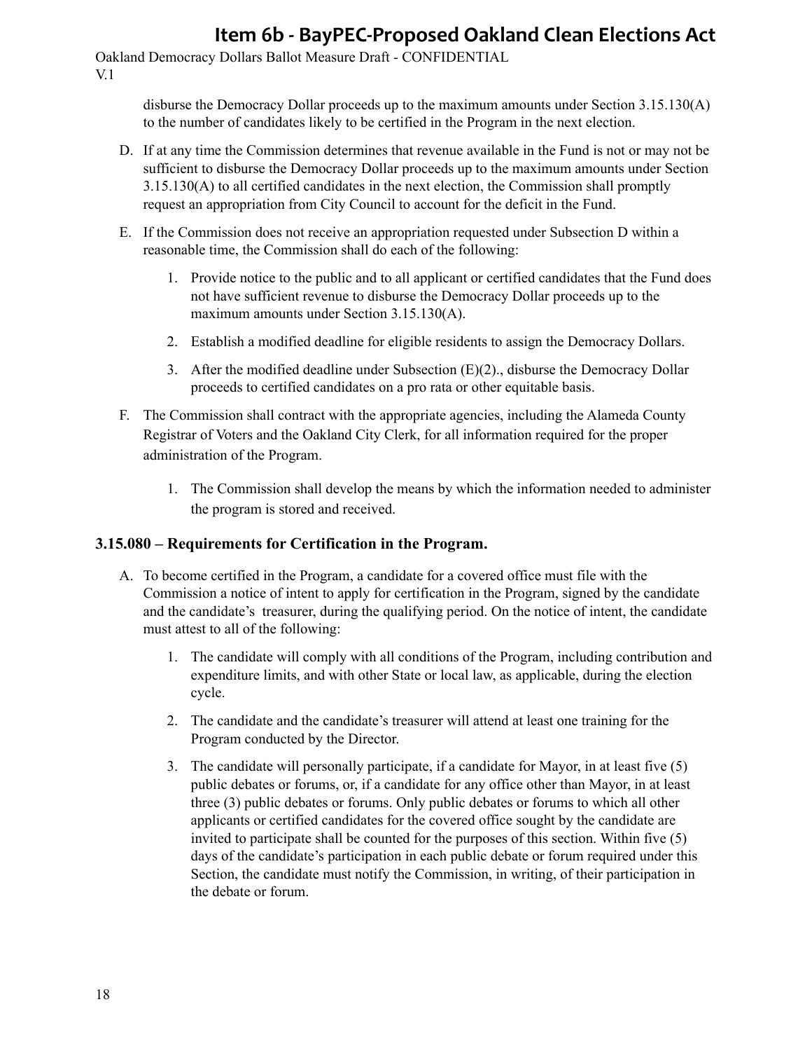disburse the Democracy Dollar proceeds up to the maximum amounts under Section 3.15.130(A) to the number of candidates likely to be certified in the Program in the next election.

D. If at any time the Commission determines that revenue available in the Fund is not or may not be sufficient to disburse the Democracy Dollar proceeds up to the maximum amounts under Section 3.15.130(A) to all certified candidates in the next election, the Commission shall promptly request an appropriation from City Council to account for the deficit in the Fund.

E. If the Commission does not receive an appropriation requested under Subsection D within a reasonable time, the Commission shall do each of the following:

    1. Provide notice to the public and to all applicant or certified candidates that the Fund does not have sufficient revenue to disburse the Democracy Dollar proceeds up to the maximum amounts under Section 3.15.130(A).

    2. Establish a modified deadline for eligible residents to assign the Democracy Dollars.

    3. After the modified deadline under Subsection (E)(2)., disburse the Democracy Dollar proceeds to certified candidates on a pro rata or other equitable basis.

F. The Commission shall contract with the appropriate agencies, including the Alameda County Registrar of Voters and the Oakland City Clerk, for all information required for the proper administration of the Program.

    1. The Commission shall develop the means by which the information needed to administer the program is stored and received.

### 3.15.080 – Requirements for Certification in the Program.

A. To become certified in the Program, a candidate for a covered office must file with the Commission a notice of intent to apply for certification in the Program, signed by the candidate and the candidate's treasurer, during the qualifying period. On the notice of intent, the candidate must attest to all of the following:

    1. The candidate will comply with all conditions of the Program, including contribution and expenditure limits, and with other State or local law, as applicable, during the election cycle.

    2. The candidate and the candidate's treasurer will attend at least one training for the Program conducted by the Director.

    3. The candidate will personally participate, if a candidate for Mayor, in at least five (5) public debates or forums, or, if a candidate for any office other than Mayor, in at least three (3) public debates or forums. Only public debates or forums to which all other applicants or certified candidates for the covered office sought by the candidate are invited to participate shall be counted for the purposes of this section. Within five (5) days of the candidate's participation in each public debate or forum required under this Section, the candidate must notify the Commission, in writing, of their participation in the debate or forum.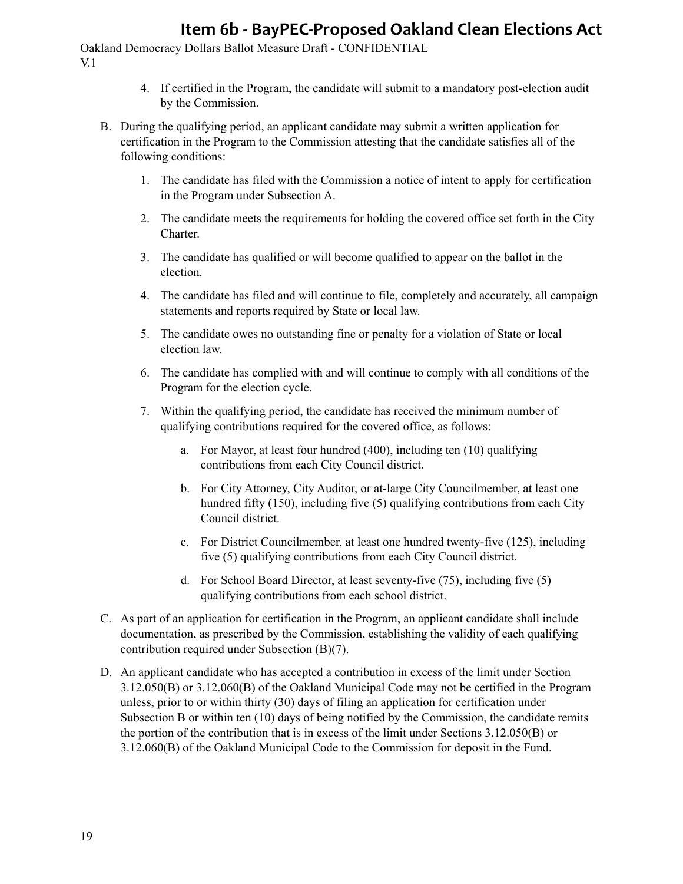4. If certified in the Program, the candidate will submit to a mandatory post-election audit by the Commission.

B. During the qualifying period, an applicant candidate may submit a written application for certification in the Program to the Commission attesting that the candidate satisfies all of the following conditions:

   1. The candidate has filed with the Commission a notice of intent to apply for certification in the Program under Subsection A.

   2. The candidate meets the requirements for holding the covered office set forth in the City Charter.

   3. The candidate has qualified or will become qualified to appear on the ballot in the election.

   4. The candidate has filed and will continue to file, completely and accurately, all campaign statements and reports required by State or local law.

   5. The candidate owes no outstanding fine or penalty for a violation of State or local election law.

   6. The candidate has complied with and will continue to comply with all conditions of the Program for the election cycle.

   7. Within the qualifying period, the candidate has received the minimum number of qualifying contributions required for the covered office, as follows:

      a. For Mayor, at least four hundred (400), including ten (10) qualifying contributions from each City Council district.

      b. For City Attorney, City Auditor, or at-large City Councilmember, at least one hundred fifty (150), including five (5) qualifying contributions from each City Council district.

      c. For District Councilmember, at least one hundred twenty-five (125), including five (5) qualifying contributions from each City Council district.

      d. For School Board Director, at least seventy-five (75), including five (5) qualifying contributions from each school district.

C. As part of an application for certification in the Program, an applicant candidate shall include documentation, as prescribed by the Commission, establishing the validity of each qualifying contribution required under Subsection (B)(7).

D. An applicant candidate who has accepted a contribution in excess of the limit under Section 3.12.050(B) or 3.12.060(B) of the Oakland Municipal Code may not be certified in the Program unless, prior to or within thirty (30) days of filing an application for certification under Subsection B or within ten (10) days of being notified by the Commission, the candidate remits the portion of the contribution that is in excess of the limit under Sections 3.12.050(B) or 3.12.060(B) of the Oakland Municipal Code to the Commission for deposit in the Fund.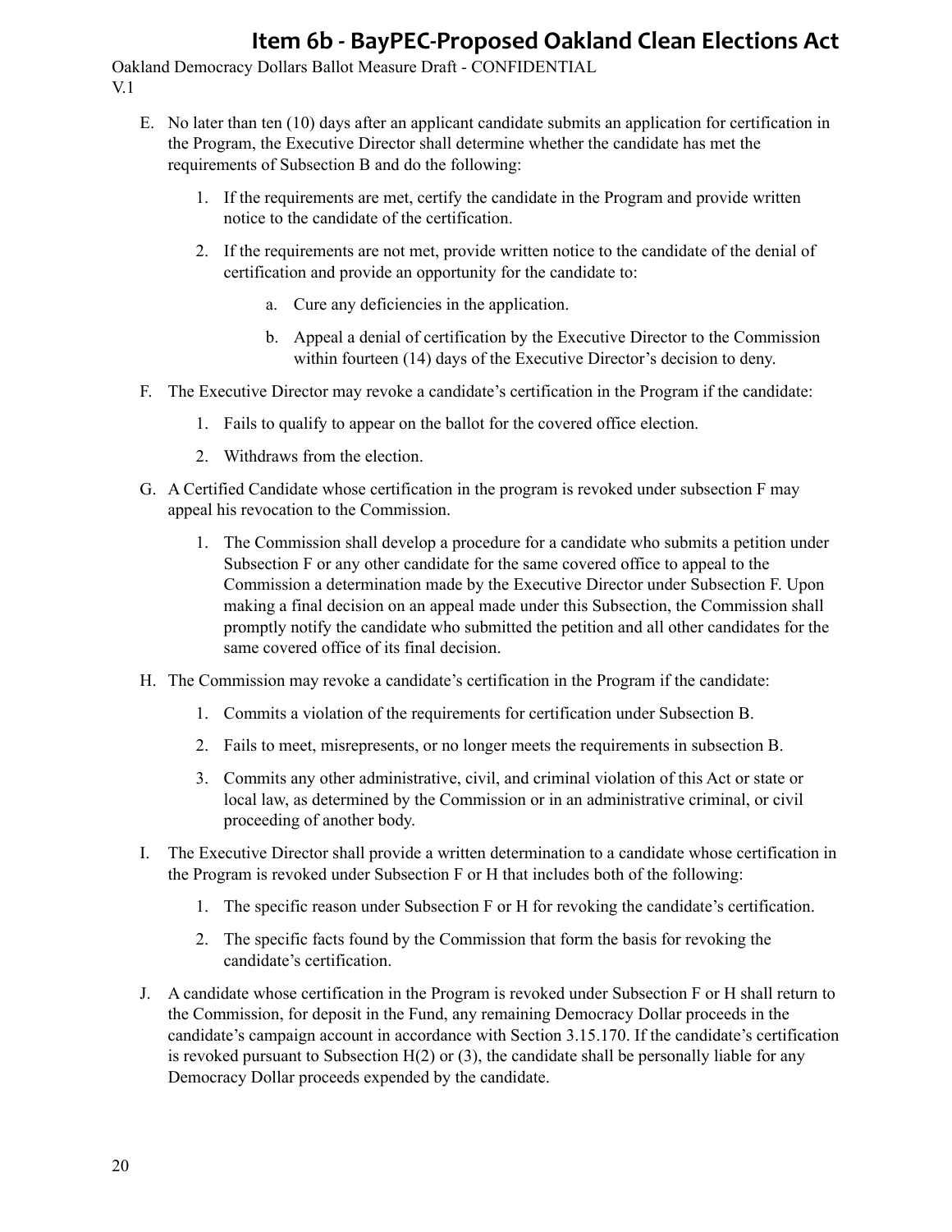E. No later than ten (10) days after an applicant candidate submits an application for certification in the Program, the Executive Director shall determine whether the candidate has met the requirements of Subsection B and do the following:

   1. If the requirements are met, certify the candidate in the Program and provide written notice to the candidate of the certification.

   2. If the requirements are not met, provide written notice to the candidate of the denial of certification and provide an opportunity for the candidate to:

      a. Cure any deficiencies in the application.

      b. Appeal a denial of certification by the Executive Director to the Commission within fourteen (14) days of the Executive Director's decision to deny.

F. The Executive Director may revoke a candidate's certification in the Program if the candidate:

   1. Fails to qualify to appear on the ballot for the covered office election.

   2. Withdraws from the election.

G. A Certified Candidate whose certification in the program is revoked under subsection F may appeal his revocation to the Commission.

   1. The Commission shall develop a procedure for a candidate who submits a petition under Subsection F or any other candidate for the same covered office to appeal to the Commission a determination made by the Executive Director under Subsection F. Upon making a final decision on an appeal made under this Subsection, the Commission shall promptly notify the candidate who submitted the petition and all other candidates for the same covered office of its final decision.

H. The Commission may revoke a candidate's certification in the Program if the candidate:

   1. Commits a violation of the requirements for certification under Subsection B.

   2. Fails to meet, misrepresents, or no longer meets the requirements in subsection B.

   3. Commits any other administrative, civil, and criminal violation of this Act or state or local law, as determined by the Commission or in an administrative criminal, or civil proceeding of another body.

I. The Executive Director shall provide a written determination to a candidate whose certification in the Program is revoked under Subsection F or H that includes both of the following:

   1. The specific reason under Subsection F or H for revoking the candidate's certification.

   2. The specific facts found by the Commission that form the basis for revoking the candidate's certification.

J. A candidate whose certification in the Program is revoked under Subsection F or H shall return to the Commission, for deposit in the Fund, any remaining Democracy Dollar proceeds in the candidate's campaign account in accordance with Section 3.15.170. If the candidate's certification is revoked pursuant to Subsection H(2) or (3), the candidate shall be personally liable for any Democracy Dollar proceeds expended by the candidate.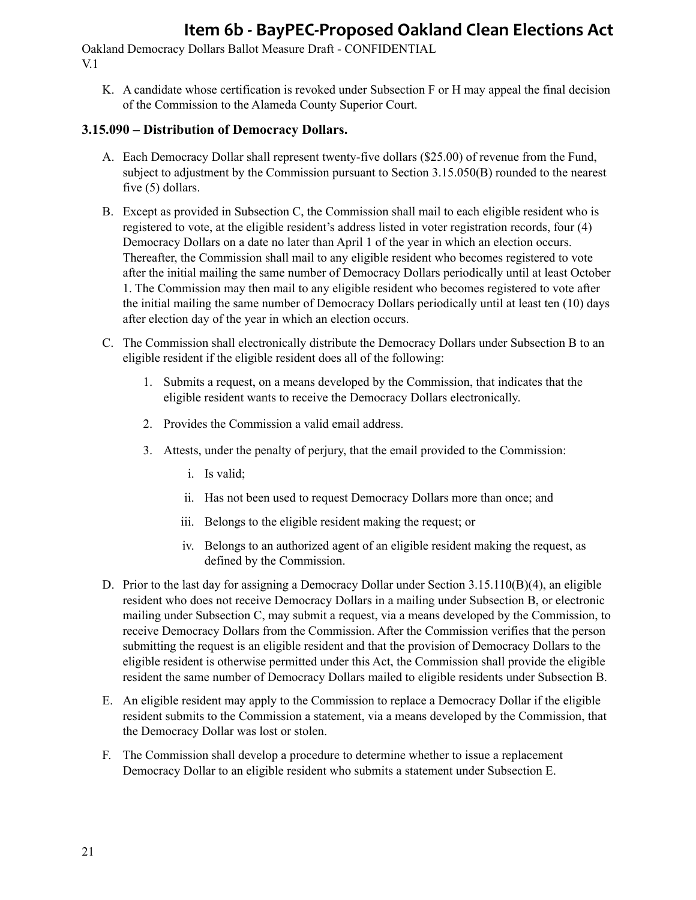K. A candidate whose certification is revoked under Subsection F or H may appeal the final decision of the Commission to the Alameda County Superior Court.

### 3.15.090 – Distribution of Democracy Dollars.

A. Each Democracy Dollar shall represent twenty-five dollars ($25.00) of revenue from the Fund, subject to adjustment by the Commission pursuant to Section 3.15.050(B) rounded to the nearest five (5) dollars.

B. Except as provided in Subsection C, the Commission shall mail to each eligible resident who is registered to vote, at the eligible resident's address listed in voter registration records, four (4) Democracy Dollars on a date no later than April 1 of the year in which an election occurs. Thereafter, the Commission shall mail to any eligible resident who becomes registered to vote after the initial mailing the same number of Democracy Dollars periodically until at least October 1. The Commission may then mail to any eligible resident who becomes registered to vote after the initial mailing the same number of Democracy Dollars periodically until at least ten (10) days after election day of the year in which an election occurs.

C. The Commission shall electronically distribute the Democracy Dollars under Subsection B to an eligible resident if the eligible resident does all of the following:

   1. Submits a request, on a means developed by the Commission, that indicates that the eligible resident wants to receive the Democracy Dollars electronically.

   2. Provides the Commission a valid email address.

   3. Attests, under the penalty of perjury, that the email provided to the Commission:

      i. Is valid;

      ii. Has not been used to request Democracy Dollars more than once; and

      iii. Belongs to the eligible resident making the request; or

      iv. Belongs to an authorized agent of an eligible resident making the request, as defined by the Commission.

D. Prior to the last day for assigning a Democracy Dollar under Section 3.15.110(B)(4), an eligible resident who does not receive Democracy Dollars in a mailing under Subsection B, or electronic mailing under Subsection C, may submit a request, via a means developed by the Commission, to receive Democracy Dollars from the Commission. After the Commission verifies that the person submitting the request is an eligible resident and that the provision of Democracy Dollars to the eligible resident is otherwise permitted under this Act, the Commission shall provide the eligible resident the same number of Democracy Dollars mailed to eligible residents under Subsection B.

E. An eligible resident may apply to the Commission to replace a Democracy Dollar if the eligible resident submits to the Commission a statement, via a means developed by the Commission, that the Democracy Dollar was lost or stolen.

F. The Commission shall develop a procedure to determine whether to issue a replacement Democracy Dollar to an eligible resident who submits a statement under Subsection E.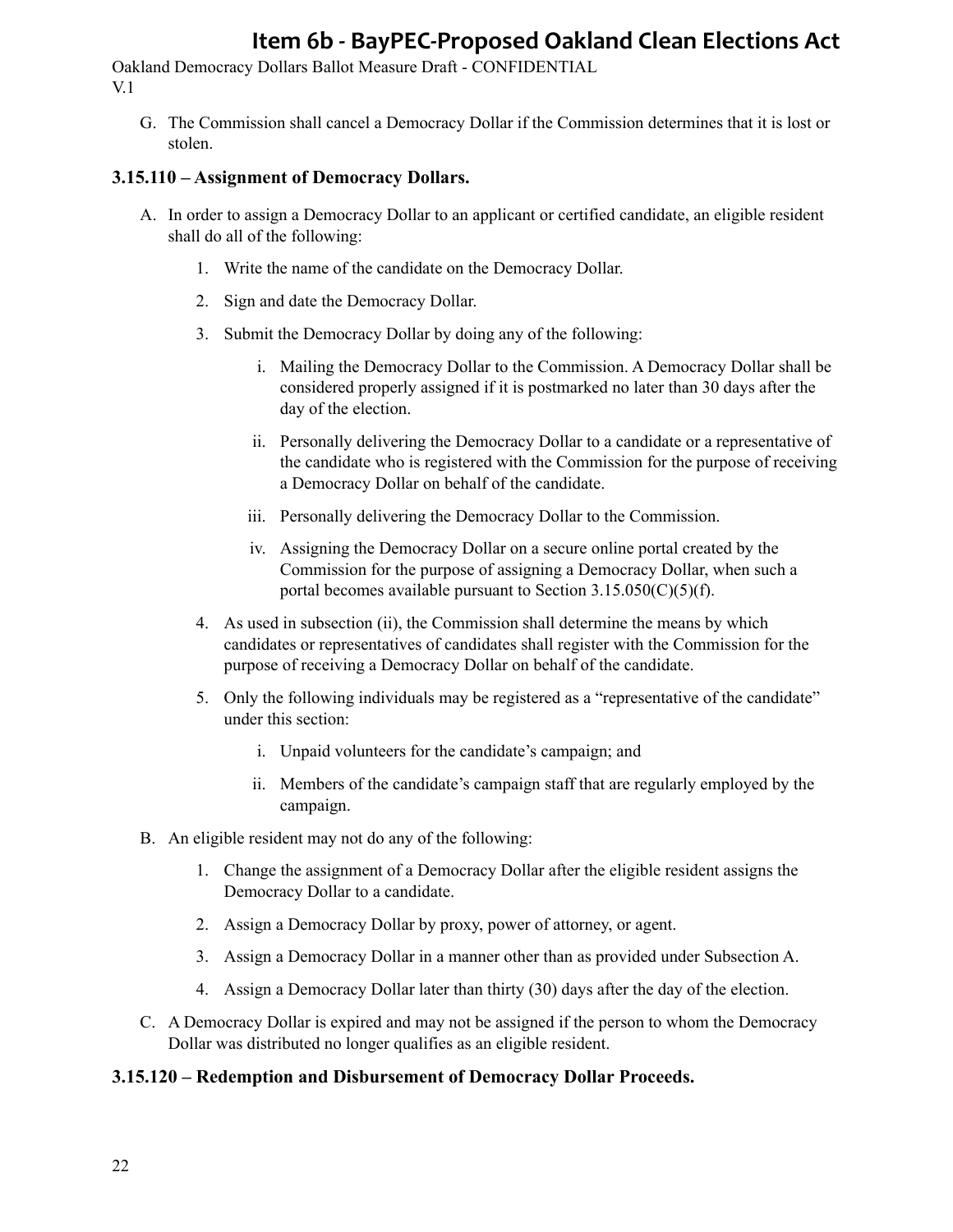G. The Commission shall cancel a Democracy Dollar if the Commission determines that it is lost or stolen.

### 3.15.110 – Assignment of Democracy Dollars.

A. In order to assign a Democracy Dollar to an applicant or certified candidate, an eligible resident shall do all of the following:

   1. Write the name of the candidate on the Democracy Dollar.

   2. Sign and date the Democracy Dollar.

   3. Submit the Democracy Dollar by doing any of the following:

      i. Mailing the Democracy Dollar to the Commission. A Democracy Dollar shall be considered properly assigned if it is postmarked no later than 30 days after the day of the election.

      ii. Personally delivering the Democracy Dollar to a candidate or a representative of the candidate who is registered with the Commission for the purpose of receiving a Democracy Dollar on behalf of the candidate.

      iii. Personally delivering the Democracy Dollar to the Commission.

      iv. Assigning the Democracy Dollar on a secure online portal created by the Commission for the purpose of assigning a Democracy Dollar, when such a portal becomes available pursuant to Section 3.15.050(C)(5)(f).

   4. As used in subsection (ii), the Commission shall determine the means by which candidates or representatives of candidates shall register with the Commission for the purpose of receiving a Democracy Dollar on behalf of the candidate.

   5. Only the following individuals may be registered as a "representative of the candidate" under this section:

      i. Unpaid volunteers for the candidate's campaign; and

      ii. Members of the candidate's campaign staff that are regularly employed by the campaign.

B. An eligible resident may not do any of the following:

   1. Change the assignment of a Democracy Dollar after the eligible resident assigns the Democracy Dollar to a candidate.

   2. Assign a Democracy Dollar by proxy, power of attorney, or agent.

   3. Assign a Democracy Dollar in a manner other than as provided under Subsection A.

   4. Assign a Democracy Dollar later than thirty (30) days after the day of the election.

C. A Democracy Dollar is expired and may not be assigned if the person to whom the Democracy Dollar was distributed no longer qualifies as an eligible resident.

### 3.15.120 – Redemption and Disbursement of Democracy Dollar Proceeds.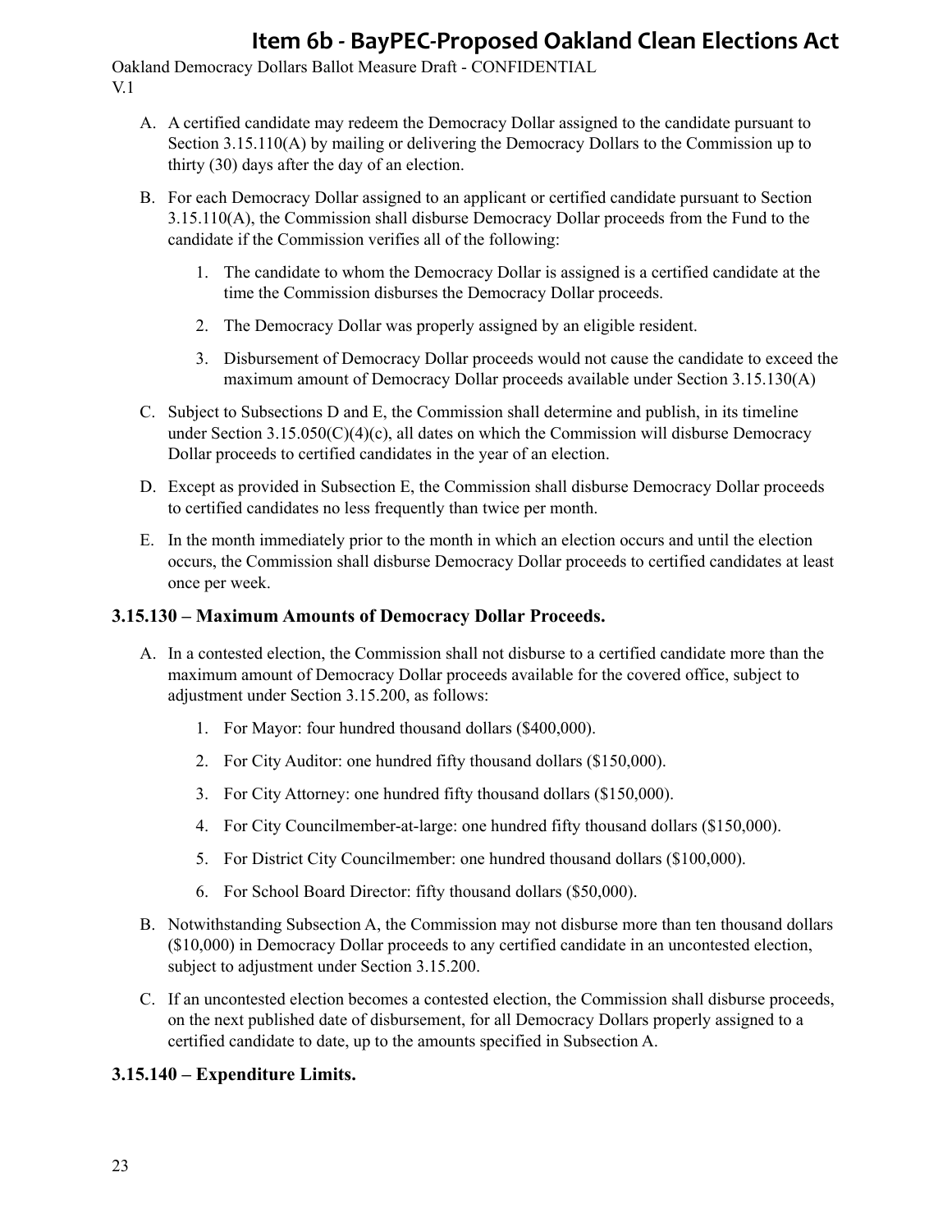A. A certified candidate may redeem the Democracy Dollar assigned to the candidate pursuant to Section 3.15.110(A) by mailing or delivering the Democracy Dollars to the Commission up to thirty (30) days after the day of an election.

B. For each Democracy Dollar assigned to an applicant or certified candidate pursuant to Section 3.15.110(A), the Commission shall disburse Democracy Dollar proceeds from the Fund to the candidate if the Commission verifies all of the following:

   1. The candidate to whom the Democracy Dollar is assigned is a certified candidate at the time the Commission disburses the Democracy Dollar proceeds.

   2. The Democracy Dollar was properly assigned by an eligible resident.

   3. Disbursement of Democracy Dollar proceeds would not cause the candidate to exceed the maximum amount of Democracy Dollar proceeds available under Section 3.15.130(A)

C. Subject to Subsections D and E, the Commission shall determine and publish, in its timeline under Section 3.15.050(C)(4)(c), all dates on which the Commission will disburse Democracy Dollar proceeds to certified candidates in the year of an election.

D. Except as provided in Subsection E, the Commission shall disburse Democracy Dollar proceeds to certified candidates no less frequently than twice per month.

E. In the month immediately prior to the month in which an election occurs and until the election occurs, the Commission shall disburse Democracy Dollar proceeds to certified candidates at least once per week.

### 3.15.130 – Maximum Amounts of Democracy Dollar Proceeds.

A. In a contested election, the Commission shall not disburse to a certified candidate more than the maximum amount of Democracy Dollar proceeds available for the covered office, subject to adjustment under Section 3.15.200, as follows:

   1. For Mayor: four hundred thousand dollars ($400,000).

   2. For City Auditor: one hundred fifty thousand dollars ($150,000).

   3. For City Attorney: one hundred fifty thousand dollars ($150,000).

   4. For City Councilmember-at-large: one hundred fifty thousand dollars ($150,000).

   5. For District City Councilmember: one hundred thousand dollars ($100,000).

   6. For School Board Director: fifty thousand dollars ($50,000).

B. Notwithstanding Subsection A, the Commission may not disburse more than ten thousand dollars ($10,000) in Democracy Dollar proceeds to any certified candidate in an uncontested election, subject to adjustment under Section 3.15.200.

C. If an uncontested election becomes a contested election, the Commission shall disburse proceeds, on the next published date of disbursement, for all Democracy Dollars properly assigned to a certified candidate to date, up to the amounts specified in Subsection A.

### 3.15.140 – Expenditure Limits.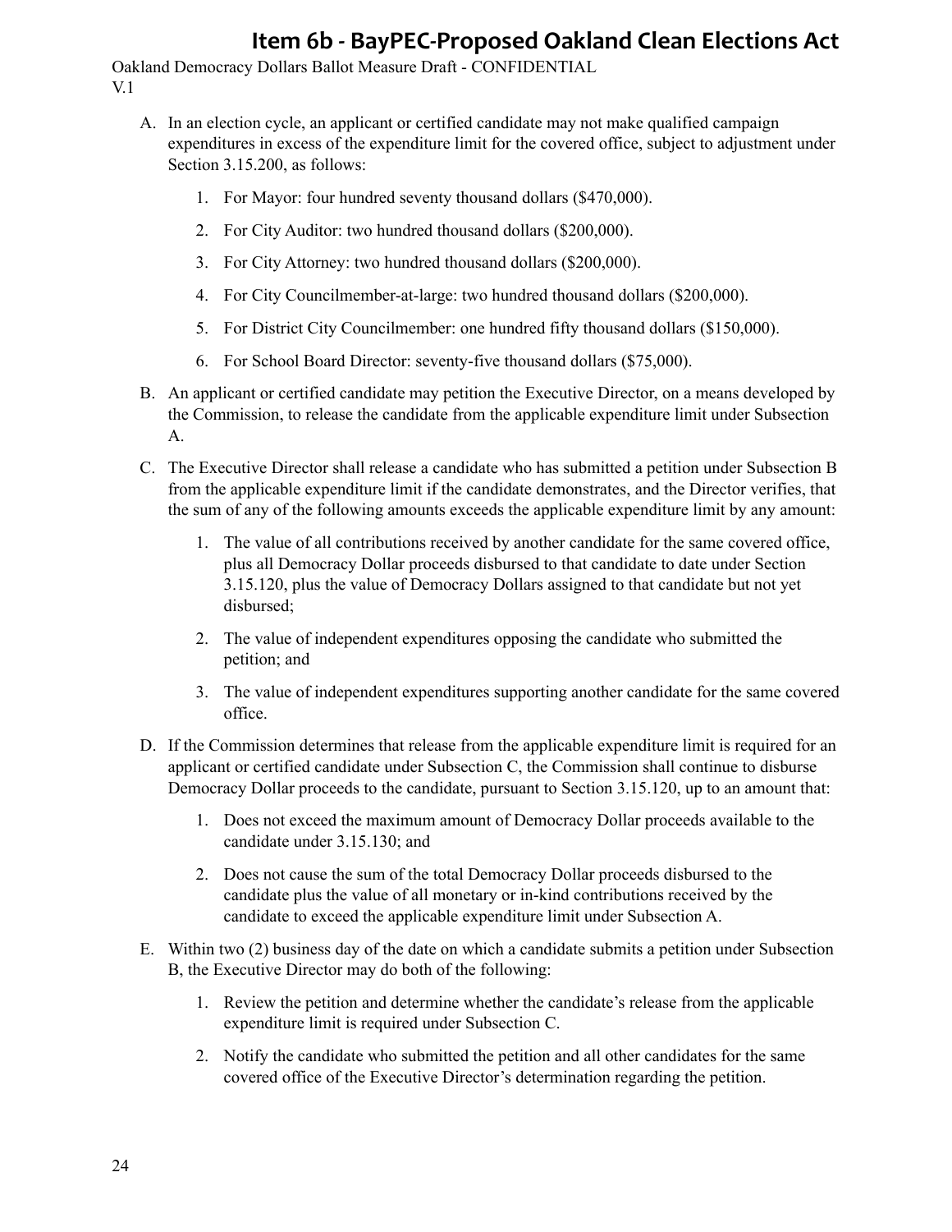A. In an election cycle, an applicant or certified candidate may not make qualified campaign expenditures in excess of the expenditure limit for the covered office, subject to adjustment under Section 3.15.200, as follows:

   1. For Mayor: four hundred seventy thousand dollars ($470,000).

   2. For City Auditor: two hundred thousand dollars ($200,000).

   3. For City Attorney: two hundred thousand dollars ($200,000).

   4. For City Councilmember-at-large: two hundred thousand dollars ($200,000).

   5. For District City Councilmember: one hundred fifty thousand dollars ($150,000).

   6. For School Board Director: seventy-five thousand dollars ($75,000).

B. An applicant or certified candidate may petition the Executive Director, on a means developed by the Commission, to release the candidate from the applicable expenditure limit under Subsection A.

C. The Executive Director shall release a candidate who has submitted a petition under Subsection B from the applicable expenditure limit if the candidate demonstrates, and the Director verifies, that the sum of any of the following amounts exceeds the applicable expenditure limit by any amount:

   1. The value of all contributions received by another candidate for the same covered office, plus all Democracy Dollar proceeds disbursed to that candidate to date under Section 3.15.120, plus the value of Democracy Dollars assigned to that candidate but not yet disbursed;

   2. The value of independent expenditures opposing the candidate who submitted the petition; and

   3. The value of independent expenditures supporting another candidate for the same covered office.

D. If the Commission determines that release from the applicable expenditure limit is required for an applicant or certified candidate under Subsection C, the Commission shall continue to disburse Democracy Dollar proceeds to the candidate, pursuant to Section 3.15.120, up to an amount that:

   1. Does not exceed the maximum amount of Democracy Dollar proceeds available to the candidate under 3.15.130; and

   2. Does not cause the sum of the total Democracy Dollar proceeds disbursed to the candidate plus the value of all monetary or in-kind contributions received by the candidate to exceed the applicable expenditure limit under Subsection A.

E. Within two (2) business day of the date on which a candidate submits a petition under Subsection B, the Executive Director may do both of the following:

   1. Review the petition and determine whether the candidate's release from the applicable expenditure limit is required under Subsection C.

   2. Notify the candidate who submitted the petition and all other candidates for the same covered office of the Executive Director's determination regarding the petition.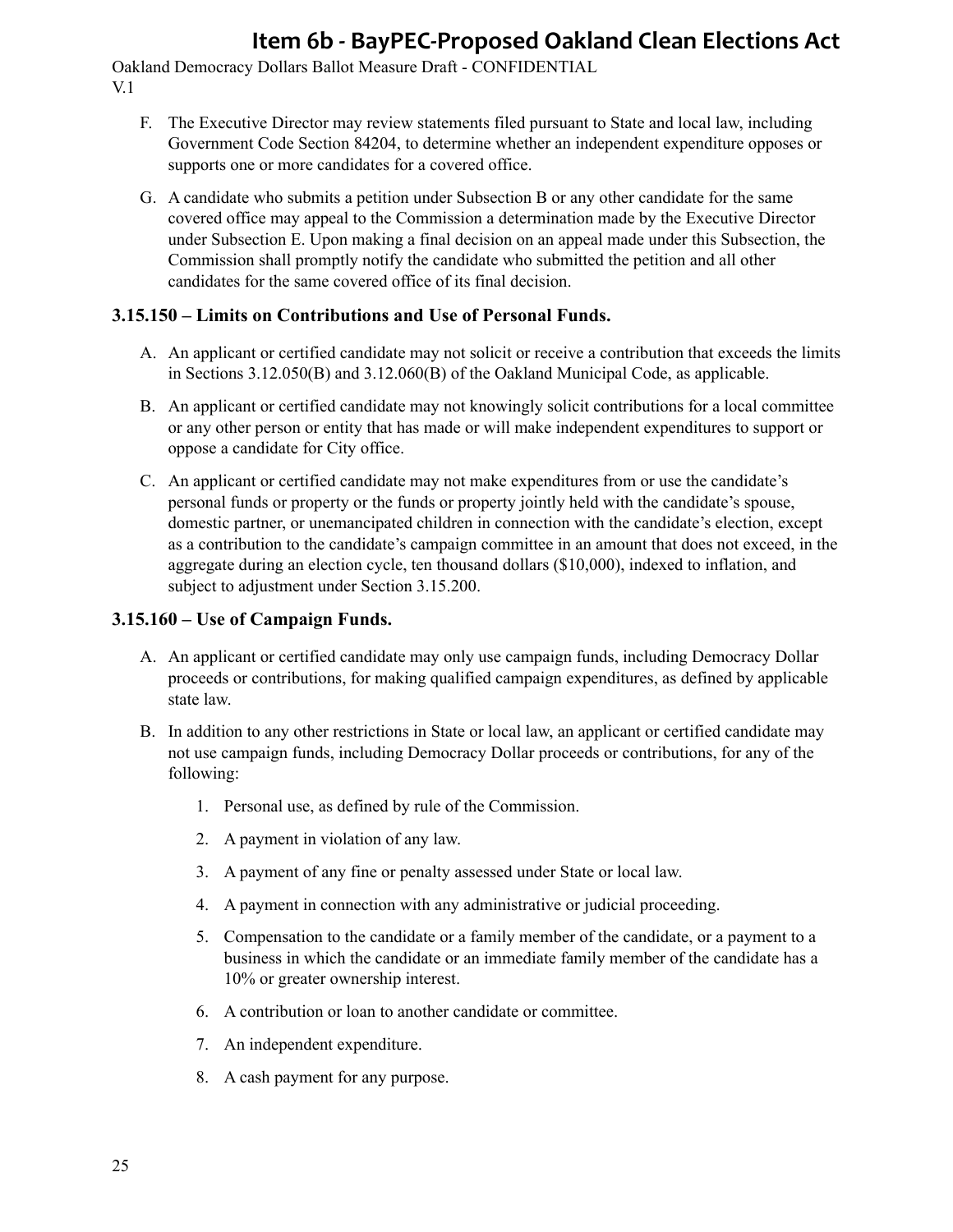F. The Executive Director may review statements filed pursuant to State and local law, including Government Code Section 84204, to determine whether an independent expenditure opposes or supports one or more candidates for a covered office.

G. A candidate who submits a petition under Subsection B or any other candidate for the same covered office may appeal to the Commission a determination made by the Executive Director under Subsection E. Upon making a final decision on an appeal made under this Subsection, the Commission shall promptly notify the candidate who submitted the petition and all other candidates for the same covered office of its final decision.

### 3.15.150 – Limits on Contributions and Use of Personal Funds.

A. An applicant or certified candidate may not solicit or receive a contribution that exceeds the limits in Sections 3.12.050(B) and 3.12.060(B) of the Oakland Municipal Code, as applicable.

B. An applicant or certified candidate may not knowingly solicit contributions for a local committee or any other person or entity that has made or will make independent expenditures to support or oppose a candidate for City office.

C. An applicant or certified candidate may not make expenditures from or use the candidate's personal funds or property or the funds or property jointly held with the candidate's spouse, domestic partner, or unemancipated children in connection with the candidate's election, except as a contribution to the candidate's campaign committee in an amount that does not exceed, in the aggregate during an election cycle, ten thousand dollars ($10,000), indexed to inflation, and subject to adjustment under Section 3.15.200.

### 3.15.160 – Use of Campaign Funds.

A. An applicant or certified candidate may only use campaign funds, including Democracy Dollar proceeds or contributions, for making qualified campaign expenditures, as defined by applicable state law.

B. In addition to any other restrictions in State or local law, an applicant or certified candidate may not use campaign funds, including Democracy Dollar proceeds or contributions, for any of the following:

1. Personal use, as defined by rule of the Commission.
2. A payment in violation of any law.
3. A payment of any fine or penalty assessed under State or local law.
4. A payment in connection with any administrative or judicial proceeding.
5. Compensation to the candidate or a family member of the candidate, or a payment to a business in which the candidate or an immediate family member of the candidate has a 10% or greater ownership interest.
6. A contribution or loan to another candidate or committee.
7. An independent expenditure.
8. A cash payment for any purpose.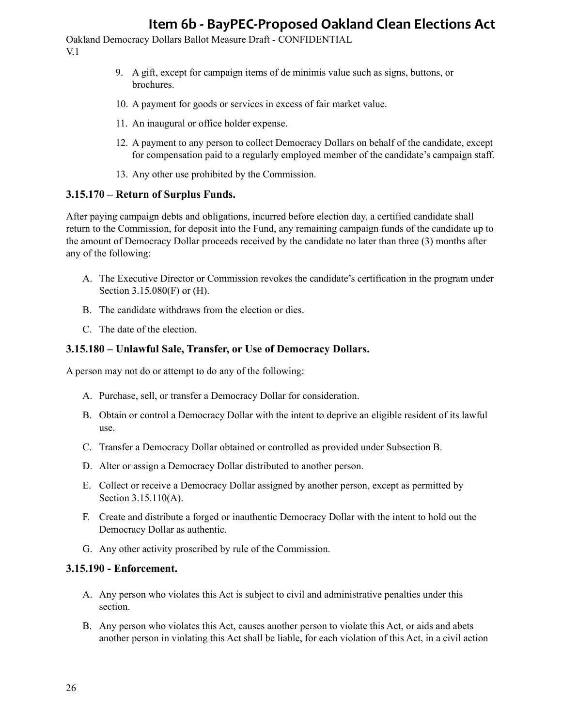9. A gift, except for campaign items of de minimis value such as signs, buttons, or brochures.
10. A payment for goods or services in excess of fair market value.
11. An inaugural or office holder expense.
12. A payment to any person to collect Democracy Dollars on behalf of the candidate, except for compensation paid to a regularly employed member of the candidate's campaign staff.
13. Any other use prohibited by the Commission.

### 3.15.170 – Return of Surplus Funds.

After paying campaign debts and obligations, incurred before election day, a certified candidate shall return to the Commission, for deposit into the Fund, any remaining campaign funds of the candidate up to the amount of Democracy Dollar proceeds received by the candidate no later than three (3) months after any of the following:

A. The Executive Director or Commission revokes the candidate's certification in the program under Section 3.15.080(F) or (H).
B. The candidate withdraws from the election or dies.
C. The date of the election.

### 3.15.180 – Unlawful Sale, Transfer, or Use of Democracy Dollars.

A person may not do or attempt to do any of the following:

A. Purchase, sell, or transfer a Democracy Dollar for consideration.
B. Obtain or control a Democracy Dollar with the intent to deprive an eligible resident of its lawful use.
C. Transfer a Democracy Dollar obtained or controlled as provided under Subsection B.
D. Alter or assign a Democracy Dollar distributed to another person.
E. Collect or receive a Democracy Dollar assigned by another person, except as permitted by Section 3.15.110(A).
F. Create and distribute a forged or inauthentic Democracy Dollar with the intent to hold out the Democracy Dollar as authentic.
G. Any other activity proscribed by rule of the Commission.

### 3.15.190 - Enforcement.

A. Any person who violates this Act is subject to civil and administrative penalties under this section.
B. Any person who violates this Act, causes another person to violate this Act, or aids and abets another person in violating this Act shall be liable, for each violation of this Act, in a civil action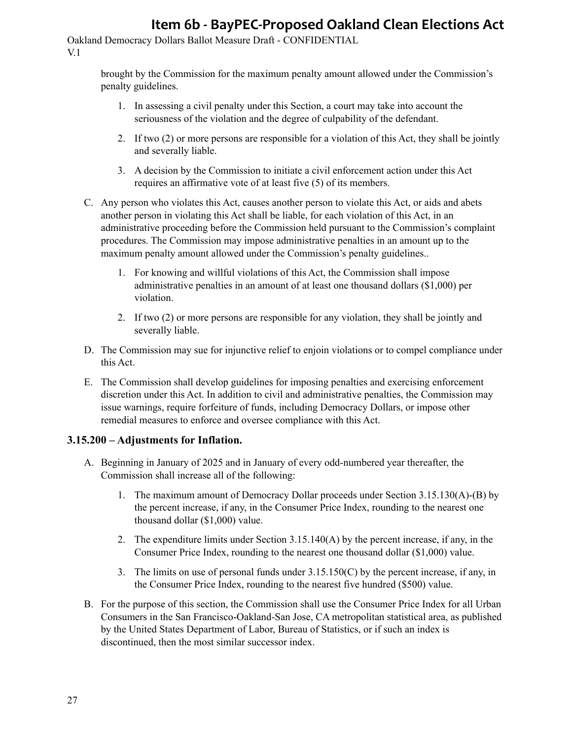brought by the Commission for the maximum penalty amount allowed under the Commission's penalty guidelines.

1. In assessing a civil penalty under this Section, a court may take into account the seriousness of the violation and the degree of culpability of the defendant.
2. If two (2) or more persons are responsible for a violation of this Act, they shall be jointly and severally liable.
3. A decision by the Commission to initiate a civil enforcement action under this Act requires an affirmative vote of at least five (5) of its members.

C. Any person who violates this Act, causes another person to violate this Act, or aids and abets another person in violating this Act shall be liable, for each violation of this Act, in an administrative proceeding before the Commission held pursuant to the Commission's complaint procedures. The Commission may impose administrative penalties in an amount up to the maximum penalty amount allowed under the Commission's penalty guidelines..

1. For knowing and willful violations of this Act, the Commission shall impose administrative penalties in an amount of at least one thousand dollars ($1,000) per violation.
2. If two (2) or more persons are responsible for any violation, they shall be jointly and severally liable.

D. The Commission may sue for injunctive relief to enjoin violations or to compel compliance under this Act.

E. The Commission shall develop guidelines for imposing penalties and exercising enforcement discretion under this Act. In addition to civil and administrative penalties, the Commission may issue warnings, require forfeiture of funds, including Democracy Dollars, or impose other remedial measures to enforce and oversee compliance with this Act.

### 3.15.200 – Adjustments for Inflation.

A. Beginning in January of 2025 and in January of every odd-numbered year thereafter, the Commission shall increase all of the following:

1. The maximum amount of Democracy Dollar proceeds under Section 3.15.130(A)-(B) by the percent increase, if any, in the Consumer Price Index, rounding to the nearest one thousand dollar ($1,000) value.
2. The expenditure limits under Section 3.15.140(A) by the percent increase, if any, in the Consumer Price Index, rounding to the nearest one thousand dollar ($1,000) value.
3. The limits on use of personal funds under 3.15.150(C) by the percent increase, if any, in the Consumer Price Index, rounding to the nearest five hundred ($500) value.

B. For the purpose of this section, the Commission shall use the Consumer Price Index for all Urban Consumers in the San Francisco-Oakland-San Jose, CA metropolitan statistical area, as published by the United States Department of Labor, Bureau of Statistics, or if such an index is discontinued, then the most similar successor index.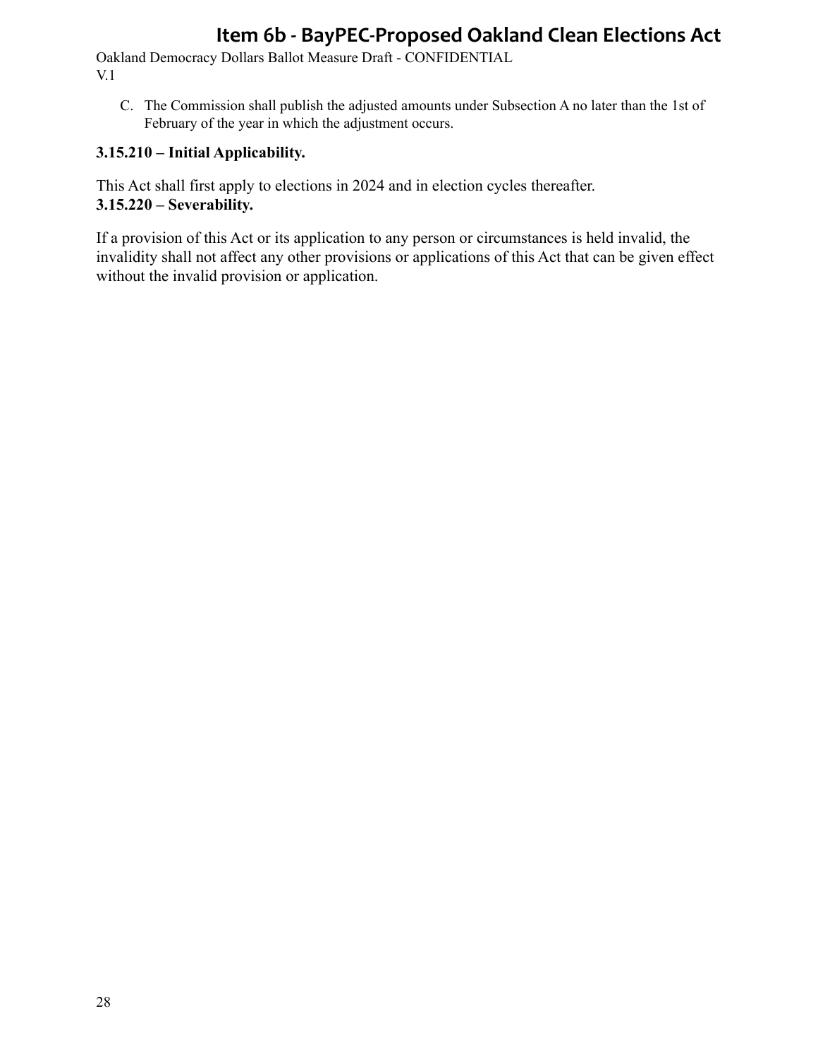C. The Commission shall publish the adjusted amounts under Subsection A no later than the 1st of February of the year in which the adjustment occurs.

**3.15.210 – Initial Applicability.**

This Act shall first apply to elections in 2024 and in election cycles thereafter.

**3.15.220 – Severability.**

If a provision of this Act or its application to any person or circumstances is held invalid, the invalidity shall not affect any other provisions or applications of this Act that can be given effect without the invalid provision or application.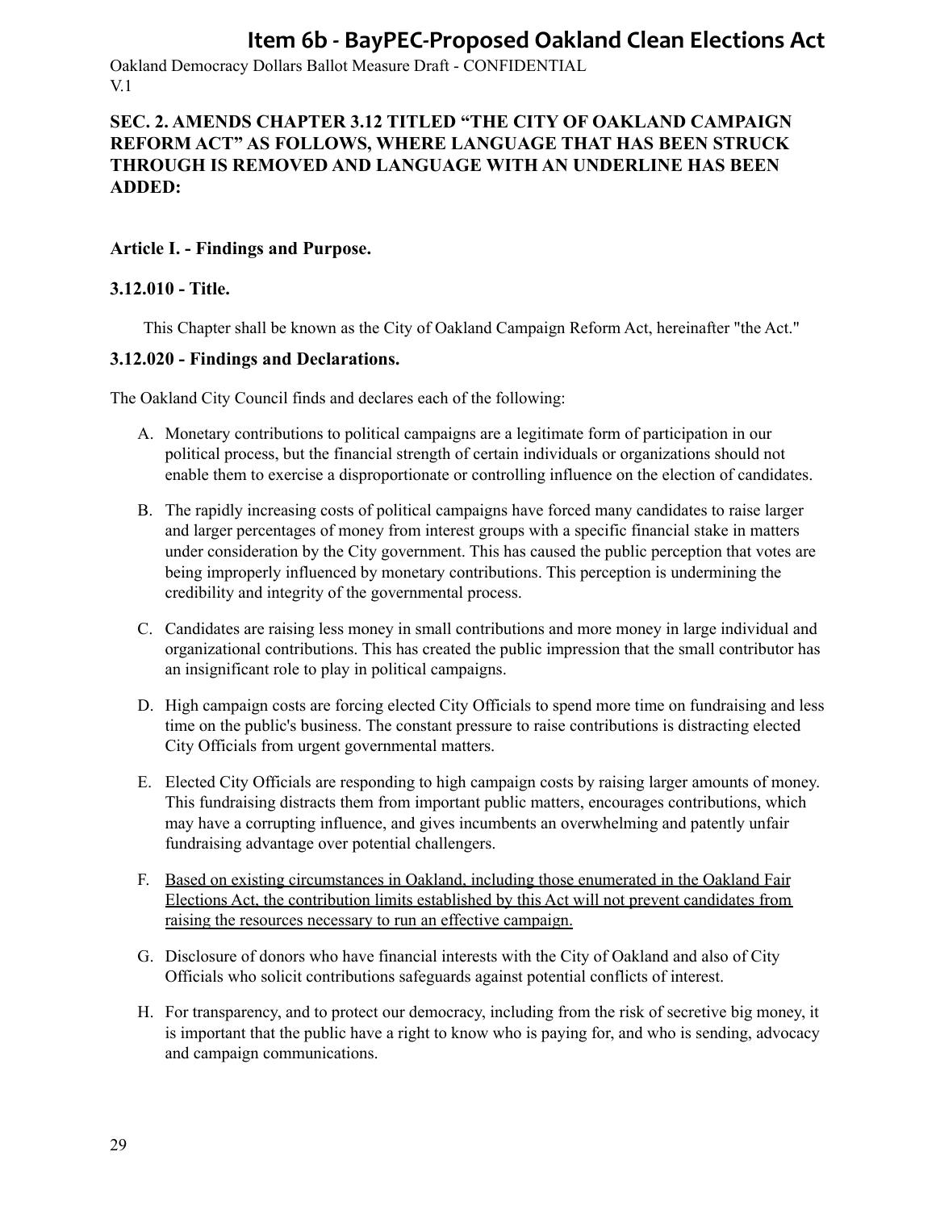# Item 6b - BayPEC-Proposed Oakland Clean Elections Act

Oakland Democracy Dollars Ballot Measure Draft - CONFIDENTIAL
V.1

**SEC. 2. AMENDS CHAPTER 3.12 TITLED "THE CITY OF OAKLAND CAMPAIGN REFORM ACT" AS FOLLOWS, WHERE LANGUAGE THAT HAS BEEN STRUCK THROUGH IS REMOVED AND LANGUAGE WITH AN UNDERLINE HAS BEEN ADDED:**

### Article I. - Findings and Purpose.

### 3.12.010 - Title.

This Chapter shall be known as the City of Oakland Campaign Reform Act, hereinafter "the Act."

### 3.12.020 - Findings and Declarations.

The Oakland City Council finds and declares each of the following:

A. Monetary contributions to political campaigns are a legitimate form of participation in our political process, but the financial strength of certain individuals or organizations should not enable them to exercise a disproportionate or controlling influence on the election of candidates.

B. The rapidly increasing costs of political campaigns have forced many candidates to raise larger and larger percentages of money from interest groups with a specific financial stake in matters under consideration by the City government. This has caused the public perception that votes are being improperly influenced by monetary contributions. This perception is undermining the credibility and integrity of the governmental process.

C. Candidates are raising less money in small contributions and more money in large individual and organizational contributions. This has created the public impression that the small contributor has an insignificant role to play in political campaigns.

D. High campaign costs are forcing elected City Officials to spend more time on fundraising and less time on the public's business. The constant pressure to raise contributions is distracting elected City Officials from urgent governmental matters.

E. Elected City Officials are responding to high campaign costs by raising larger amounts of money. This fundraising distracts them from important public matters, encourages contributions, which may have a corrupting influence, and gives incumbents an overwhelming and patently unfair fundraising advantage over potential challengers.

F. <u>Based on existing circumstances in Oakland, including those enumerated in the Oakland Fair Elections Act, the contribution limits established by this Act will not prevent candidates from raising the resources necessary to run an effective campaign.</u>

G. Disclosure of donors who have financial interests with the City of Oakland and also of City Officials who solicit contributions safeguards against potential conflicts of interest.

H. For transparency, and to protect our democracy, including from the risk of secretive big money, it is important that the public have a right to know who is paying for, and who is sending, advocacy and campaign communications.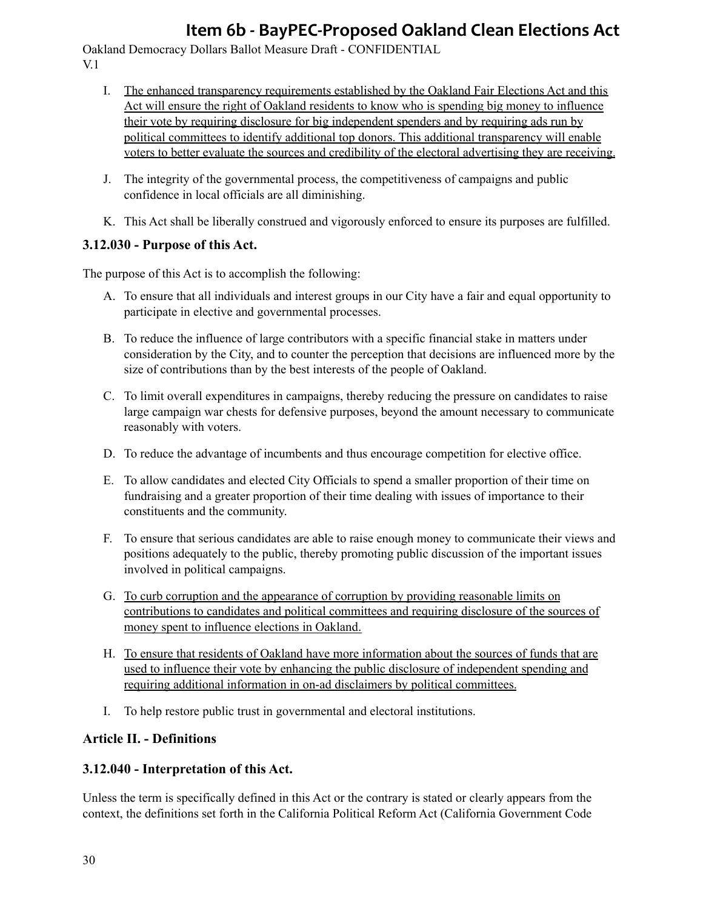I. The enhanced transparency requirements established by the Oakland Fair Elections Act and this Act will ensure the right of Oakland residents to know who is spending big money to influence their vote by requiring disclosure for big independent spenders and by requiring ads run by political committees to identify additional top donors. This additional transparency will enable voters to better evaluate the sources and credibility of the electoral advertising they are receiving.

J. The integrity of the governmental process, the competitiveness of campaigns and public confidence in local officials are all diminishing.

K. This Act shall be liberally construed and vigorously enforced to ensure its purposes are fulfilled.

### 3.12.030 - Purpose of this Act.

The purpose of this Act is to accomplish the following:

A. To ensure that all individuals and interest groups in our City have a fair and equal opportunity to participate in elective and governmental processes.

B. To reduce the influence of large contributors with a specific financial stake in matters under consideration by the City, and to counter the perception that decisions are influenced more by the size of contributions than by the best interests of the people of Oakland.

C. To limit overall expenditures in campaigns, thereby reducing the pressure on candidates to raise large campaign war chests for defensive purposes, beyond the amount necessary to communicate reasonably with voters.

D. To reduce the advantage of incumbents and thus encourage competition for elective office.

E. To allow candidates and elected City Officials to spend a smaller proportion of their time on fundraising and a greater proportion of their time dealing with issues of importance to their constituents and the community.

F. To ensure that serious candidates are able to raise enough money to communicate their views and positions adequately to the public, thereby promoting public discussion of the important issues involved in political campaigns.

G. To curb corruption and the appearance of corruption by providing reasonable limits on contributions to candidates and political committees and requiring disclosure of the sources of money spent to influence elections in Oakland.

H. To ensure that residents of Oakland have more information about the sources of funds that are used to influence their vote by enhancing the public disclosure of independent spending and requiring additional information in on-ad disclaimers by political committees.

I. To help restore public trust in governmental and electoral institutions.

## Article II. - Definitions

### 3.12.040 - Interpretation of this Act.

Unless the term is specifically defined in this Act or the contrary is stated or clearly appears from the context, the definitions set forth in the California Political Reform Act (California Government Code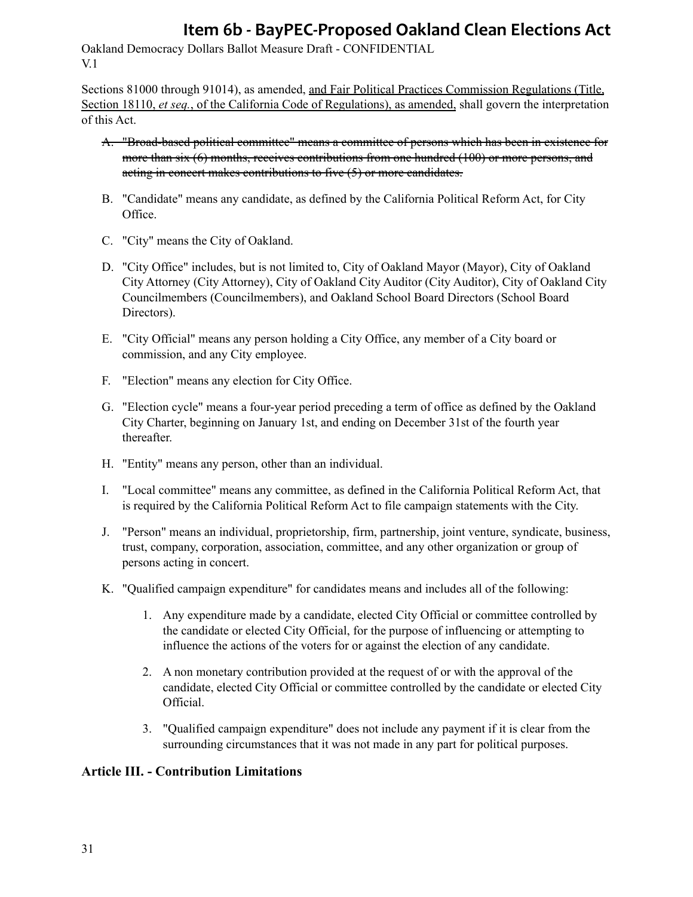Sections 81000 through 91014), as amended, <u>and Fair Political Practices Commission Regulations (Title, Section 18110, *et seq.*, of the California Code of Regulations), as amended,</u> shall govern the interpretation of this Act.

A. ~~"Broad-based political committee" means a committee of persons which has been in existence for more than six (6) months, receives contributions from one hundred (100) or more persons, and acting in concert makes contributions to five (5) or more candidates.~~

B. "Candidate" means any candidate, as defined by the California Political Reform Act, for City Office.

C. "City" means the City of Oakland.

D. "City Office" includes, but is not limited to, City of Oakland Mayor (Mayor), City of Oakland City Attorney (City Attorney), City of Oakland City Auditor (City Auditor), City of Oakland City Councilmembers (Councilmembers), and Oakland School Board Directors (School Board Directors).

E. "City Official" means any person holding a City Office, any member of a City board or commission, and any City employee.

F. "Election" means any election for City Office.

G. "Election cycle" means a four-year period preceding a term of office as defined by the Oakland City Charter, beginning on January 1st, and ending on December 31st of the fourth year thereafter.

H. "Entity" means any person, other than an individual.

I. "Local committee" means any committee, as defined in the California Political Reform Act, that is required by the California Political Reform Act to file campaign statements with the City.

J. "Person" means an individual, proprietorship, firm, partnership, joint venture, syndicate, business, trust, company, corporation, association, committee, and any other organization or group of persons acting in concert.

K. "Qualified campaign expenditure" for candidates means and includes all of the following:

    1. Any expenditure made by a candidate, elected City Official or committee controlled by the candidate or elected City Official, for the purpose of influencing or attempting to influence the actions of the voters for or against the election of any candidate.

    2. A non monetary contribution provided at the request of or with the approval of the candidate, elected City Official or committee controlled by the candidate or elected City Official.

    3. "Qualified campaign expenditure" does not include any payment if it is clear from the surrounding circumstances that it was not made in any part for political purposes.

## Article III. - Contribution Limitations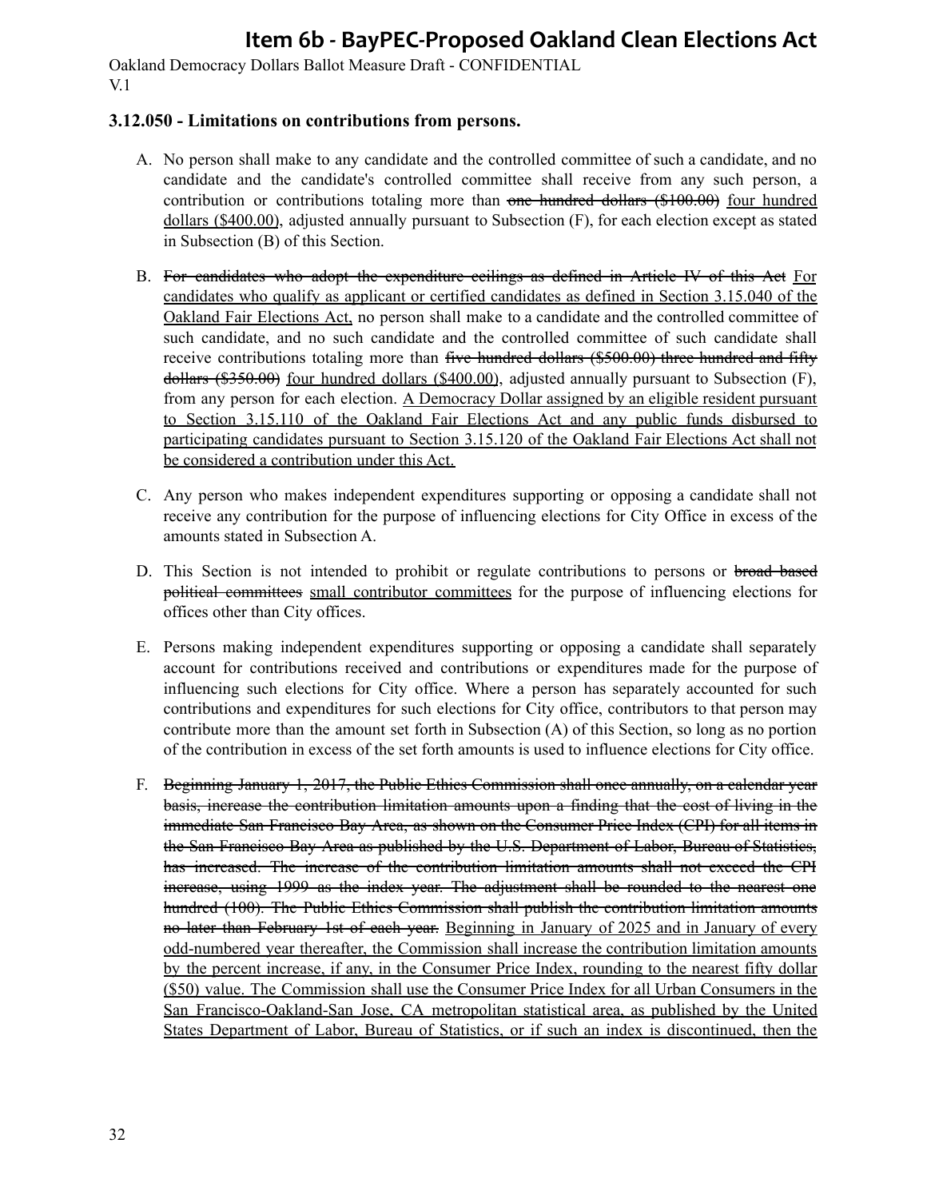### 3.12.050 - Limitations on contributions from persons.

A. No person shall make to any candidate and the controlled committee of such a candidate, and no candidate and the candidate's controlled committee shall receive from any such person, a contribution or contributions totaling more than ~~one hundred dollars ($100.00)~~ <u>four hundred dollars ($400.00)</u>, adjusted annually pursuant to Subsection (F), for each election except as stated in Subsection (B) of this Section.

B. ~~For candidates who adopt the expenditure ceilings as defined in Article IV of this Act~~ <u>For candidates who qualify as applicant or certified candidates as defined in Section 3.15.040 of the Oakland Fair Elections Act,</u> no person shall make to a candidate and the controlled committee of such candidate, and no such candidate and the controlled committee of such candidate shall receive contributions totaling more than ~~five hundred dollars ($500.00) three hundred and fifty dollars ($350.00)~~ <u>four hundred dollars ($400.00)</u>, adjusted annually pursuant to Subsection (F), from any person for each election. <u>A Democracy Dollar assigned by an eligible resident pursuant to Section 3.15.110 of the Oakland Fair Elections Act and any public funds disbursed to participating candidates pursuant to Section 3.15.120 of the Oakland Fair Elections Act shall not be considered a contribution under this Act.</u>

C. Any person who makes independent expenditures supporting or opposing a candidate shall not receive any contribution for the purpose of influencing elections for City Office in excess of the amounts stated in Subsection A.

D. This Section is not intended to prohibit or regulate contributions to persons or ~~broad based political committees~~ <u>small contributor committees</u> for the purpose of influencing elections for offices other than City offices.

E. Persons making independent expenditures supporting or opposing a candidate shall separately account for contributions received and contributions or expenditures made for the purpose of influencing such elections for City office. Where a person has separately accounted for such contributions and expenditures for such elections for City office, contributors to that person may contribute more than the amount set forth in Subsection (A) of this Section, so long as no portion of the contribution in excess of the set forth amounts is used to influence elections for City office.

F. ~~Beginning January 1, 2017, the Public Ethics Commission shall once annually, on a calendar year basis, increase the contribution limitation amounts upon a finding that the cost of living in the immediate San Francisco Bay Area, as shown on the Consumer Price Index (CPI) for all items in the San Francisco Bay Area as published by the U.S. Department of Labor, Bureau of Statistics, has increased. The increase of the contribution limitation amounts shall not exceed the CPI increase, using 1999 as the index year. The adjustment shall be rounded to the nearest one hundred (100). The Public Ethics Commission shall publish the contribution limitation amounts no later than February 1st of each year.~~ <u>Beginning in January of 2025 and in January of every odd-numbered year thereafter, the Commission shall increase the contribution limitation amounts by the percent increase, if any, in the Consumer Price Index, rounding to the nearest fifty dollar ($50) value. The Commission shall use the Consumer Price Index for all Urban Consumers in the San Francisco-Oakland-San Jose, CA metropolitan statistical area, as published by the United States Department of Labor, Bureau of Statistics, or if such an index is discontinued, then the</u>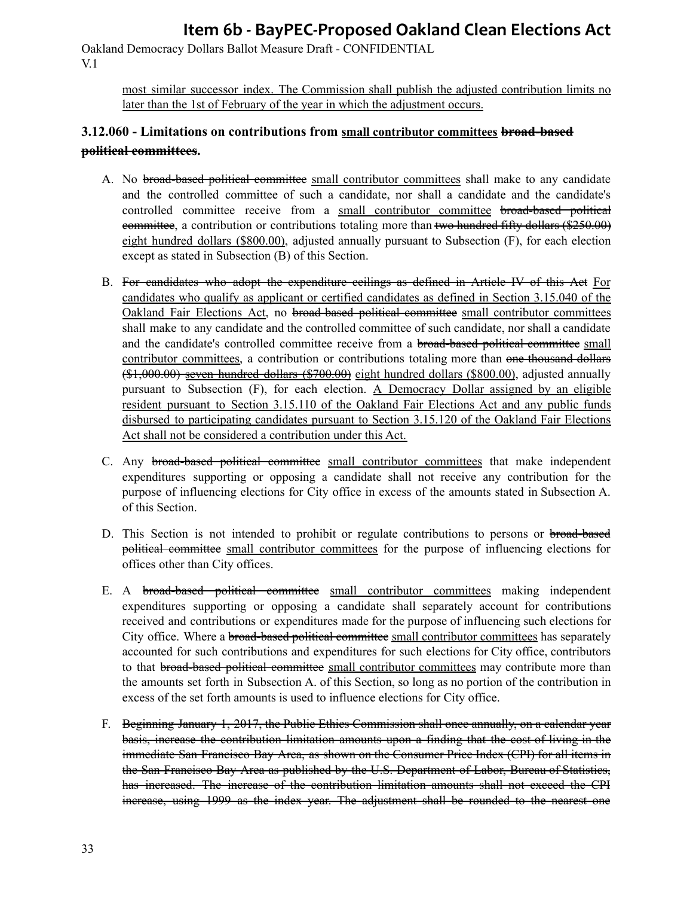most similar successor index. The Commission shall publish the adjusted contribution limits no later than the 1st of February of the year in which the adjustment occurs.

### 3.12.060 - Limitations on contributions from <u>small contributor committees</u> ~~broad-based political committees~~.

A. No ~~broad-based political committee~~ <u>small contributor committees</u> shall make to any candidate and the controlled committee of such a candidate, nor shall a candidate and the candidate's controlled committee receive from a <u>small contributor committee</u> ~~broad-based political committee~~, a contribution or contributions totaling more than ~~two hundred fifty dollars ($250.00)~~ <u>eight hundred dollars ($800.00)</u>, adjusted annually pursuant to Subsection (F), for each election except as stated in Subsection (B) of this Section.

B. ~~For candidates who adopt the expenditure ceilings as defined in Article IV of this Act~~ <u>For candidates who qualify as applicant or certified candidates as defined in Section 3.15.040 of the Oakland Fair Elections Act</u>, no ~~broad based political committee~~ <u>small contributor committees</u> shall make to any candidate and the controlled committee of such candidate, nor shall a candidate and the candidate's controlled committee receive from a ~~broad-based political committee~~ <u>small contributor committees</u>, a contribution or contributions totaling more than ~~one thousand dollars ($1,000.00)~~ ~~<u>seven hundred dollars ($700.00)</u>~~ <u>eight hundred dollars ($800.00)</u>, adjusted annually pursuant to Subsection (F), for each election. <u>A Democracy Dollar assigned by an eligible resident pursuant to Section 3.15.110 of the Oakland Fair Elections Act and any public funds disbursed to participating candidates pursuant to Section 3.15.120 of the Oakland Fair Elections Act shall not be considered a contribution under this Act.</u>

C. Any ~~broad-based political committee~~ <u>small contributor committees</u> that make independent expenditures supporting or opposing a candidate shall not receive any contribution for the purpose of influencing elections for City office in excess of the amounts stated in Subsection A. of this Section.

D. This Section is not intended to prohibit or regulate contributions to persons or ~~broad-based political committee~~ <u>small contributor committees</u> for the purpose of influencing elections for offices other than City offices.

E. A ~~broad-based political committee~~ <u>small contributor committees</u> making independent expenditures supporting or opposing a candidate shall separately account for contributions received and contributions or expenditures made for the purpose of influencing such elections for City office. Where a ~~broad-based political committee~~ <u>small contributor committees</u> has separately accounted for such contributions and expenditures for such elections for City office, contributors to that ~~broad-based political committee~~ <u>small contributor committees</u> may contribute more than the amounts set forth in Subsection A. of this Section, so long as no portion of the contribution in excess of the set forth amounts is used to influence elections for City office.

F. ~~Beginning January 1, 2017, the Public Ethics Commission shall once annually, on a calendar year basis, increase the contribution limitation amounts upon a finding that the cost of living in the immediate San Francisco Bay Area, as shown on the Consumer Price Index (CPI) for all items in the San Francisco Bay Area as published by the U.S. Department of Labor, Bureau of Statistics, has increased. The increase of the contribution limitation amounts shall not exceed the CPI increase, using 1999 as the index year. The adjustment shall be rounded to the nearest one~~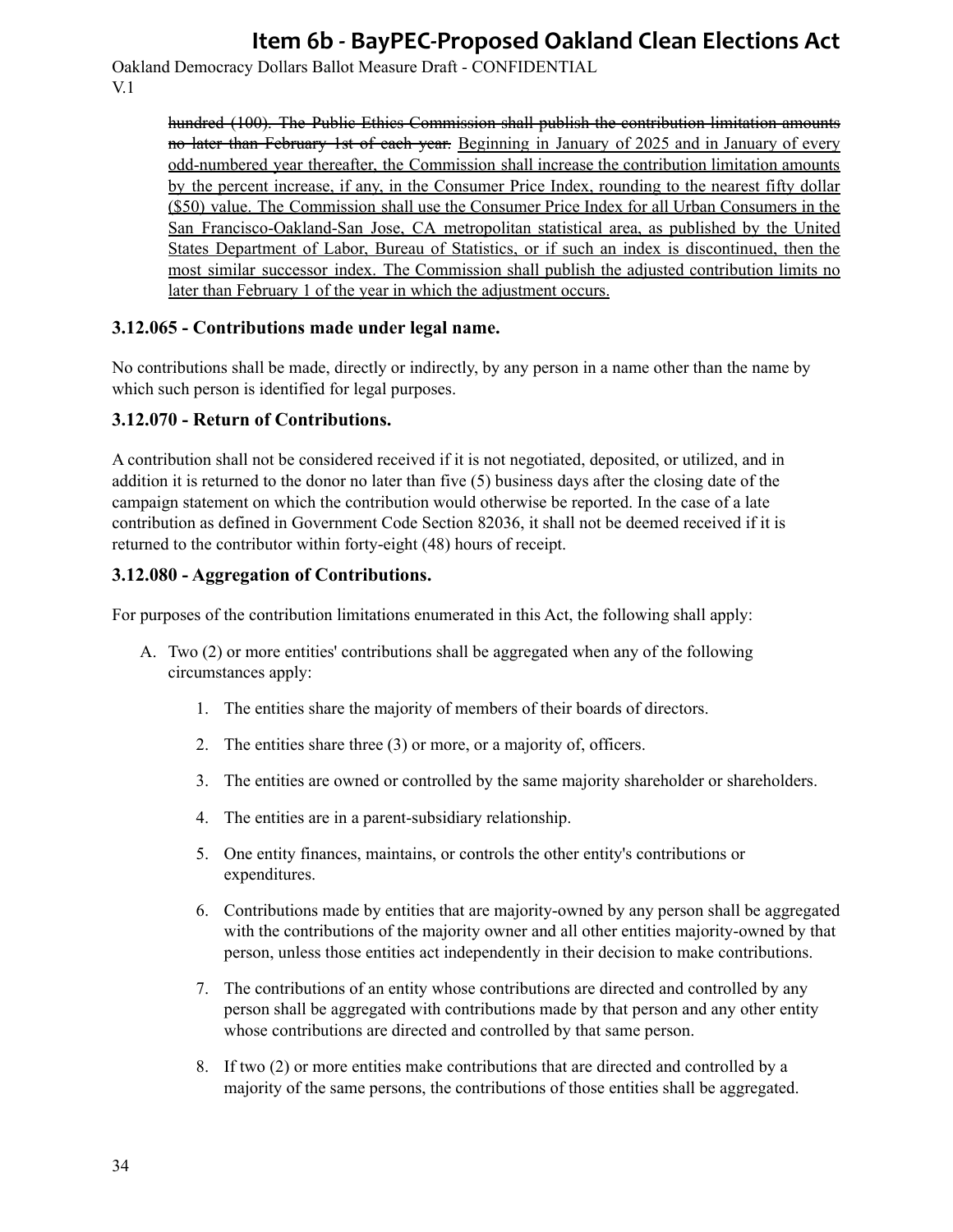~~hundred (100). The Public Ethics Commission shall publish the contribution limitation amounts no later than February 1st of each year.~~ <u>Beginning in January of 2025 and in January of every odd-numbered year thereafter, the Commission shall increase the contribution limitation amounts by the percent increase, if any, in the Consumer Price Index, rounding to the nearest fifty dollar ($50) value. The Commission shall use the Consumer Price Index for all Urban Consumers in the San Francisco-Oakland-San Jose, CA metropolitan statistical area, as published by the United States Department of Labor, Bureau of Statistics, or if such an index is discontinued, then the most similar successor index. The Commission shall publish the adjusted contribution limits no later than February 1 of the year in which the adjustment occurs.</u>

### 3.12.065 - Contributions made under legal name.

No contributions shall be made, directly or indirectly, by any person in a name other than the name by which such person is identified for legal purposes.

### 3.12.070 - Return of Contributions.

A contribution shall not be considered received if it is not negotiated, deposited, or utilized, and in addition it is returned to the donor no later than five (5) business days after the closing date of the campaign statement on which the contribution would otherwise be reported. In the case of a late contribution as defined in Government Code Section 82036, it shall not be deemed received if it is returned to the contributor within forty-eight (48) hours of receipt.

### 3.12.080 - Aggregation of Contributions.

For purposes of the contribution limitations enumerated in this Act, the following shall apply:

A. Two (2) or more entities' contributions shall be aggregated when any of the following circumstances apply:

   1. The entities share the majority of members of their boards of directors.
   2. The entities share three (3) or more, or a majority of, officers.
   3. The entities are owned or controlled by the same majority shareholder or shareholders.
   4. The entities are in a parent-subsidiary relationship.
   5. One entity finances, maintains, or controls the other entity's contributions or expenditures.
   6. Contributions made by entities that are majority-owned by any person shall be aggregated with the contributions of the majority owner and all other entities majority-owned by that person, unless those entities act independently in their decision to make contributions.
   7. The contributions of an entity whose contributions are directed and controlled by any person shall be aggregated with contributions made by that person and any other entity whose contributions are directed and controlled by that same person.
   8. If two (2) or more entities make contributions that are directed and controlled by a majority of the same persons, the contributions of those entities shall be aggregated.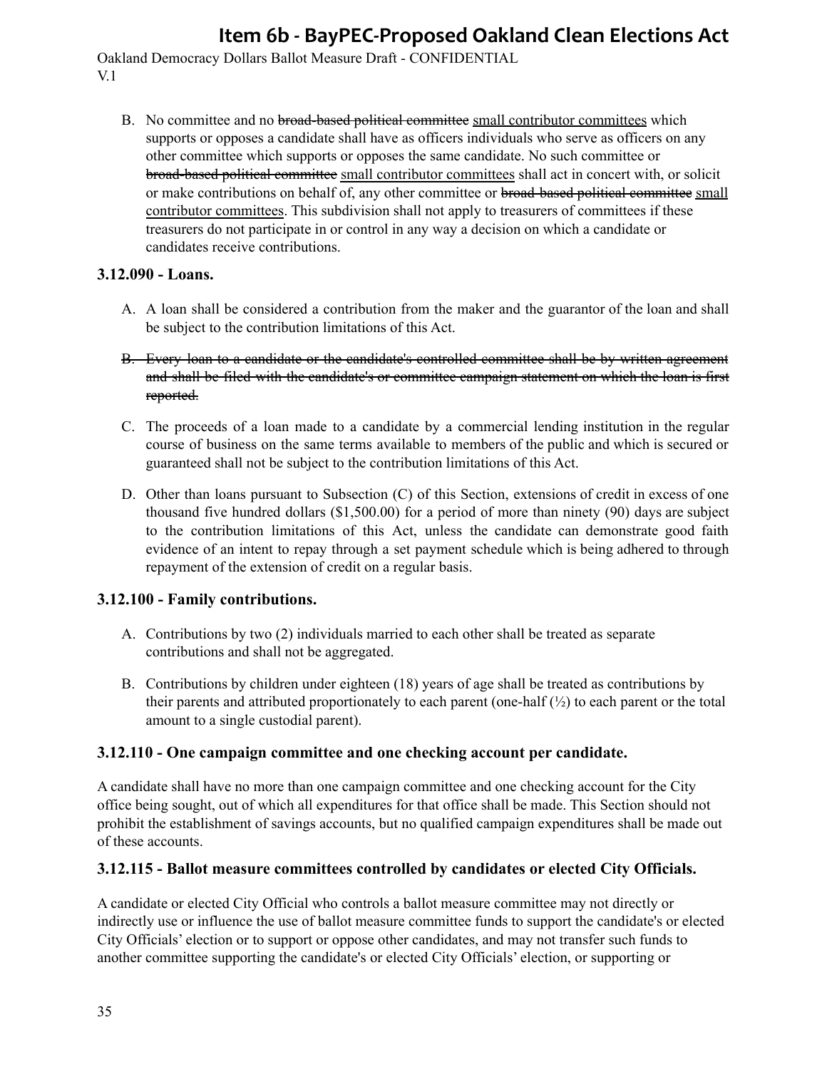B. No committee and no ~~broad-based political committee~~ <u>small contributor committees</u> which supports or opposes a candidate shall have as officers individuals who serve as officers on any other committee which supports or opposes the same candidate. No such committee or ~~broad-based political committee~~ <u>small contributor committees</u> shall act in concert with, or solicit or make contributions on behalf of, any other committee or ~~broad-based political committee~~ <u>small contributor committees</u>. This subdivision shall not apply to treasurers of committees if these treasurers do not participate in or control in any way a decision on which a candidate or candidates receive contributions.

### 3.12.090 - Loans.

A. A loan shall be considered a contribution from the maker and the guarantor of the loan and shall be subject to the contribution limitations of this Act.

~~B. Every loan to a candidate or the candidate's controlled committee shall be by written agreement and shall be filed with the candidate's or committee campaign statement on which the loan is first reported.~~

C. The proceeds of a loan made to a candidate by a commercial lending institution in the regular course of business on the same terms available to members of the public and which is secured or guaranteed shall not be subject to the contribution limitations of this Act.

D. Other than loans pursuant to Subsection (C) of this Section, extensions of credit in excess of one thousand five hundred dollars ($1,500.00) for a period of more than ninety (90) days are subject to the contribution limitations of this Act, unless the candidate can demonstrate good faith evidence of an intent to repay through a set payment schedule which is being adhered to through repayment of the extension of credit on a regular basis.

### 3.12.100 - Family contributions.

A. Contributions by two (2) individuals married to each other shall be treated as separate contributions and shall not be aggregated.

B. Contributions by children under eighteen (18) years of age shall be treated as contributions by their parents and attributed proportionately to each parent (one-half (½) to each parent or the total amount to a single custodial parent).

### 3.12.110 - One campaign committee and one checking account per candidate.

A candidate shall have no more than one campaign committee and one checking account for the City office being sought, out of which all expenditures for that office shall be made. This Section should not prohibit the establishment of savings accounts, but no qualified campaign expenditures shall be made out of these accounts.

### 3.12.115 - Ballot measure committees controlled by candidates or elected City Officials.

A candidate or elected City Official who controls a ballot measure committee may not directly or indirectly use or influence the use of ballot measure committee funds to support the candidate's or elected City Officials' election or to support or oppose other candidates, and may not transfer such funds to another committee supporting the candidate's or elected City Officials' election, or supporting or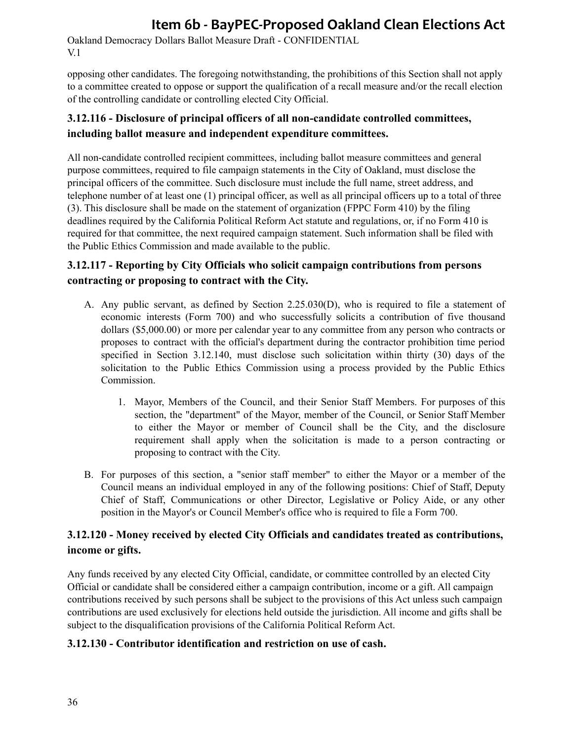opposing other candidates. The foregoing notwithstanding, the prohibitions of this Section shall not apply to a committee created to oppose or support the qualification of a recall measure and/or the recall election of the controlling candidate or controlling elected City Official.

### 3.12.116 - Disclosure of principal officers of all non-candidate controlled committees, including ballot measure and independent expenditure committees.

All non-candidate controlled recipient committees, including ballot measure committees and general purpose committees, required to file campaign statements in the City of Oakland, must disclose the principal officers of the committee. Such disclosure must include the full name, street address, and telephone number of at least one (1) principal officer, as well as all principal officers up to a total of three (3). This disclosure shall be made on the statement of organization (FPPC Form 410) by the filing deadlines required by the California Political Reform Act statute and regulations, or, if no Form 410 is required for that committee, the next required campaign statement. Such information shall be filed with the Public Ethics Commission and made available to the public.

### 3.12.117 - Reporting by City Officials who solicit campaign contributions from persons contracting or proposing to contract with the City.

A. Any public servant, as defined by Section 2.25.030(D), who is required to file a statement of economic interests (Form 700) and who successfully solicits a contribution of five thousand dollars ($5,000.00) or more per calendar year to any committee from any person who contracts or proposes to contract with the official's department during the contractor prohibition time period specified in Section 3.12.140, must disclose such solicitation within thirty (30) days of the solicitation to the Public Ethics Commission using a process provided by the Public Ethics Commission.

    1. Mayor, Members of the Council, and their Senior Staff Members. For purposes of this section, the "department" of the Mayor, member of the Council, or Senior Staff Member to either the Mayor or member of Council shall be the City, and the disclosure requirement shall apply when the solicitation is made to a person contracting or proposing to contract with the City.

B. For purposes of this section, a "senior staff member" to either the Mayor or a member of the Council means an individual employed in any of the following positions: Chief of Staff, Deputy Chief of Staff, Communications or other Director, Legislative or Policy Aide, or any other position in the Mayor's or Council Member's office who is required to file a Form 700.

### 3.12.120 - Money received by elected City Officials and candidates treated as contributions, income or gifts.

Any funds received by any elected City Official, candidate, or committee controlled by an elected City Official or candidate shall be considered either a campaign contribution, income or a gift. All campaign contributions received by such persons shall be subject to the provisions of this Act unless such campaign contributions are used exclusively for elections held outside the jurisdiction. All income and gifts shall be subject to the disqualification provisions of the California Political Reform Act.

### 3.12.130 - Contributor identification and restriction on use of cash.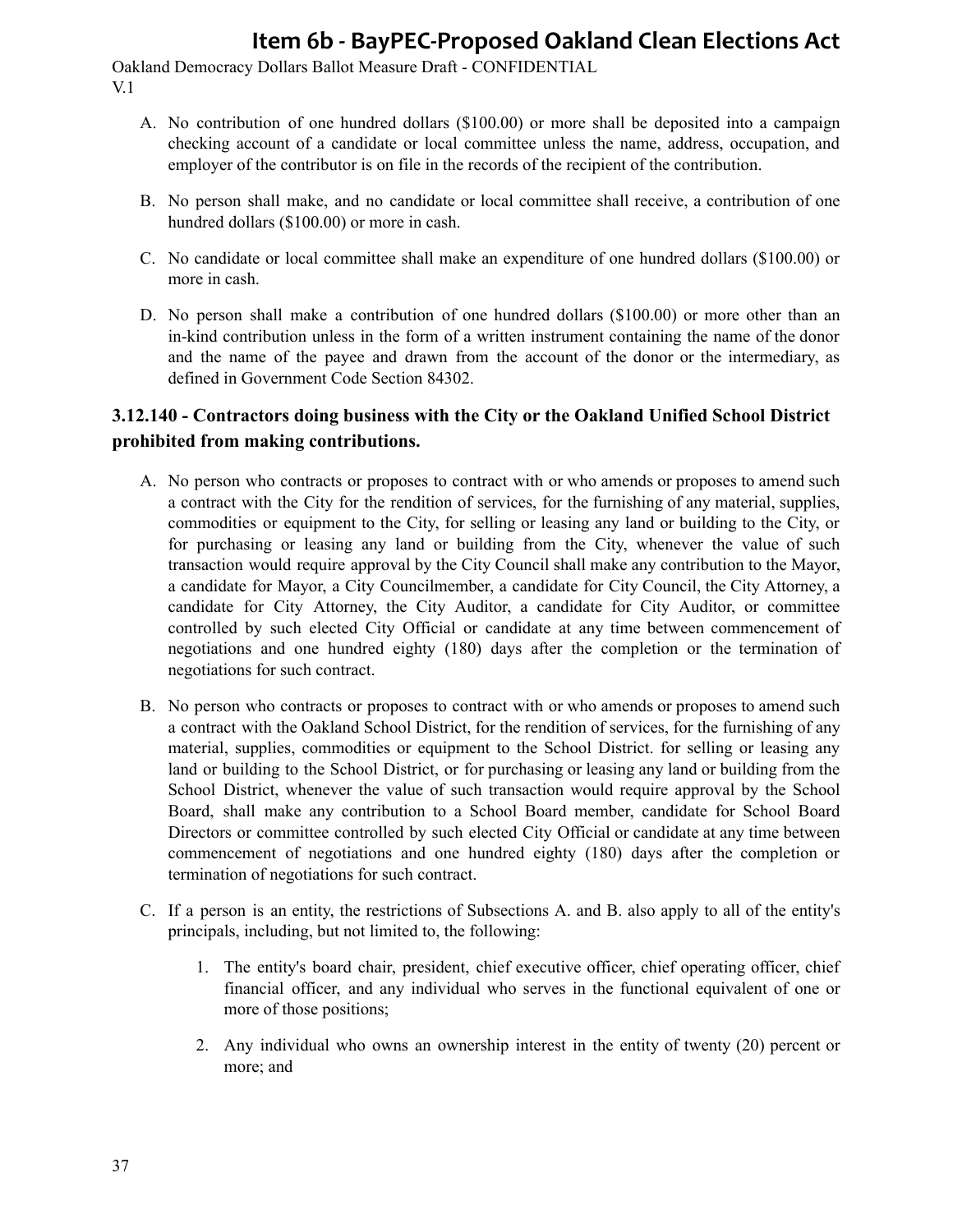A. No contribution of one hundred dollars ($100.00) or more shall be deposited into a campaign checking account of a candidate or local committee unless the name, address, occupation, and employer of the contributor is on file in the records of the recipient of the contribution.

B. No person shall make, and no candidate or local committee shall receive, a contribution of one hundred dollars ($100.00) or more in cash.

C. No candidate or local committee shall make an expenditure of one hundred dollars ($100.00) or more in cash.

D. No person shall make a contribution of one hundred dollars ($100.00) or more other than an in-kind contribution unless in the form of a written instrument containing the name of the donor and the name of the payee and drawn from the account of the donor or the intermediary, as defined in Government Code Section 84302.

### 3.12.140 - Contractors doing business with the City or the Oakland Unified School District prohibited from making contributions.

A. No person who contracts or proposes to contract with or who amends or proposes to amend such a contract with the City for the rendition of services, for the furnishing of any material, supplies, commodities or equipment to the City, for selling or leasing any land or building to the City, or for purchasing or leasing any land or building from the City, whenever the value of such transaction would require approval by the City Council shall make any contribution to the Mayor, a candidate for Mayor, a City Councilmember, a candidate for City Council, the City Attorney, a candidate for City Attorney, the City Auditor, a candidate for City Auditor, or committee controlled by such elected City Official or candidate at any time between commencement of negotiations and one hundred eighty (180) days after the completion or the termination of negotiations for such contract.

B. No person who contracts or proposes to contract with or who amends or proposes to amend such a contract with the Oakland School District, for the rendition of services, for the furnishing of any material, supplies, commodities or equipment to the School District. for selling or leasing any land or building to the School District, or for purchasing or leasing any land or building from the School District, whenever the value of such transaction would require approval by the School Board, shall make any contribution to a School Board member, candidate for School Board Directors or committee controlled by such elected City Official or candidate at any time between commencement of negotiations and one hundred eighty (180) days after the completion or termination of negotiations for such contract.

C. If a person is an entity, the restrictions of Subsections A. and B. also apply to all of the entity's principals, including, but not limited to, the following:

   1. The entity's board chair, president, chief executive officer, chief operating officer, chief financial officer, and any individual who serves in the functional equivalent of one or more of those positions;

   2. Any individual who owns an ownership interest in the entity of twenty (20) percent or more; and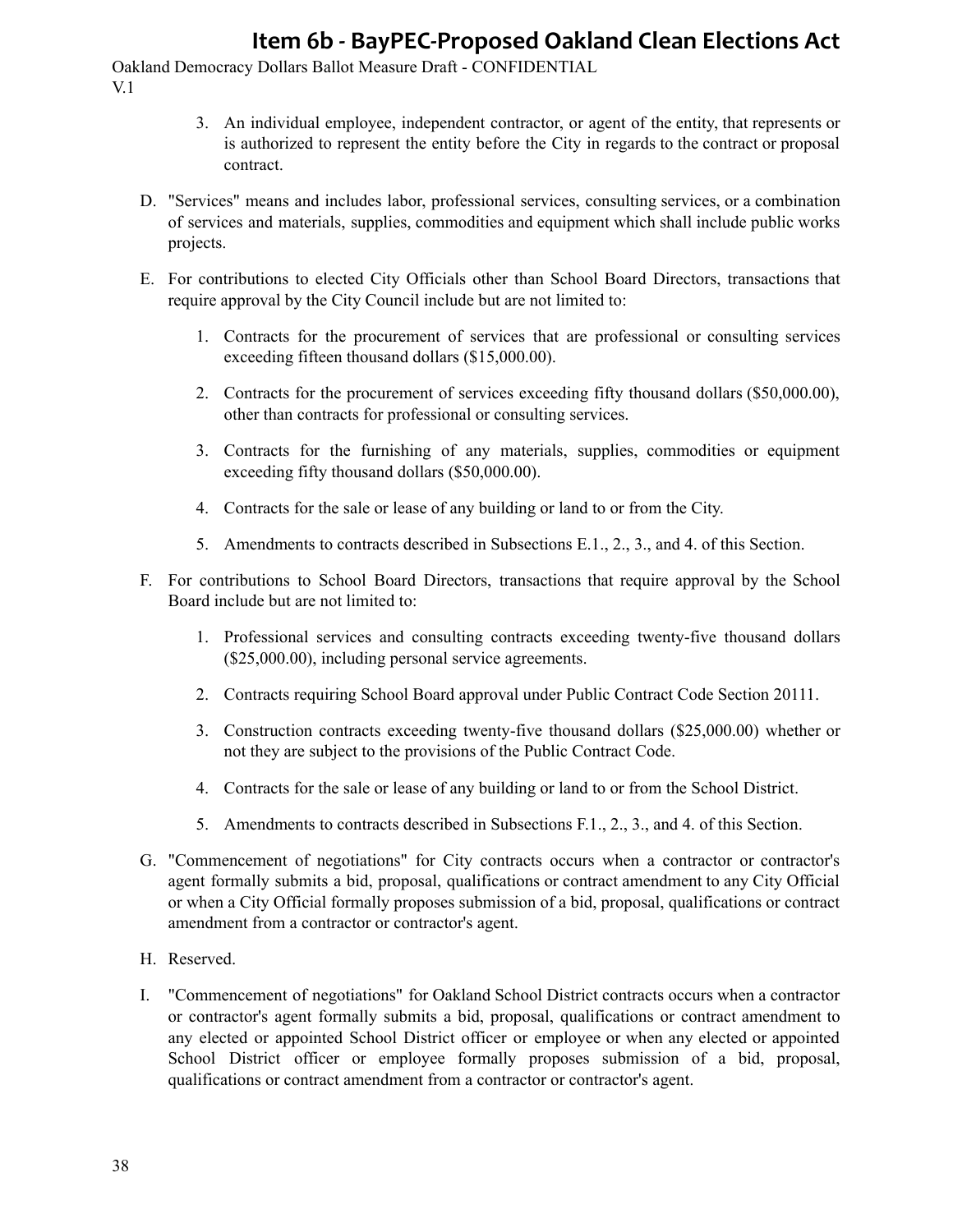3. An individual employee, independent contractor, or agent of the entity, that represents or is authorized to represent the entity before the City in regards to the contract or proposal contract.

D. "Services" means and includes labor, professional services, consulting services, or a combination of services and materials, supplies, commodities and equipment which shall include public works projects.

E. For contributions to elected City Officials other than School Board Directors, transactions that require approval by the City Council include but are not limited to:

   1. Contracts for the procurement of services that are professional or consulting services exceeding fifteen thousand dollars ($15,000.00).

   2. Contracts for the procurement of services exceeding fifty thousand dollars ($50,000.00), other than contracts for professional or consulting services.

   3. Contracts for the furnishing of any materials, supplies, commodities or equipment exceeding fifty thousand dollars ($50,000.00).

   4. Contracts for the sale or lease of any building or land to or from the City.

   5. Amendments to contracts described in Subsections E.1., 2., 3., and 4. of this Section.

F. For contributions to School Board Directors, transactions that require approval by the School Board include but are not limited to:

   1. Professional services and consulting contracts exceeding twenty-five thousand dollars ($25,000.00), including personal service agreements.

   2. Contracts requiring School Board approval under Public Contract Code Section 20111.

   3. Construction contracts exceeding twenty-five thousand dollars ($25,000.00) whether or not they are subject to the provisions of the Public Contract Code.

   4. Contracts for the sale or lease of any building or land to or from the School District.

   5. Amendments to contracts described in Subsections F.1., 2., 3., and 4. of this Section.

G. "Commencement of negotiations" for City contracts occurs when a contractor or contractor's agent formally submits a bid, proposal, qualifications or contract amendment to any City Official or when a City Official formally proposes submission of a bid, proposal, qualifications or contract amendment from a contractor or contractor's agent.

H. Reserved.

I. "Commencement of negotiations" for Oakland School District contracts occurs when a contractor or contractor's agent formally submits a bid, proposal, qualifications or contract amendment to any elected or appointed School District officer or employee or when any elected or appointed School District officer or employee formally proposes submission of a bid, proposal, qualifications or contract amendment from a contractor or contractor's agent.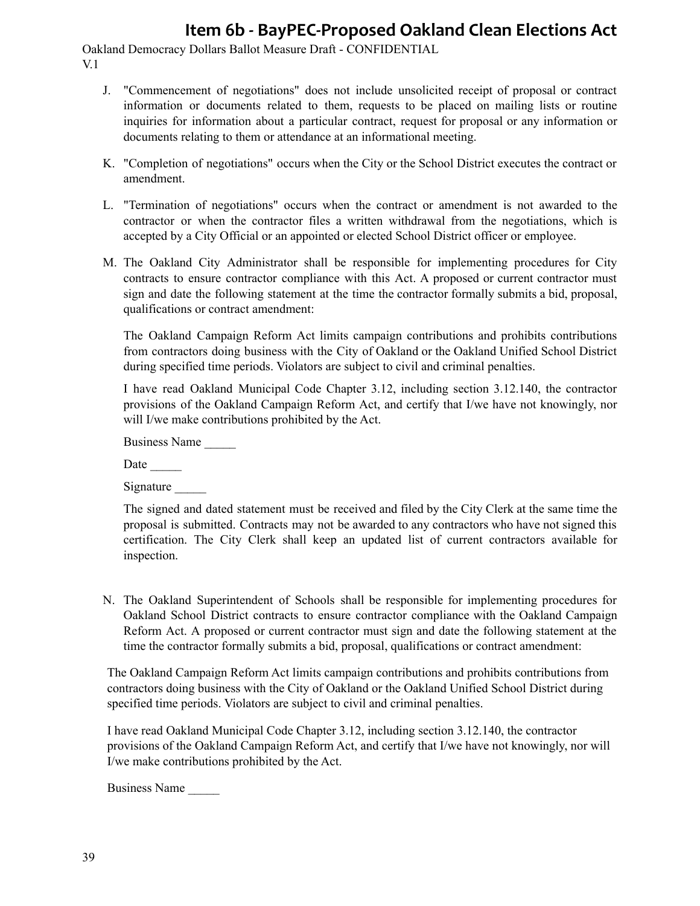J. "Commencement of negotiations" does not include unsolicited receipt of proposal or contract information or documents related to them, requests to be placed on mailing lists or routine inquiries for information about a particular contract, request for proposal or any information or documents relating to them or attendance at an informational meeting.

K. "Completion of negotiations" occurs when the City or the School District executes the contract or amendment.

L. "Termination of negotiations" occurs when the contract or amendment is not awarded to the contractor or when the contractor files a written withdrawal from the negotiations, which is accepted by a City Official or an appointed or elected School District officer or employee.

M. The Oakland City Administrator shall be responsible for implementing procedures for City contracts to ensure contractor compliance with this Act. A proposed or current contractor must sign and date the following statement at the time the contractor formally submits a bid, proposal, qualifications or contract amendment:

   The Oakland Campaign Reform Act limits campaign contributions and prohibits contributions from contractors doing business with the City of Oakland or the Oakland Unified School District during specified time periods. Violators are subject to civil and criminal penalties.

   I have read Oakland Municipal Code Chapter 3.12, including section 3.12.140, the contractor provisions of the Oakland Campaign Reform Act, and certify that I/we have not knowingly, nor will I/we make contributions prohibited by the Act.

   Business Name _____

   Date _____

   Signature _____

   The signed and dated statement must be received and filed by the City Clerk at the same time the proposal is submitted. Contracts may not be awarded to any contractors who have not signed this certification. The City Clerk shall keep an updated list of current contractors available for inspection.

N. The Oakland Superintendent of Schools shall be responsible for implementing procedures for Oakland School District contracts to ensure contractor compliance with the Oakland Campaign Reform Act. A proposed or current contractor must sign and date the following statement at the time the contractor formally submits a bid, proposal, qualifications or contract amendment:

The Oakland Campaign Reform Act limits campaign contributions and prohibits contributions from contractors doing business with the City of Oakland or the Oakland Unified School District during specified time periods. Violators are subject to civil and criminal penalties.

I have read Oakland Municipal Code Chapter 3.12, including section 3.12.140, the contractor provisions of the Oakland Campaign Reform Act, and certify that I/we have not knowingly, nor will I/we make contributions prohibited by the Act.

Business Name _____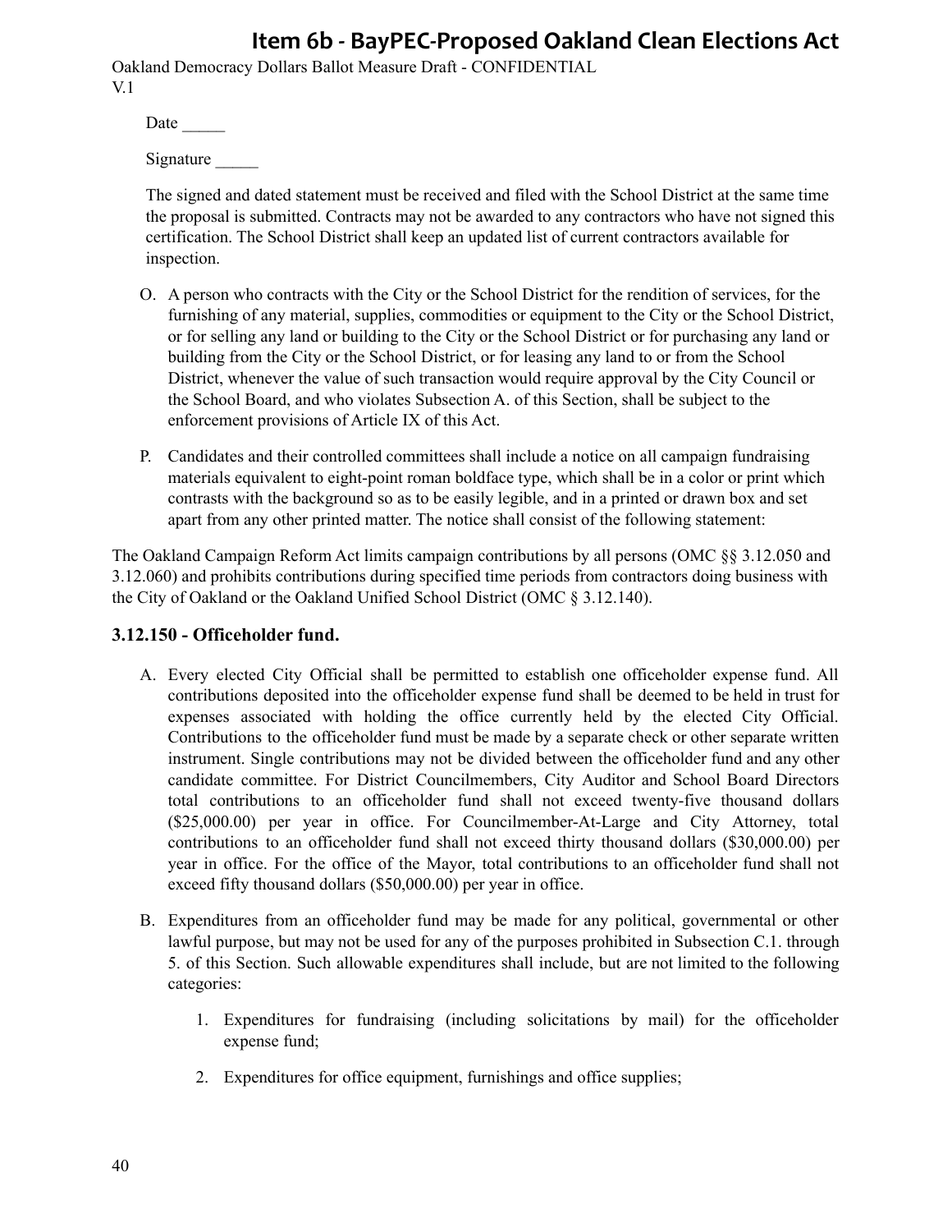Date _____

Signature _____

The signed and dated statement must be received and filed with the School District at the same time the proposal is submitted. Contracts may not be awarded to any contractors who have not signed this certification. The School District shall keep an updated list of current contractors available for inspection.

O. A person who contracts with the City or the School District for the rendition of services, for the furnishing of any material, supplies, commodities or equipment to the City or the School District, or for selling any land or building to the City or the School District or for purchasing any land or building from the City or the School District, or for leasing any land to or from the School District, whenever the value of such transaction would require approval by the City Council or the School Board, and who violates Subsection A. of this Section, shall be subject to the enforcement provisions of Article IX of this Act.

P. Candidates and their controlled committees shall include a notice on all campaign fundraising materials equivalent to eight-point roman boldface type, which shall be in a color or print which contrasts with the background so as to be easily legible, and in a printed or drawn box and set apart from any other printed matter. The notice shall consist of the following statement:

The Oakland Campaign Reform Act limits campaign contributions by all persons (OMC §§ 3.12.050 and 3.12.060) and prohibits contributions during specified time periods from contractors doing business with the City of Oakland or the Oakland Unified School District (OMC § 3.12.140).

### 3.12.150 - Officeholder fund.

A. Every elected City Official shall be permitted to establish one officeholder expense fund. All contributions deposited into the officeholder expense fund shall be deemed to be held in trust for expenses associated with holding the office currently held by the elected City Official. Contributions to the officeholder fund must be made by a separate check or other separate written instrument. Single contributions may not be divided between the officeholder fund and any other candidate committee. For District Councilmembers, City Auditor and School Board Directors total contributions to an officeholder fund shall not exceed twenty-five thousand dollars ($25,000.00) per year in office. For Councilmember-At-Large and City Attorney, total contributions to an officeholder fund shall not exceed thirty thousand dollars ($30,000.00) per year in office. For the office of the Mayor, total contributions to an officeholder fund shall not exceed fifty thousand dollars ($50,000.00) per year in office.

B. Expenditures from an officeholder fund may be made for any political, governmental or other lawful purpose, but may not be used for any of the purposes prohibited in Subsection C.1. through 5. of this Section. Such allowable expenditures shall include, but are not limited to the following categories:

   1. Expenditures for fundraising (including solicitations by mail) for the officeholder expense fund;

   2. Expenditures for office equipment, furnishings and office supplies;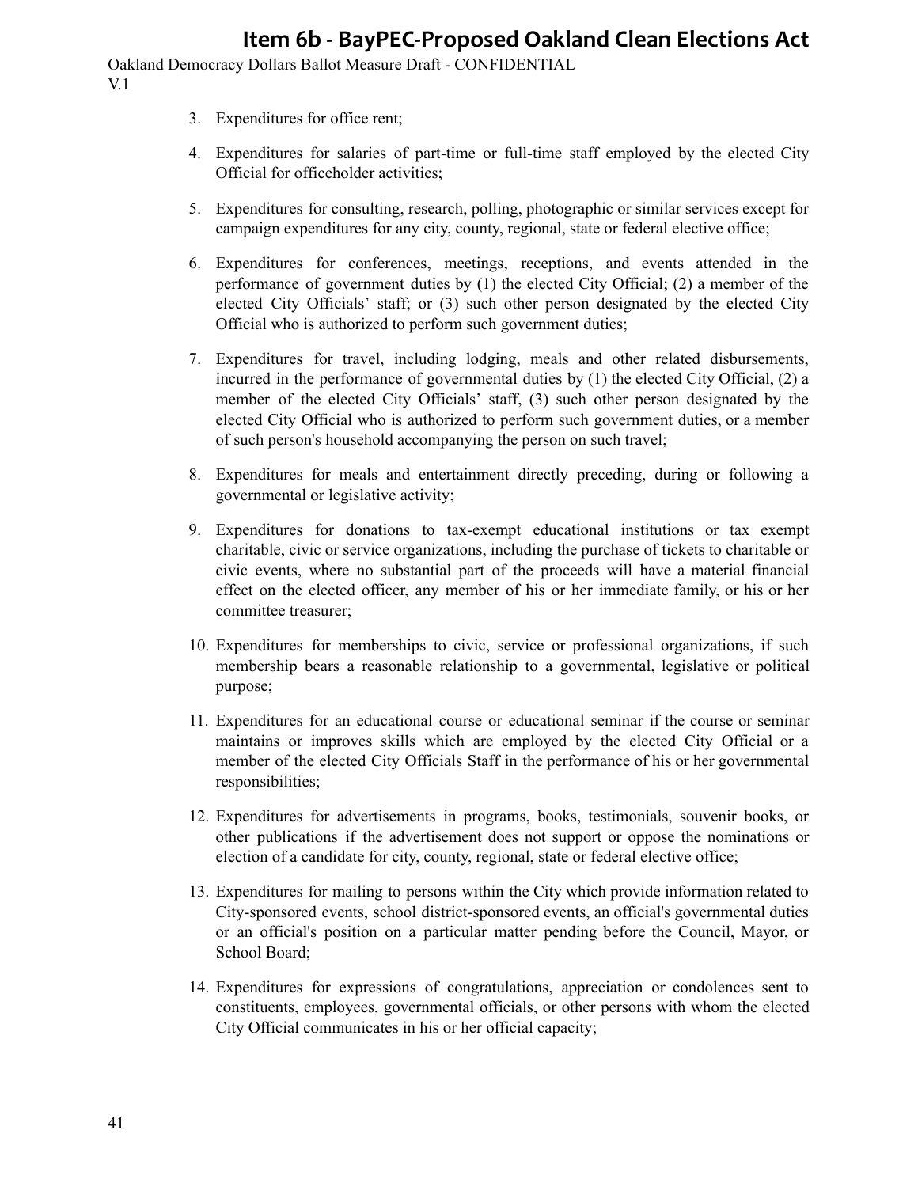3. Expenditures for office rent;

4. Expenditures for salaries of part-time or full-time staff employed by the elected City Official for officeholder activities;

5. Expenditures for consulting, research, polling, photographic or similar services except for campaign expenditures for any city, county, regional, state or federal elective office;

6. Expenditures for conferences, meetings, receptions, and events attended in the performance of government duties by (1) the elected City Official; (2) a member of the elected City Officials' staff; or (3) such other person designated by the elected City Official who is authorized to perform such government duties;

7. Expenditures for travel, including lodging, meals and other related disbursements, incurred in the performance of governmental duties by (1) the elected City Official, (2) a member of the elected City Officials' staff, (3) such other person designated by the elected City Official who is authorized to perform such government duties, or a member of such person's household accompanying the person on such travel;

8. Expenditures for meals and entertainment directly preceding, during or following a governmental or legislative activity;

9. Expenditures for donations to tax-exempt educational institutions or tax exempt charitable, civic or service organizations, including the purchase of tickets to charitable or civic events, where no substantial part of the proceeds will have a material financial effect on the elected officer, any member of his or her immediate family, or his or her committee treasurer;

10. Expenditures for memberships to civic, service or professional organizations, if such membership bears a reasonable relationship to a governmental, legislative or political purpose;

11. Expenditures for an educational course or educational seminar if the course or seminar maintains or improves skills which are employed by the elected City Official or a member of the elected City Officials Staff in the performance of his or her governmental responsibilities;

12. Expenditures for advertisements in programs, books, testimonials, souvenir books, or other publications if the advertisement does not support or oppose the nominations or election of a candidate for city, county, regional, state or federal elective office;

13. Expenditures for mailing to persons within the City which provide information related to City-sponsored events, school district-sponsored events, an official's governmental duties or an official's position on a particular matter pending before the Council, Mayor, or School Board;

14. Expenditures for expressions of congratulations, appreciation or condolences sent to constituents, employees, governmental officials, or other persons with whom the elected City Official communicates in his or her official capacity;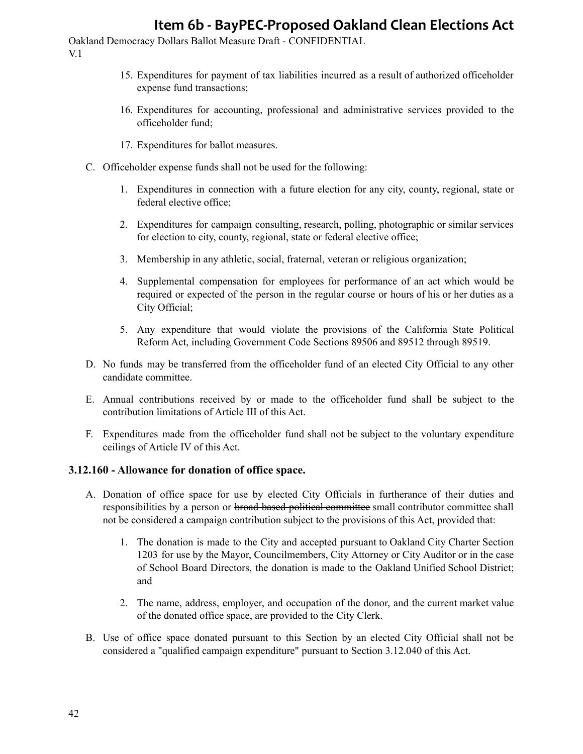15. Expenditures for payment of tax liabilities incurred as a result of authorized officeholder expense fund transactions;

16. Expenditures for accounting, professional and administrative services provided to the officeholder fund;

17. Expenditures for ballot measures.

C. Officeholder expense funds shall not be used for the following:

   1. Expenditures in connection with a future election for any city, county, regional, state or federal elective office;

   2. Expenditures for campaign consulting, research, polling, photographic or similar services for election to city, county, regional, state or federal elective office;

   3. Membership in any athletic, social, fraternal, veteran or religious organization;

   4. Supplemental compensation for employees for performance of an act which would be required or expected of the person in the regular course or hours of his or her duties as a City Official;

   5. Any expenditure that would violate the provisions of the California State Political Reform Act, including Government Code Sections 89506 and 89512 through 89519.

D. No funds may be transferred from the officeholder fund of an elected City Official to any other candidate committee.

E. Annual contributions received by or made to the officeholder fund shall be subject to the contribution limitations of Article III of this Act.

F. Expenditures made from the officeholder fund shall not be subject to the voluntary expenditure ceilings of Article IV of this Act.

### 3.12.160 - Allowance for donation of office space.

A. Donation of office space for use by elected City Officials in furtherance of their duties and responsibilities by a person or ~~broad-based political committee~~ small contributor committee shall not be considered a campaign contribution subject to the provisions of this Act, provided that:

   1. The donation is made to the City and accepted pursuant to Oakland City Charter Section 1203 for use by the Mayor, Councilmembers, City Attorney or City Auditor or in the case of School Board Directors, the donation is made to the Oakland Unified School District; and

   2. The name, address, employer, and occupation of the donor, and the current market value of the donated office space, are provided to the City Clerk.

B. Use of office space donated pursuant to this Section by an elected City Official shall not be considered a "qualified campaign expenditure" pursuant to Section 3.12.040 of this Act.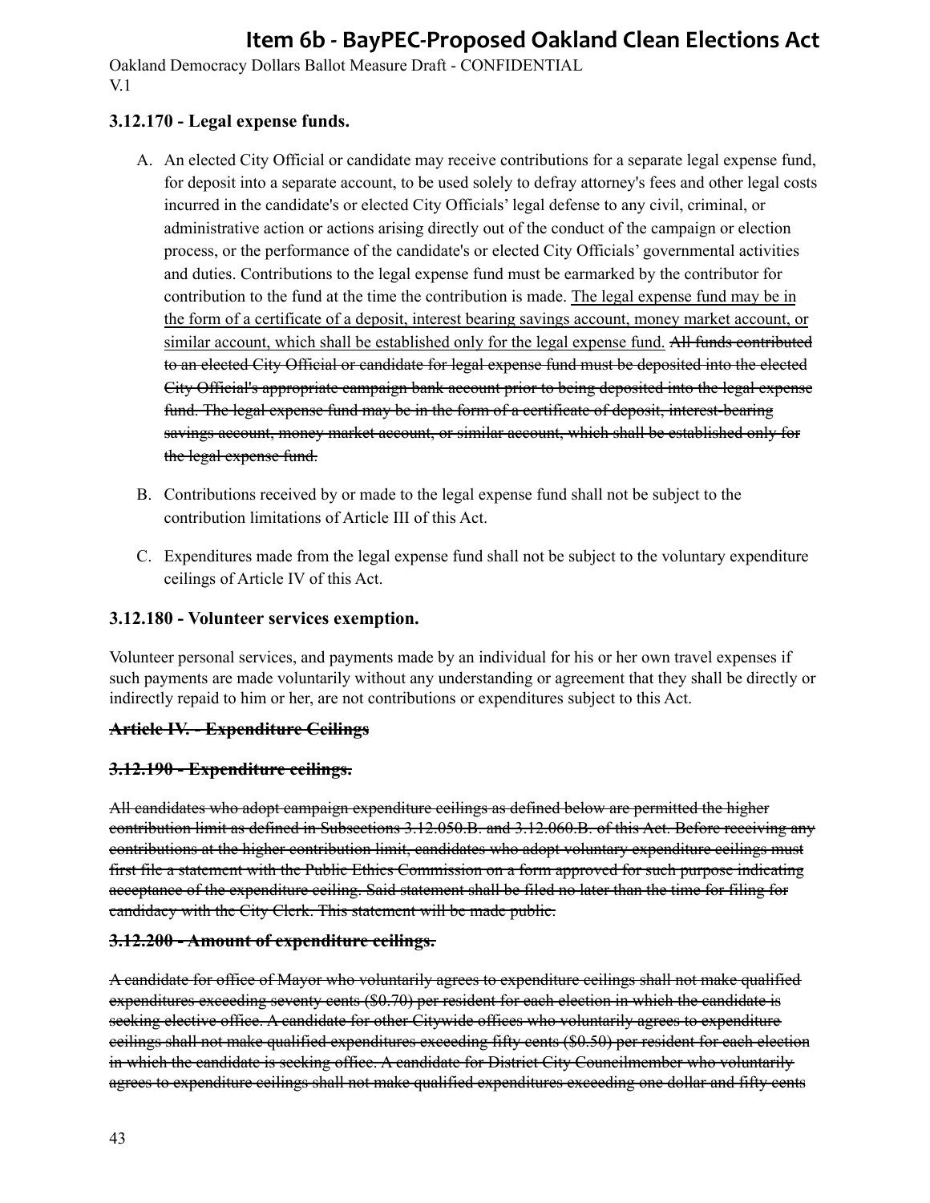### 3.12.170 - Legal expense funds.

A. An elected City Official or candidate may receive contributions for a separate legal expense fund, for deposit into a separate account, to be used solely to defray attorney's fees and other legal costs incurred in the candidate's or elected City Officials' legal defense to any civil, criminal, or administrative action or actions arising directly out of the conduct of the campaign or election process, or the performance of the candidate's or elected City Officials' governmental activities and duties. Contributions to the legal expense fund must be earmarked by the contributor for contribution to the fund at the time the contribution is made. <u>The legal expense fund may be in the form of a certificate of a deposit, interest bearing savings account, money market account, or similar account, which shall be established only for the legal expense fund.</u> ~~All funds contributed to an elected City Official or candidate for legal expense fund must be deposited into the elected City Official's appropriate campaign bank account prior to being deposited into the legal expense fund. The legal expense fund may be in the form of a certificate of deposit, interest-bearing savings account, money market account, or similar account, which shall be established only for the legal expense fund.~~

B. Contributions received by or made to the legal expense fund shall not be subject to the contribution limitations of Article III of this Act.

C. Expenditures made from the legal expense fund shall not be subject to the voluntary expenditure ceilings of Article IV of this Act.

### 3.12.180 - Volunteer services exemption.

Volunteer personal services, and payments made by an individual for his or her own travel expenses if such payments are made voluntarily without any understanding or agreement that they shall be directly or indirectly repaid to him or her, are not contributions or expenditures subject to this Act.

### ~~Article IV. - Expenditure Ceilings~~

### ~~3.12.190 - Expenditure ceilings.~~

~~All candidates who adopt campaign expenditure ceilings as defined below are permitted the higher contribution limit as defined in Subsections 3.12.050.B. and 3.12.060.B. of this Act. Before receiving any contributions at the higher contribution limit, candidates who adopt voluntary expenditure ceilings must first file a statement with the Public Ethics Commission on a form approved for such purpose indicating acceptance of the expenditure ceiling. Said statement shall be filed no later than the time for filing for candidacy with the City Clerk. This statement will be made public.~~

### ~~3.12.200 - Amount of expenditure ceilings.~~

~~A candidate for office of Mayor who voluntarily agrees to expenditure ceilings shall not make qualified expenditures exceeding seventy cents ($0.70) per resident for each election in which the candidate is seeking elective office. A candidate for other Citywide offices who voluntarily agrees to expenditure ceilings shall not make qualified expenditures exceeding fifty cents ($0.50) per resident for each election in which the candidate is seeking office. A candidate for District City Councilmember who voluntarily agrees to expenditure ceilings shall not make qualified expenditures exceeding one dollar and fifty cents~~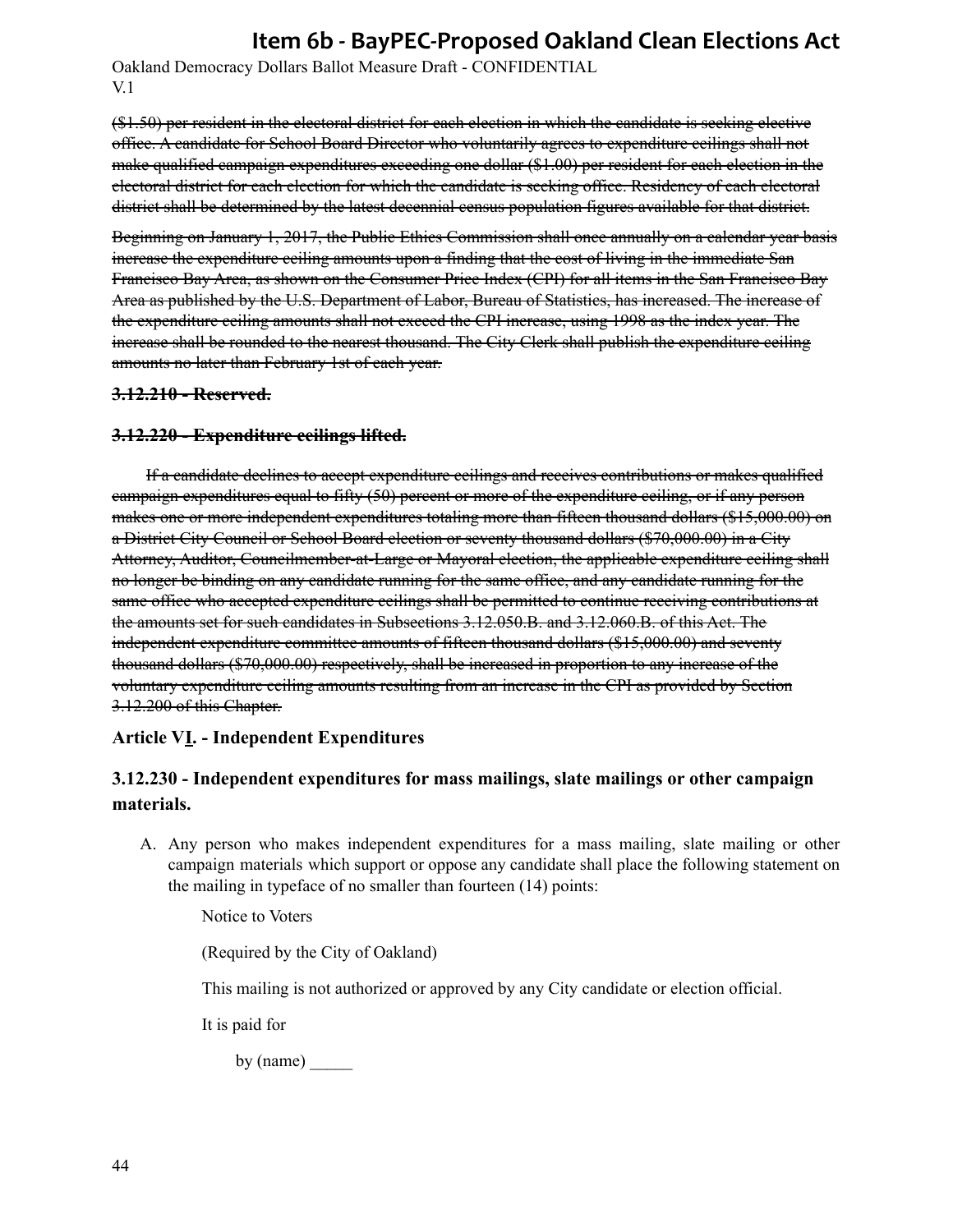~~($1.50) per resident in the electoral district for each election in which the candidate is seeking elective office. A candidate for School Board Director who voluntarily agrees to expenditure ceilings shall not make qualified campaign expenditures exceeding one dollar ($1.00) per resident for each election in the electoral district for each election for which the candidate is seeking office. Residency of each electoral district shall be determined by the latest decennial census population figures available for that district.~~

~~Beginning on January 1, 2017, the Public Ethics Commission shall once annually on a calendar year basis increase the expenditure ceiling amounts upon a finding that the cost of living in the immediate San Francisco Bay Area, as shown on the Consumer Price Index (CPI) for all items in the San Francisco Bay Area as published by the U.S. Department of Labor, Bureau of Statistics, has increased. The increase of the expenditure ceiling amounts shall not exceed the CPI increase, using 1998 as the index year. The increase shall be rounded to the nearest thousand. The City Clerk shall publish the expenditure ceiling amounts no later than February 1st of each year.~~

~~**3.12.210 - Reserved.**~~

~~**3.12.220 - Expenditure ceilings lifted.**~~

~~If a candidate declines to accept expenditure ceilings and receives contributions or makes qualified campaign expenditures equal to fifty (50) percent or more of the expenditure ceiling, or if any person makes one or more independent expenditures totaling more than fifteen thousand dollars ($15,000.00) on a District City Council or School Board election or seventy thousand dollars ($70,000.00) in a City Attorney, Auditor, Councilmember-at-Large or Mayoral election, the applicable expenditure ceiling shall no longer be binding on any candidate running for the same office, and any candidate running for the same office who accepted expenditure ceilings shall be permitted to continue receiving contributions at the amounts set for such candidates in Subsections 3.12.050.B. and 3.12.060.B. of this Act. The independent expenditure committee amounts of fifteen thousand dollars ($15,000.00) and seventy thousand dollars ($70,000.00) respectively, shall be increased in proportion to any increase of the voluntary expenditure ceiling amounts resulting from an increase in the CPI as provided by Section 3.12.200 of this Chapter.~~

## Article VI. - Independent Expenditures

### 3.12.230 - Independent expenditures for mass mailings, slate mailings or other campaign materials.

A. Any person who makes independent expenditures for a mass mailing, slate mailing or other campaign materials which support or oppose any candidate shall place the following statement on the mailing in typeface of no smaller than fourteen (14) points:

   Notice to Voters

   (Required by the City of Oakland)

   This mailing is not authorized or approved by any City candidate or election official.

   It is paid for

   by (name) _____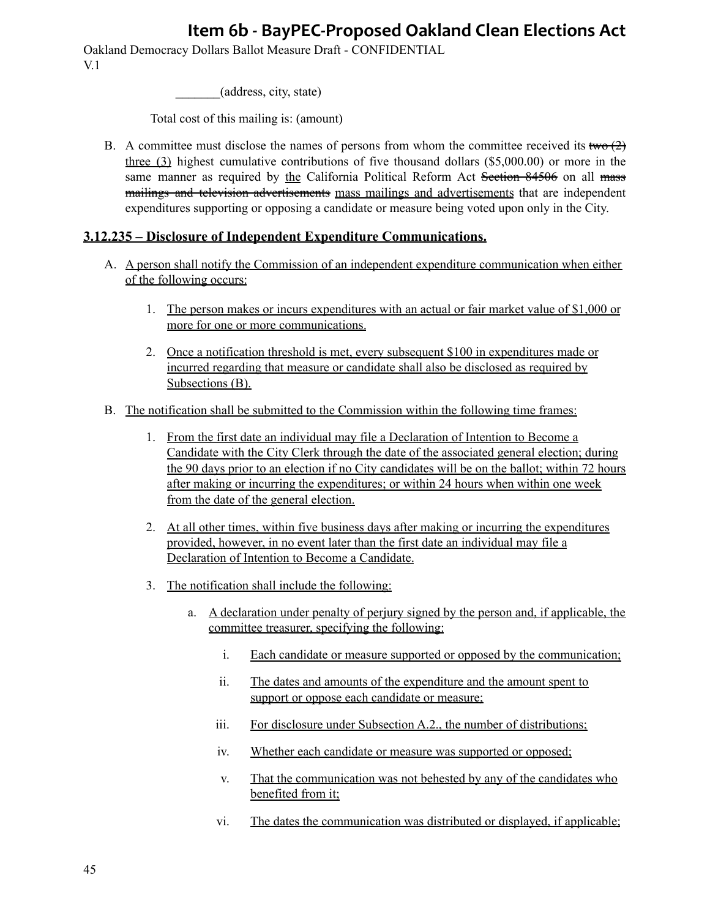_______(address, city, state)

Total cost of this mailing is: (amount)

B. A committee must disclose the names of persons from whom the committee received its ~~two (2)~~ <u>three (3)</u> highest cumulative contributions of five thousand dollars ($5,000.00) or more in the same manner as required by <u>the</u> California Political Reform Act ~~Section 84506~~ on all ~~mass mailings and television advertisements~~ <u>mass mailings and advertisements</u> that are independent expenditures supporting or opposing a candidate or measure being voted upon only in the City.

## <u>3.12.235 – Disclosure of Independent Expenditure Communications.</u>

A. <u>A person shall notify the Commission of an independent expenditure communication when either of the following occurs:</u>

   1. <u>The person makes or incurs expenditures with an actual or fair market value of $1,000 or more for one or more communications.</u>

   2. <u>Once a notification threshold is met, every subsequent $100 in expenditures made or incurred regarding that measure or candidate shall also be disclosed as required by Subsections (B).</u>

B. <u>The notification shall be submitted to the Commission within the following time frames:</u>

   1. <u>From the first date an individual may file a Declaration of Intention to Become a Candidate with the City Clerk through the date of the associated general election; during the 90 days prior to an election if no City candidates will be on the ballot; within 72 hours after making or incurring the expenditures; or within 24 hours when within one week from the date of the general election.</u>

   2. <u>At all other times, within five business days after making or incurring the expenditures provided, however, in no event later than the first date an individual may file a Declaration of Intention to Become a Candidate.</u>

   3. <u>The notification shall include the following:</u>

      a. <u>A declaration under penalty of perjury signed by the person and, if applicable, the committee treasurer, specifying the following:</u>

         i. <u>Each candidate or measure supported or opposed by the communication;</u>

         ii. <u>The dates and amounts of the expenditure and the amount spent to support or oppose each candidate or measure;</u>

         iii. <u>For disclosure under Subsection A.2., the number of distributions;</u>

         iv. <u>Whether each candidate or measure was supported or opposed;</u>

         v. <u>That the communication was not behested by any of the candidates who benefited from it;</u>

         vi. <u>The dates the communication was distributed or displayed, if applicable;</u>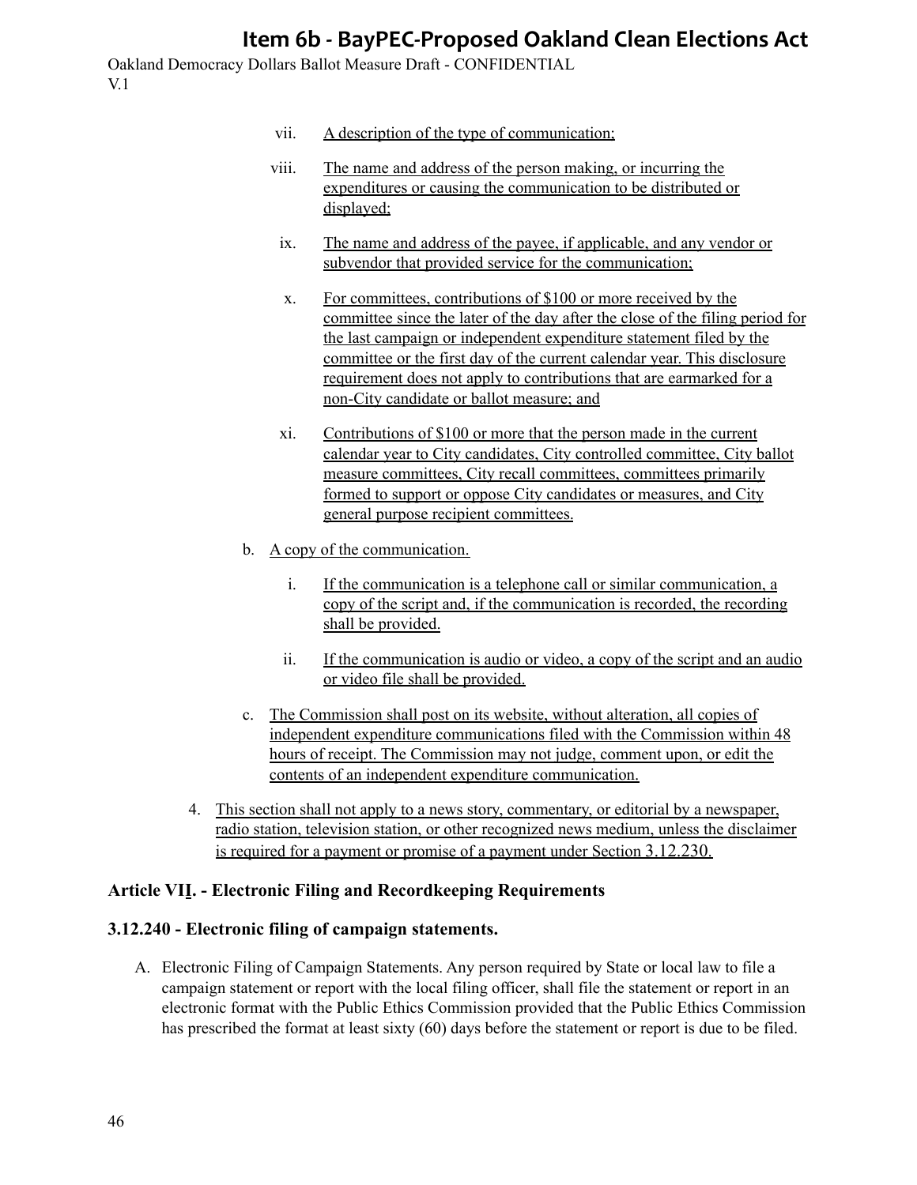vii. A description of the type of communication;

viii. The name and address of the person making, or incurring the expenditures or causing the communication to be distributed or displayed;

ix. The name and address of the payee, if applicable, and any vendor or subvendor that provided service for the communication;

x. For committees, contributions of $100 or more received by the committee since the later of the day after the close of the filing period for the last campaign or independent expenditure statement filed by the committee or the first day of the current calendar year. This disclosure requirement does not apply to contributions that are earmarked for a non-City candidate or ballot measure; and

xi. Contributions of $100 or more that the person made in the current calendar year to City candidates, City controlled committee, City ballot measure committees, City recall committees, committees primarily formed to support or oppose City candidates or measures, and City general purpose recipient committees.

b. A copy of the communication.

   i. If the communication is a telephone call or similar communication, a copy of the script and, if the communication is recorded, the recording shall be provided.

   ii. If the communication is audio or video, a copy of the script and an audio or video file shall be provided.

c. The Commission shall post on its website, without alteration, all copies of independent expenditure communications filed with the Commission within 48 hours of receipt. The Commission may not judge, comment upon, or edit the contents of an independent expenditure communication.

4. This section shall not apply to a news story, commentary, or editorial by a newspaper, radio station, television station, or other recognized news medium, unless the disclaimer is required for a payment or promise of a payment under Section 3.12.230.

### Article VII. - Electronic Filing and Recordkeeping Requirements

### 3.12.240 - Electronic filing of campaign statements.

A. Electronic Filing of Campaign Statements. Any person required by State or local law to file a campaign statement or report with the local filing officer, shall file the statement or report in an electronic format with the Public Ethics Commission provided that the Public Ethics Commission has prescribed the format at least sixty (60) days before the statement or report is due to be filed.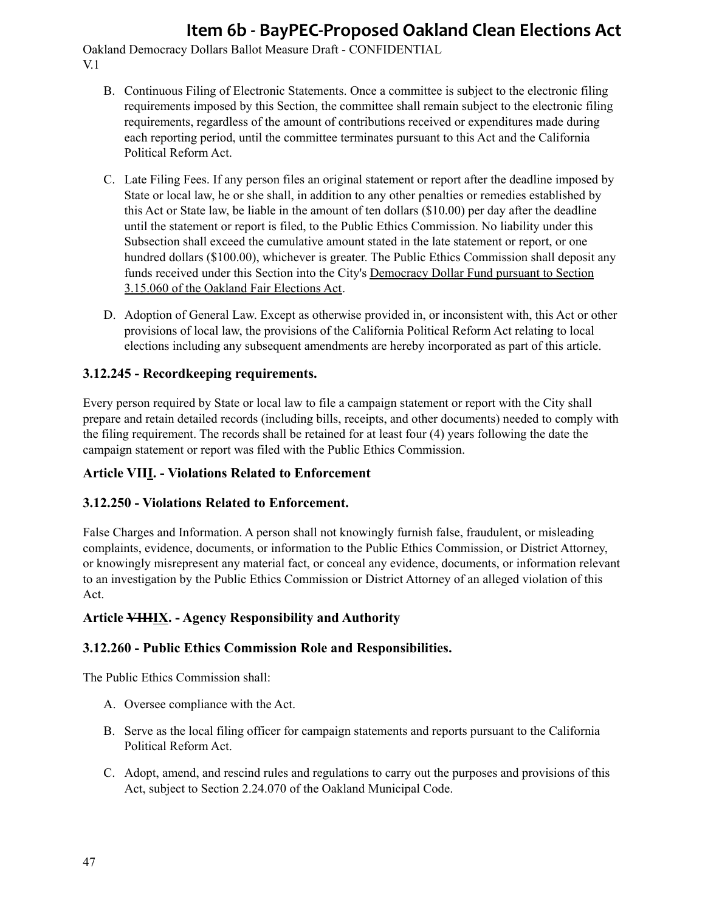B. Continuous Filing of Electronic Statements. Once a committee is subject to the electronic filing requirements imposed by this Section, the committee shall remain subject to the electronic filing requirements, regardless of the amount of contributions received or expenditures made during each reporting period, until the committee terminates pursuant to this Act and the California Political Reform Act.

C. Late Filing Fees. If any person files an original statement or report after the deadline imposed by State or local law, he or she shall, in addition to any other penalties or remedies established by this Act or State law, be liable in the amount of ten dollars ($10.00) per day after the deadline until the statement or report is filed, to the Public Ethics Commission. No liability under this Subsection shall exceed the cumulative amount stated in the late statement or report, or one hundred dollars ($100.00), whichever is greater. The Public Ethics Commission shall deposit any funds received under this Section into the City's Democracy Dollar Fund pursuant to Section 3.15.060 of the Oakland Fair Elections Act.

D. Adoption of General Law. Except as otherwise provided in, or inconsistent with, this Act or other provisions of local law, the provisions of the California Political Reform Act relating to local elections including any subsequent amendments are hereby incorporated as part of this article.

### 3.12.245 - Recordkeeping requirements.

Every person required by State or local law to file a campaign statement or report with the City shall prepare and retain detailed records (including bills, receipts, and other documents) needed to comply with the filing requirement. The records shall be retained for at least four (4) years following the date the campaign statement or report was filed with the Public Ethics Commission.

### Article VIII. - Violations Related to Enforcement

### 3.12.250 - Violations Related to Enforcement.

False Charges and Information. A person shall not knowingly furnish false, fraudulent, or misleading complaints, evidence, documents, or information to the Public Ethics Commission, or District Attorney, or knowingly misrepresent any material fact, or conceal any evidence, documents, or information relevant to an investigation by the Public Ethics Commission or District Attorney of an alleged violation of this Act.

### Article ~~VIII~~IX. - Agency Responsibility and Authority

### 3.12.260 - Public Ethics Commission Role and Responsibilities.

The Public Ethics Commission shall:

A. Oversee compliance with the Act.

B. Serve as the local filing officer for campaign statements and reports pursuant to the California Political Reform Act.

C. Adopt, amend, and rescind rules and regulations to carry out the purposes and provisions of this Act, subject to Section 2.24.070 of the Oakland Municipal Code.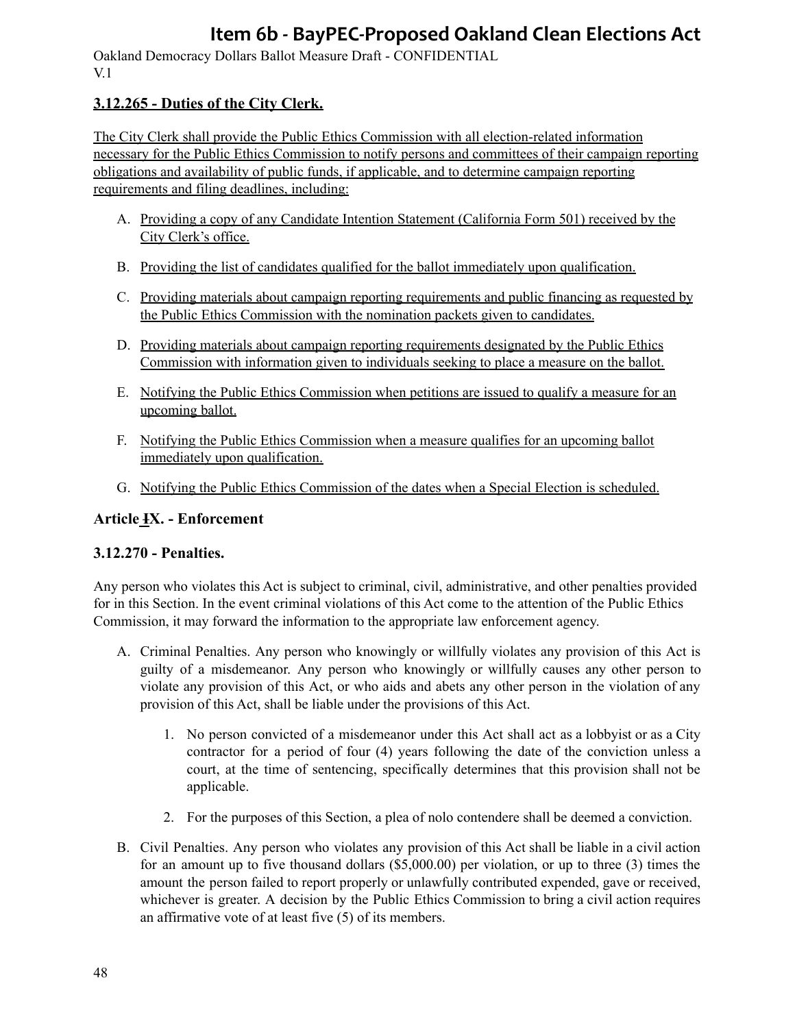### 3.12.265 - Duties of the City Clerk.

The City Clerk shall provide the Public Ethics Commission with all election-related information necessary for the Public Ethics Commission to notify persons and committees of their campaign reporting obligations and availability of public funds, if applicable, and to determine campaign reporting requirements and filing deadlines, including:

A. Providing a copy of any Candidate Intention Statement (California Form 501) received by the City Clerk's office.

B. Providing the list of candidates qualified for the ballot immediately upon qualification.

C. Providing materials about campaign reporting requirements and public financing as requested by the Public Ethics Commission with the nomination packets given to candidates.

D. Providing materials about campaign reporting requirements designated by the Public Ethics Commission with information given to individuals seeking to place a measure on the ballot.

E. Notifying the Public Ethics Commission when petitions are issued to qualify a measure for an upcoming ballot.

F. Notifying the Public Ethics Commission when a measure qualifies for an upcoming ballot immediately upon qualification.

G. Notifying the Public Ethics Commission of the dates when a Special Election is scheduled.

### Article ~~I~~X. - Enforcement

### 3.12.270 - Penalties.

Any person who violates this Act is subject to criminal, civil, administrative, and other penalties provided for in this Section. In the event criminal violations of this Act come to the attention of the Public Ethics Commission, it may forward the information to the appropriate law enforcement agency.

A. Criminal Penalties. Any person who knowingly or willfully violates any provision of this Act is guilty of a misdemeanor. Any person who knowingly or willfully causes any other person to violate any provision of this Act, or who aids and abets any other person in the violation of any provision of this Act, shall be liable under the provisions of this Act.

   1. No person convicted of a misdemeanor under this Act shall act as a lobbyist or as a City contractor for a period of four (4) years following the date of the conviction unless a court, at the time of sentencing, specifically determines that this provision shall not be applicable.

   2. For the purposes of this Section, a plea of nolo contendere shall be deemed a conviction.

B. Civil Penalties. Any person who violates any provision of this Act shall be liable in a civil action for an amount up to five thousand dollars ($5,000.00) per violation, or up to three (3) times the amount the person failed to report properly or unlawfully contributed expended, gave or received, whichever is greater. A decision by the Public Ethics Commission to bring a civil action requires an affirmative vote of at least five (5) of its members.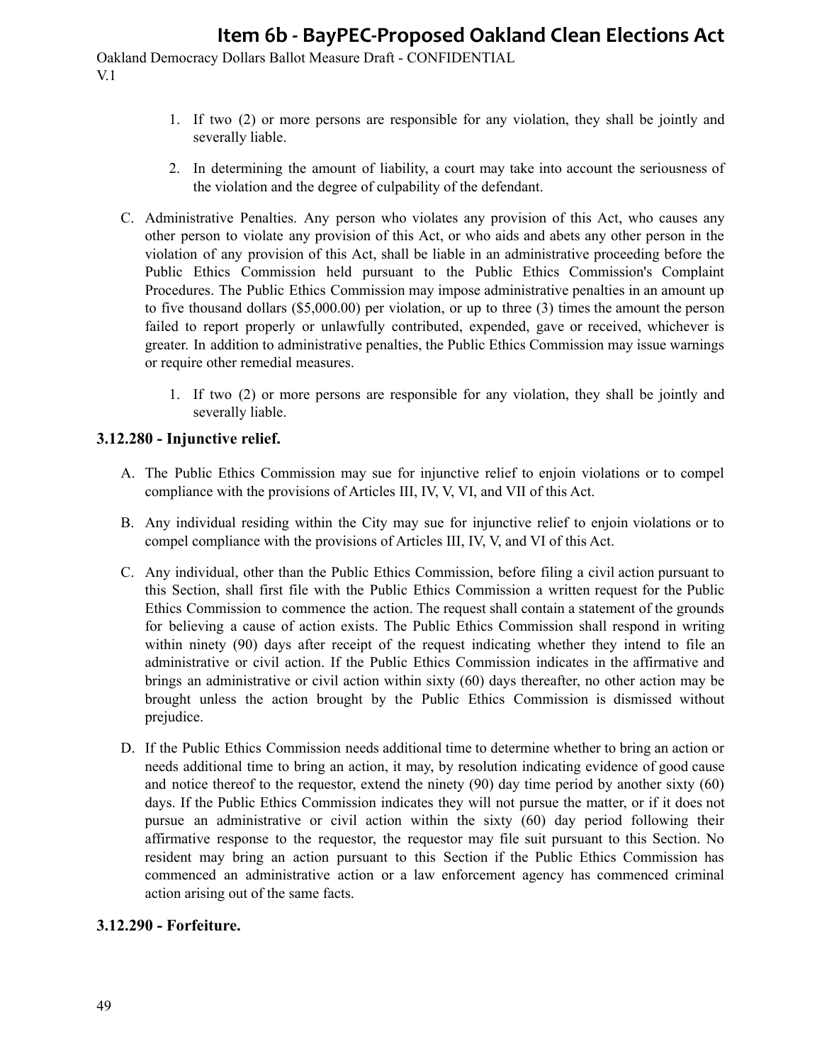1. If two (2) or more persons are responsible for any violation, they shall be jointly and severally liable.

2. In determining the amount of liability, a court may take into account the seriousness of the violation and the degree of culpability of the defendant.

C. Administrative Penalties. Any person who violates any provision of this Act, who causes any other person to violate any provision of this Act, or who aids and abets any other person in the violation of any provision of this Act, shall be liable in an administrative proceeding before the Public Ethics Commission held pursuant to the Public Ethics Commission's Complaint Procedures. The Public Ethics Commission may impose administrative penalties in an amount up to five thousand dollars ($5,000.00) per violation, or up to three (3) times the amount the person failed to report properly or unlawfully contributed, expended, gave or received, whichever is greater. In addition to administrative penalties, the Public Ethics Commission may issue warnings or require other remedial measures.

   1. If two (2) or more persons are responsible for any violation, they shall be jointly and severally liable.

### 3.12.280 - Injunctive relief.

A. The Public Ethics Commission may sue for injunctive relief to enjoin violations or to compel compliance with the provisions of Articles III, IV, V, VI, and VII of this Act.

B. Any individual residing within the City may sue for injunctive relief to enjoin violations or to compel compliance with the provisions of Articles III, IV, V, and VI of this Act.

C. Any individual, other than the Public Ethics Commission, before filing a civil action pursuant to this Section, shall first file with the Public Ethics Commission a written request for the Public Ethics Commission to commence the action. The request shall contain a statement of the grounds for believing a cause of action exists. The Public Ethics Commission shall respond in writing within ninety (90) days after receipt of the request indicating whether they intend to file an administrative or civil action. If the Public Ethics Commission indicates in the affirmative and brings an administrative or civil action within sixty (60) days thereafter, no other action may be brought unless the action brought by the Public Ethics Commission is dismissed without prejudice.

D. If the Public Ethics Commission needs additional time to determine whether to bring an action or needs additional time to bring an action, it may, by resolution indicating evidence of good cause and notice thereof to the requestor, extend the ninety (90) day time period by another sixty (60) days. If the Public Ethics Commission indicates they will not pursue the matter, or if it does not pursue an administrative or civil action within the sixty (60) day period following their affirmative response to the requestor, the requestor may file suit pursuant to this Section. No resident may bring an action pursuant to this Section if the Public Ethics Commission has commenced an administrative action or a law enforcement agency has commenced criminal action arising out of the same facts.

### 3.12.290 - Forfeiture.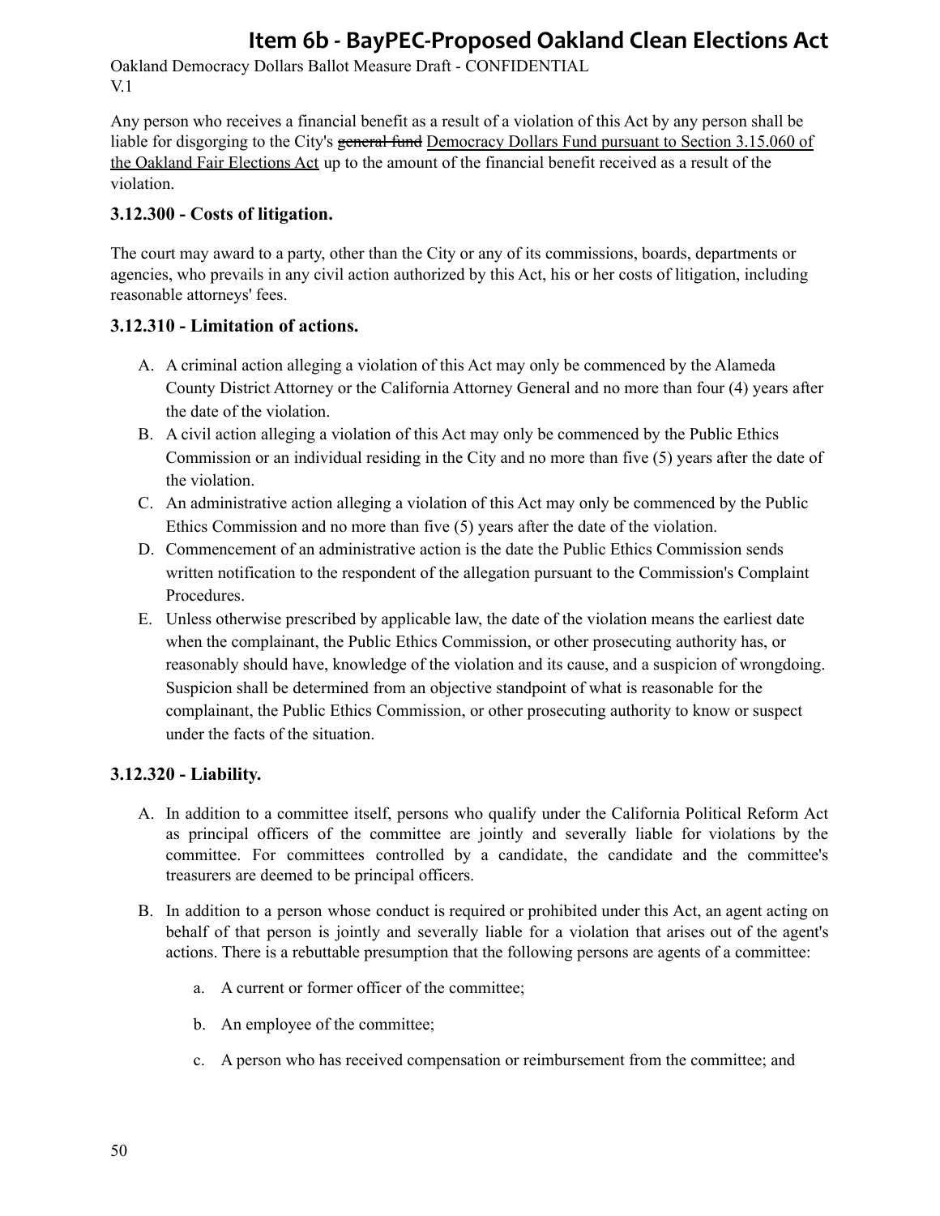Any person who receives a financial benefit as a result of a violation of this Act by any person shall be liable for disgorging to the City's ~~general fund~~ <u>Democracy Dollars Fund pursuant to Section 3.15.060 of the Oakland Fair Elections Act</u> up to the amount of the financial benefit received as a result of the violation.

### 3.12.300 - Costs of litigation.

The court may award to a party, other than the City or any of its commissions, boards, departments or agencies, who prevails in any civil action authorized by this Act, his or her costs of litigation, including reasonable attorneys' fees.

### 3.12.310 - Limitation of actions.

A. A criminal action alleging a violation of this Act may only be commenced by the Alameda County District Attorney or the California Attorney General and no more than four (4) years after the date of the violation.
B. A civil action alleging a violation of this Act may only be commenced by the Public Ethics Commission or an individual residing in the City and no more than five (5) years after the date of the violation.
C. An administrative action alleging a violation of this Act may only be commenced by the Public Ethics Commission and no more than five (5) years after the date of the violation.
D. Commencement of an administrative action is the date the Public Ethics Commission sends written notification to the respondent of the allegation pursuant to the Commission's Complaint Procedures.
E. Unless otherwise prescribed by applicable law, the date of the violation means the earliest date when the complainant, the Public Ethics Commission, or other prosecuting authority has, or reasonably should have, knowledge of the violation and its cause, and a suspicion of wrongdoing. Suspicion shall be determined from an objective standpoint of what is reasonable for the complainant, the Public Ethics Commission, or other prosecuting authority to know or suspect under the facts of the situation.

### 3.12.320 - Liability.

A. In addition to a committee itself, persons who qualify under the California Political Reform Act as principal officers of the committee are jointly and severally liable for violations by the committee. For committees controlled by a candidate, the candidate and the committee's treasurers are deemed to be principal officers.

B. In addition to a person whose conduct is required or prohibited under this Act, an agent acting on behalf of that person is jointly and severally liable for a violation that arises out of the agent's actions. There is a rebuttable presumption that the following persons are agents of a committee:

   a. A current or former officer of the committee;

   b. An employee of the committee;

   c. A person who has received compensation or reimbursement from the committee; and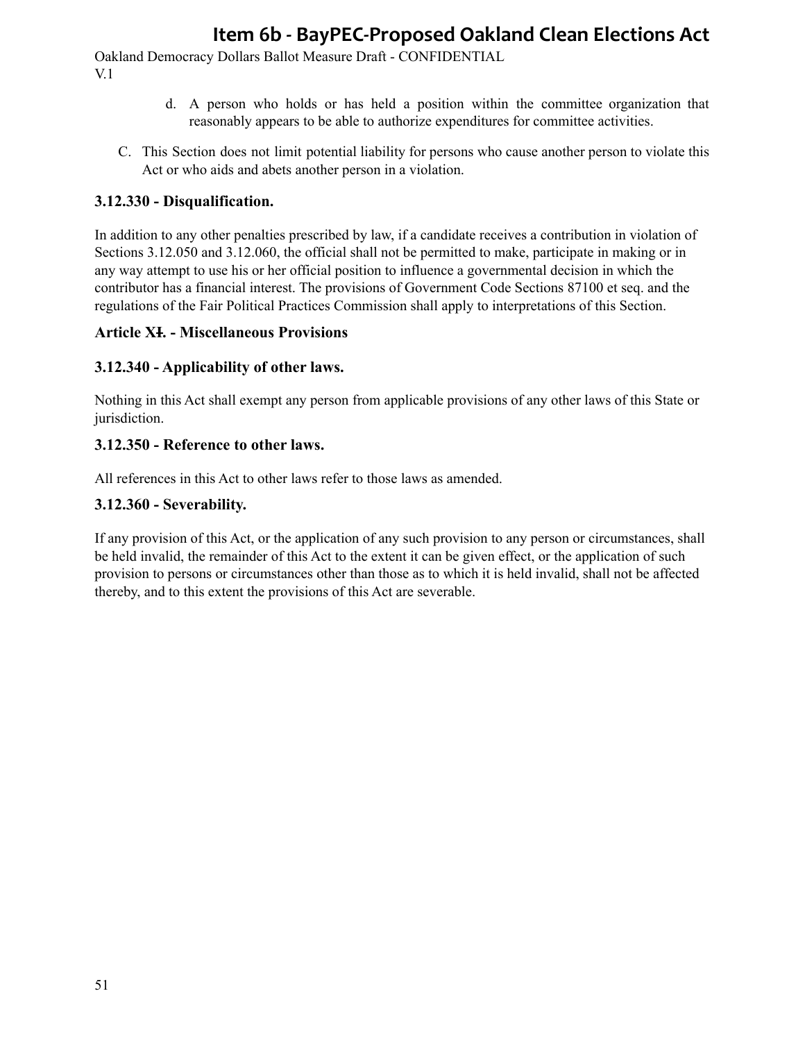d. A person who holds or has held a position within the committee organization that reasonably appears to be able to authorize expenditures for committee activities.

C. This Section does not limit potential liability for persons who cause another person to violate this Act or who aids and abets another person in a violation.

### 3.12.330 - Disqualification.

In addition to any other penalties prescribed by law, if a candidate receives a contribution in violation of Sections 3.12.050 and 3.12.060, the official shall not be permitted to make, participate in making or in any way attempt to use his or her official position to influence a governmental decision in which the contributor has a financial interest. The provisions of Government Code Sections 87100 et seq. and the regulations of the Fair Political Practices Commission shall apply to interpretations of this Section.

### Article X~~I~~. - Miscellaneous Provisions

### 3.12.340 - Applicability of other laws.

Nothing in this Act shall exempt any person from applicable provisions of any other laws of this State or jurisdiction.

### 3.12.350 - Reference to other laws.

All references in this Act to other laws refer to those laws as amended.

### 3.12.360 - Severability.

If any provision of this Act, or the application of any such provision to any person or circumstances, shall be held invalid, the remainder of this Act to the extent it can be given effect, or the application of such provision to persons or circumstances other than those as to which it is held invalid, shall not be affected thereby, and to this extent the provisions of this Act are severable.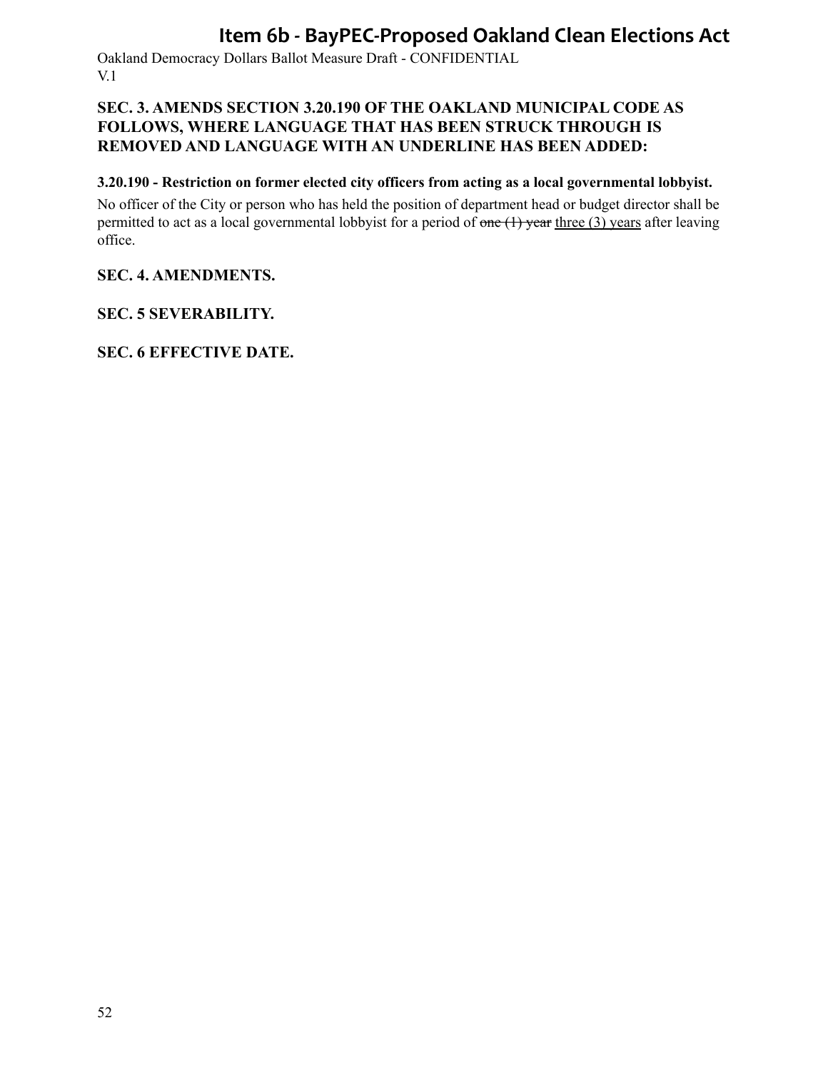**SEC. 3. AMENDS SECTION 3.20.190 OF THE OAKLAND MUNICIPAL CODE AS FOLLOWS, WHERE LANGUAGE THAT HAS BEEN STRUCK THROUGH IS REMOVED AND LANGUAGE WITH AN UNDERLINE HAS BEEN ADDED:**

**3.20.190 - Restriction on former elected city officers from acting as a local governmental lobbyist.**

No officer of the City or person who has held the position of department head or budget director shall be permitted to act as a local governmental lobbyist for a period of ~~one (1) year~~ <u>three (3) years</u> after leaving office.

**SEC. 4. AMENDMENTS.**

**SEC. 5 SEVERABILITY.**

**SEC. 6 EFFECTIVE DATE.**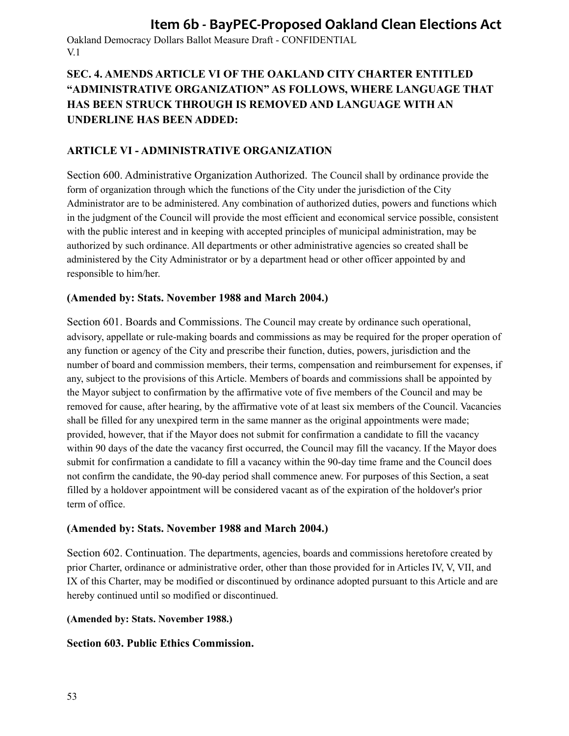Oakland Democracy Dollars Ballot Measure Draft - CONFIDENTIAL
V.1

**SEC. 4. AMENDS ARTICLE VI OF THE OAKLAND CITY CHARTER ENTITLED "ADMINISTRATIVE ORGANIZATION" AS FOLLOWS, WHERE LANGUAGE THAT HAS BEEN STRUCK THROUGH IS REMOVED AND LANGUAGE WITH AN UNDERLINE HAS BEEN ADDED:**

**ARTICLE VI - ADMINISTRATIVE ORGANIZATION**

Section 600. Administrative Organization Authorized. The Council shall by ordinance provide the form of organization through which the functions of the City under the jurisdiction of the City Administrator are to be administered. Any combination of authorized duties, powers and functions which in the judgment of the Council will provide the most efficient and economical service possible, consistent with the public interest and in keeping with accepted principles of municipal administration, may be authorized by such ordinance. All departments or other administrative agencies so created shall be administered by the City Administrator or by a department head or other officer appointed by and responsible to him/her.

**(Amended by: Stats. November 1988 and March 2004.)**

Section 601. Boards and Commissions. The Council may create by ordinance such operational, advisory, appellate or rule-making boards and commissions as may be required for the proper operation of any function or agency of the City and prescribe their function, duties, powers, jurisdiction and the number of board and commission members, their terms, compensation and reimbursement for expenses, if any, subject to the provisions of this Article. Members of boards and commissions shall be appointed by the Mayor subject to confirmation by the affirmative vote of five members of the Council and may be removed for cause, after hearing, by the affirmative vote of at least six members of the Council. Vacancies shall be filled for any unexpired term in the same manner as the original appointments were made; provided, however, that if the Mayor does not submit for confirmation a candidate to fill the vacancy within 90 days of the date the vacancy first occurred, the Council may fill the vacancy. If the Mayor does submit for confirmation a candidate to fill a vacancy within the 90-day time frame and the Council does not confirm the candidate, the 90-day period shall commence anew. For purposes of this Section, a seat filled by a holdover appointment will be considered vacant as of the expiration of the holdover's prior term of office.

**(Amended by: Stats. November 1988 and March 2004.)**

Section 602. Continuation. The departments, agencies, boards and commissions heretofore created by prior Charter, ordinance or administrative order, other than those provided for in Articles IV, V, VII, and IX of this Charter, may be modified or discontinued by ordinance adopted pursuant to this Article and are hereby continued until so modified or discontinued.

**(Amended by: Stats. November 1988.)**

**Section 603. Public Ethics Commission.**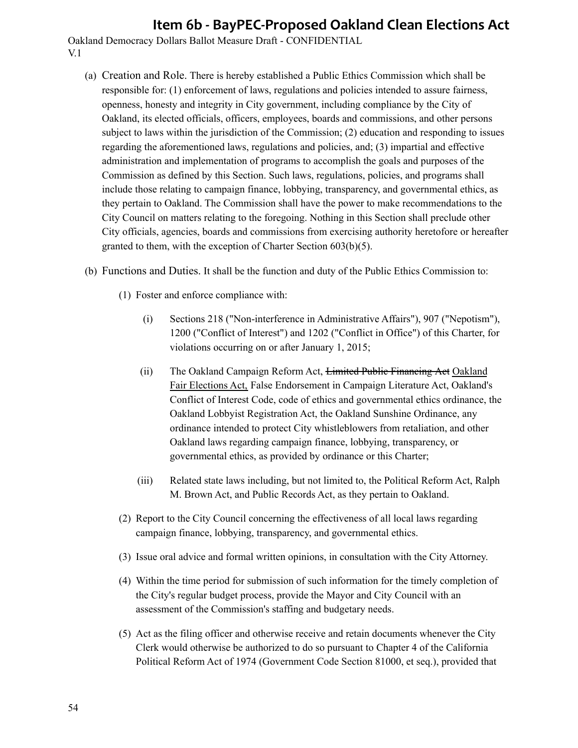# Item 6b - BayPEC-Proposed Oakland Clean Elections Act

Oakland Democracy Dollars Ballot Measure Draft - CONFIDENTIAL
V.1

(a) Creation and Role. There is hereby established a Public Ethics Commission which shall be responsible for: (1) enforcement of laws, regulations and policies intended to assure fairness, openness, honesty and integrity in City government, including compliance by the City of Oakland, its elected officials, officers, employees, boards and commissions, and other persons subject to laws within the jurisdiction of the Commission; (2) education and responding to issues regarding the aforementioned laws, regulations and policies, and; (3) impartial and effective administration and implementation of programs to accomplish the goals and purposes of the Commission as defined by this Section. Such laws, regulations, policies, and programs shall include those relating to campaign finance, lobbying, transparency, and governmental ethics, as they pertain to Oakland. The Commission shall have the power to make recommendations to the City Council on matters relating to the foregoing. Nothing in this Section shall preclude other City officials, agencies, boards and commissions from exercising authority heretofore or hereafter granted to them, with the exception of Charter Section 603(b)(5).

(b) Functions and Duties. It shall be the function and duty of the Public Ethics Commission to:

(1) Foster and enforce compliance with:

(i) Sections 218 ("Non-interference in Administrative Affairs"), 907 ("Nepotism"), 1200 ("Conflict of Interest") and 1202 ("Conflict in Office") of this Charter, for violations occurring on or after January 1, 2015;

(ii) The Oakland Campaign Reform Act, ~~Limited Public Financing Act~~ <u>Oakland Fair Elections Act,</u> False Endorsement in Campaign Literature Act, Oakland's Conflict of Interest Code, code of ethics and governmental ethics ordinance, the Oakland Lobbyist Registration Act, the Oakland Sunshine Ordinance, any ordinance intended to protect City whistleblowers from retaliation, and other Oakland laws regarding campaign finance, lobbying, transparency, or governmental ethics, as provided by ordinance or this Charter;

(iii) Related state laws including, but not limited to, the Political Reform Act, Ralph M. Brown Act, and Public Records Act, as they pertain to Oakland.

(2) Report to the City Council concerning the effectiveness of all local laws regarding campaign finance, lobbying, transparency, and governmental ethics.

(3) Issue oral advice and formal written opinions, in consultation with the City Attorney.

(4) Within the time period for submission of such information for the timely completion of the City's regular budget process, provide the Mayor and City Council with an assessment of the Commission's staffing and budgetary needs.

(5) Act as the filing officer and otherwise receive and retain documents whenever the City Clerk would otherwise be authorized to do so pursuant to Chapter 4 of the California Political Reform Act of 1974 (Government Code Section 81000, et seq.), provided that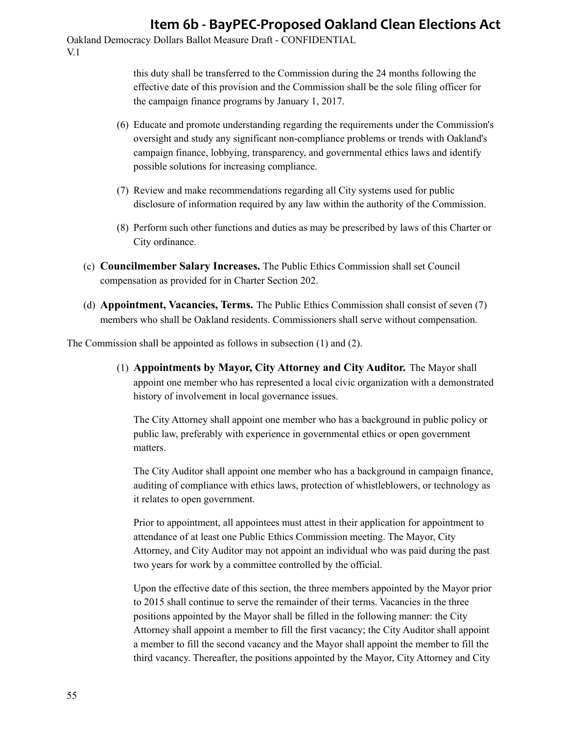this duty shall be transferred to the Commission during the 24 months following the effective date of this provision and the Commission shall be the sole filing officer for the campaign finance programs by January 1, 2017.

(6) Educate and promote understanding regarding the requirements under the Commission's oversight and study any significant non-compliance problems or trends with Oakland's campaign finance, lobbying, transparency, and governmental ethics laws and identify possible solutions for increasing compliance.

(7) Review and make recommendations regarding all City systems used for public disclosure of information required by any law within the authority of the Commission.

(8) Perform such other functions and duties as may be prescribed by laws of this Charter or City ordinance.

(c) **Councilmember Salary Increases.** The Public Ethics Commission shall set Council compensation as provided for in Charter Section 202.

(d) **Appointment, Vacancies, Terms.** The Public Ethics Commission shall consist of seven (7) members who shall be Oakland residents. Commissioners shall serve without compensation.

The Commission shall be appointed as follows in subsection (1) and (2).

(1) **Appointments by Mayor, City Attorney and City Auditor.** The Mayor shall appoint one member who has represented a local civic organization with a demonstrated history of involvement in local governance issues.

The City Attorney shall appoint one member who has a background in public policy or public law, preferably with experience in governmental ethics or open government matters.

The City Auditor shall appoint one member who has a background in campaign finance, auditing of compliance with ethics laws, protection of whistleblowers, or technology as it relates to open government.

Prior to appointment, all appointees must attest in their application for appointment to attendance of at least one Public Ethics Commission meeting. The Mayor, City Attorney, and City Auditor may not appoint an individual who was paid during the past two years for work by a committee controlled by the official.

Upon the effective date of this section, the three members appointed by the Mayor prior to 2015 shall continue to serve the remainder of their terms. Vacancies in the three positions appointed by the Mayor shall be filled in the following manner: the City Attorney shall appoint a member to fill the first vacancy; the City Auditor shall appoint a member to fill the second vacancy and the Mayor shall appoint the member to fill the third vacancy. Thereafter, the positions appointed by the Mayor, City Attorney and City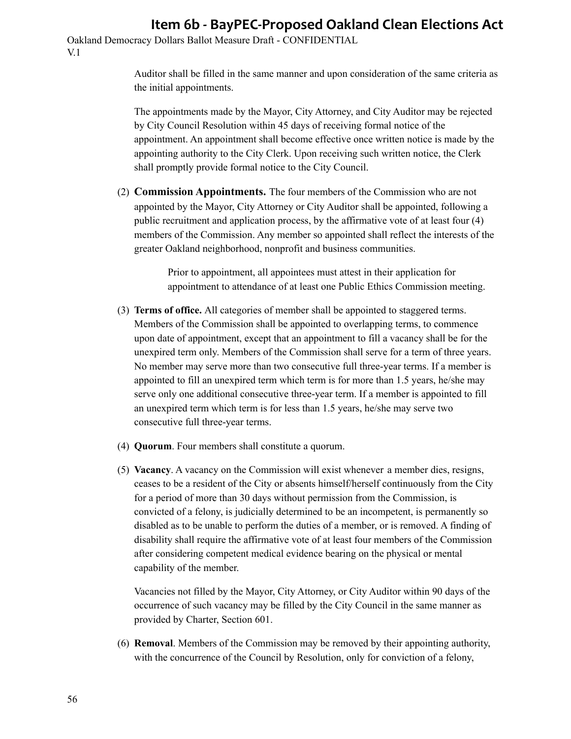Auditor shall be filled in the same manner and upon consideration of the same criteria as the initial appointments.

The appointments made by the Mayor, City Attorney, and City Auditor may be rejected by City Council Resolution within 45 days of receiving formal notice of the appointment. An appointment shall become effective once written notice is made by the appointing authority to the City Clerk. Upon receiving such written notice, the Clerk shall promptly provide formal notice to the City Council.

(2) **Commission Appointments.** The four members of the Commission who are not appointed by the Mayor, City Attorney or City Auditor shall be appointed, following a public recruitment and application process, by the affirmative vote of at least four (4) members of the Commission. Any member so appointed shall reflect the interests of the greater Oakland neighborhood, nonprofit and business communities.

> Prior to appointment, all appointees must attest in their application for appointment to attendance of at least one Public Ethics Commission meeting.

(3) **Terms of office.** All categories of member shall be appointed to staggered terms. Members of the Commission shall be appointed to overlapping terms, to commence upon date of appointment, except that an appointment to fill a vacancy shall be for the unexpired term only. Members of the Commission shall serve for a term of three years. No member may serve more than two consecutive full three-year terms. If a member is appointed to fill an unexpired term which term is for more than 1.5 years, he/she may serve only one additional consecutive three-year term. If a member is appointed to fill an unexpired term which term is for less than 1.5 years, he/she may serve two consecutive full three-year terms.

(4) **Quorum**. Four members shall constitute a quorum.

(5) **Vacancy**. A vacancy on the Commission will exist whenever a member dies, resigns, ceases to be a resident of the City or absents himself/herself continuously from the City for a period of more than 30 days without permission from the Commission, is convicted of a felony, is judicially determined to be an incompetent, is permanently so disabled as to be unable to perform the duties of a member, or is removed. A finding of disability shall require the affirmative vote of at least four members of the Commission after considering competent medical evidence bearing on the physical or mental capability of the member.

Vacancies not filled by the Mayor, City Attorney, or City Auditor within 90 days of the occurrence of such vacancy may be filled by the City Council in the same manner as provided by Charter, Section 601.

(6) **Removal**. Members of the Commission may be removed by their appointing authority, with the concurrence of the Council by Resolution, only for conviction of a felony,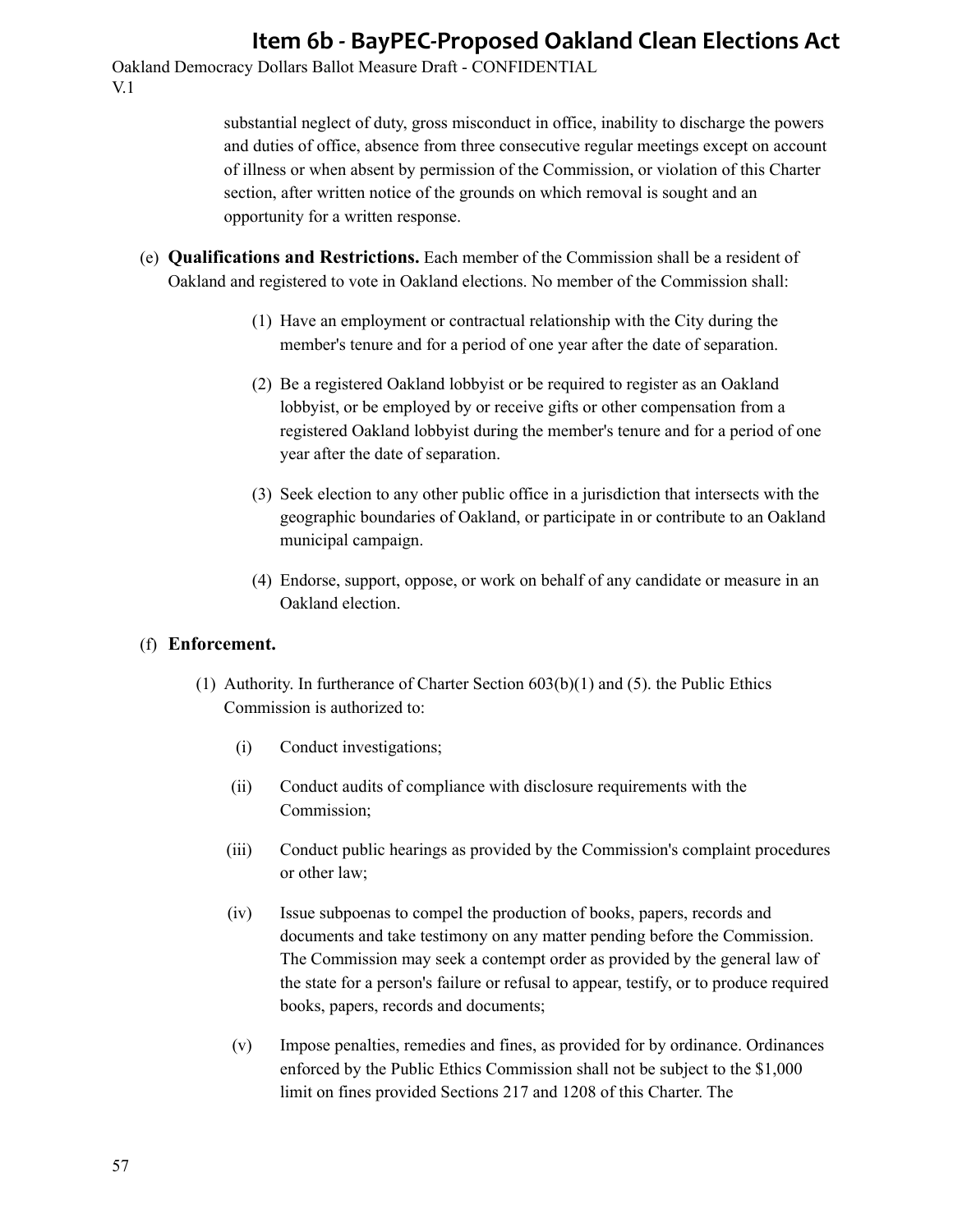substantial neglect of duty, gross misconduct in office, inability to discharge the powers and duties of office, absence from three consecutive regular meetings except on account of illness or when absent by permission of the Commission, or violation of this Charter section, after written notice of the grounds on which removal is sought and an opportunity for a written response.

(e) **Qualifications and Restrictions.** Each member of the Commission shall be a resident of Oakland and registered to vote in Oakland elections. No member of the Commission shall:

   (1) Have an employment or contractual relationship with the City during the member's tenure and for a period of one year after the date of separation.

   (2) Be a registered Oakland lobbyist or be required to register as an Oakland lobbyist, or be employed by or receive gifts or other compensation from a registered Oakland lobbyist during the member's tenure and for a period of one year after the date of separation.

   (3) Seek election to any other public office in a jurisdiction that intersects with the geographic boundaries of Oakland, or participate in or contribute to an Oakland municipal campaign.

   (4) Endorse, support, oppose, or work on behalf of any candidate or measure in an Oakland election.

(f) **Enforcement.**

   (1) Authority. In furtherance of Charter Section 603(b)(1) and (5). the Public Ethics Commission is authorized to:

      (i) Conduct investigations;

      (ii) Conduct audits of compliance with disclosure requirements with the Commission;

      (iii) Conduct public hearings as provided by the Commission's complaint procedures or other law;

      (iv) Issue subpoenas to compel the production of books, papers, records and documents and take testimony on any matter pending before the Commission. The Commission may seek a contempt order as provided by the general law of the state for a person's failure or refusal to appear, testify, or to produce required books, papers, records and documents;

      (v) Impose penalties, remedies and fines, as provided for by ordinance. Ordinances enforced by the Public Ethics Commission shall not be subject to the $1,000 limit on fines provided Sections 217 and 1208 of this Charter. The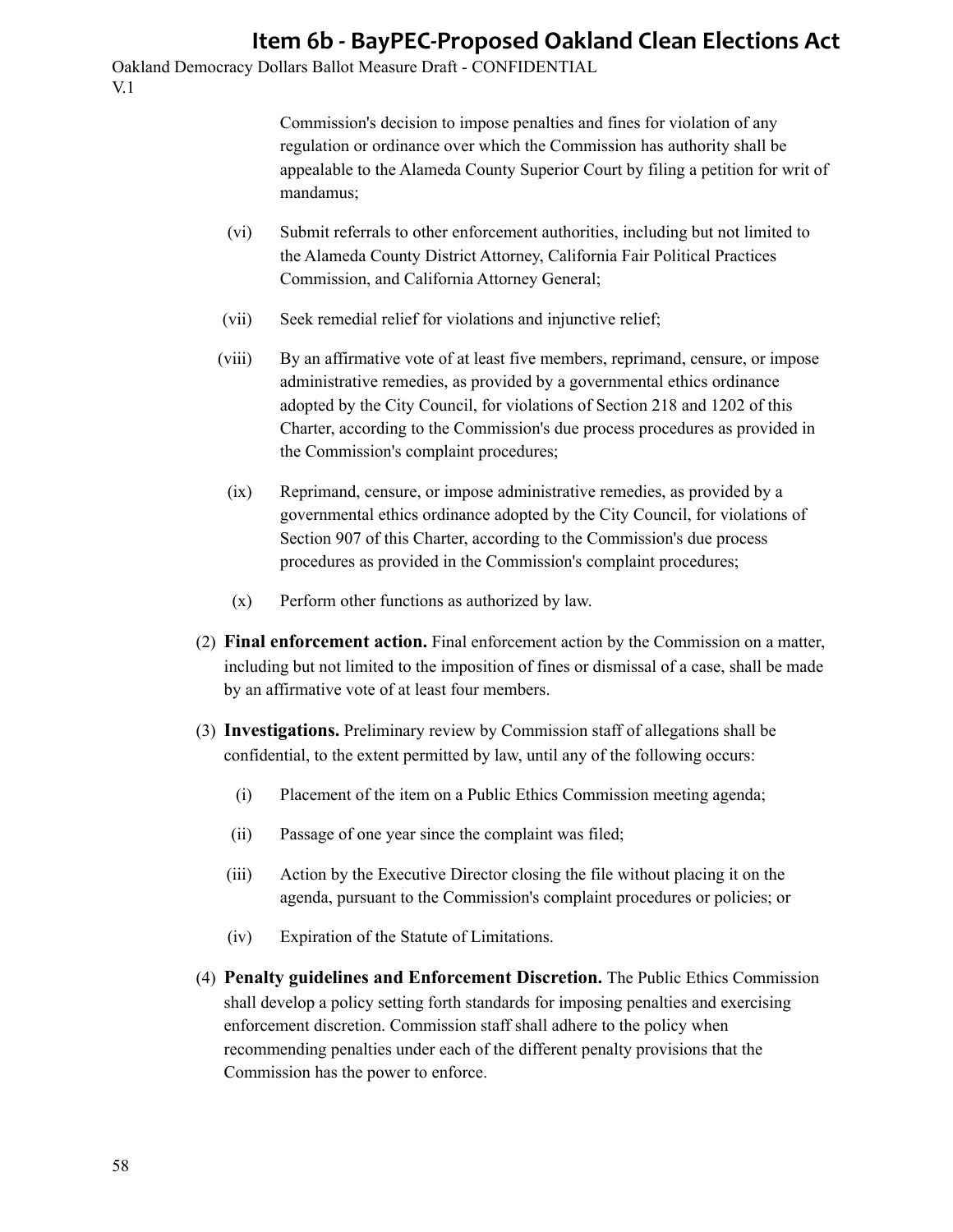Commission's decision to impose penalties and fines for violation of any regulation or ordinance over which the Commission has authority shall be appealable to the Alameda County Superior Court by filing a petition for writ of mandamus;

(vi) Submit referrals to other enforcement authorities, including but not limited to the Alameda County District Attorney, California Fair Political Practices Commission, and California Attorney General;

(vii) Seek remedial relief for violations and injunctive relief;

(viii) By an affirmative vote of at least five members, reprimand, censure, or impose administrative remedies, as provided by a governmental ethics ordinance adopted by the City Council, for violations of Section 218 and 1202 of this Charter, according to the Commission's due process procedures as provided in the Commission's complaint procedures;

(ix) Reprimand, censure, or impose administrative remedies, as provided by a governmental ethics ordinance adopted by the City Council, for violations of Section 907 of this Charter, according to the Commission's due process procedures as provided in the Commission's complaint procedures;

(x) Perform other functions as authorized by law.

(2) **Final enforcement action.** Final enforcement action by the Commission on a matter, including but not limited to the imposition of fines or dismissal of a case, shall be made by an affirmative vote of at least four members.

(3) **Investigations.** Preliminary review by Commission staff of allegations shall be confidential, to the extent permitted by law, until any of the following occurs:

(i) Placement of the item on a Public Ethics Commission meeting agenda;

(ii) Passage of one year since the complaint was filed;

(iii) Action by the Executive Director closing the file without placing it on the agenda, pursuant to the Commission's complaint procedures or policies; or

(iv) Expiration of the Statute of Limitations.

(4) **Penalty guidelines and Enforcement Discretion.** The Public Ethics Commission shall develop a policy setting forth standards for imposing penalties and exercising enforcement discretion. Commission staff shall adhere to the policy when recommending penalties under each of the different penalty provisions that the Commission has the power to enforce.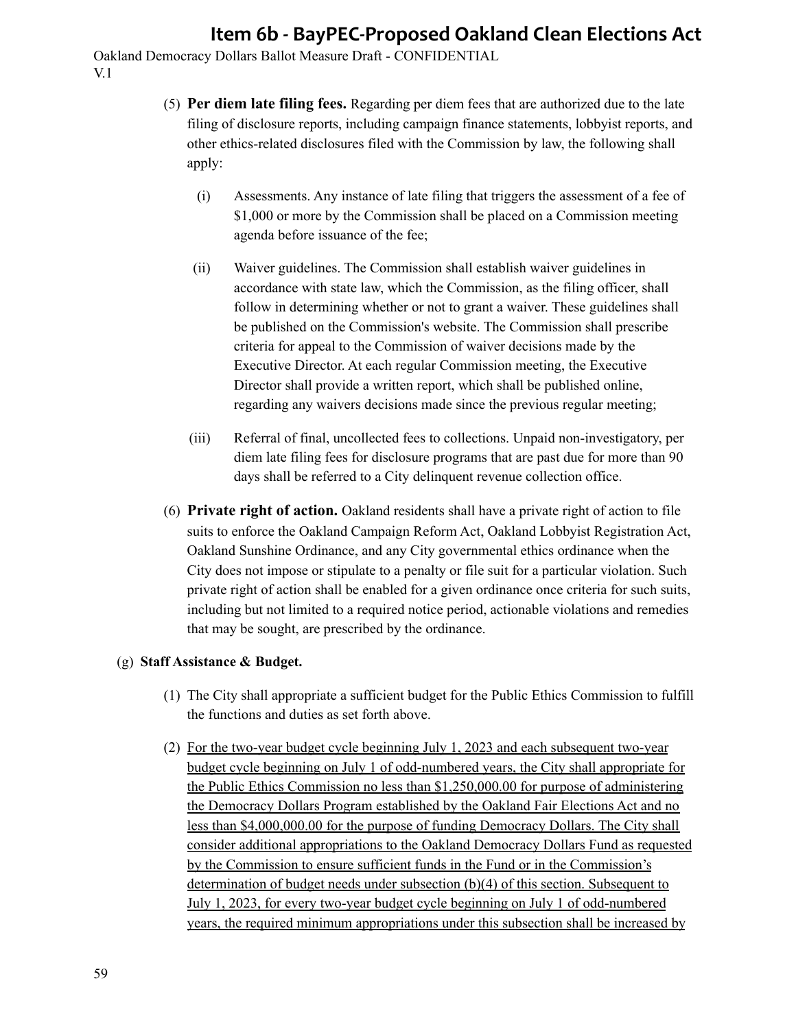(5) **Per diem late filing fees.** Regarding per diem fees that are authorized due to the late filing of disclosure reports, including campaign finance statements, lobbyist reports, and other ethics-related disclosures filed with the Commission by law, the following shall apply:

  (i) Assessments. Any instance of late filing that triggers the assessment of a fee of $1,000 or more by the Commission shall be placed on a Commission meeting agenda before issuance of the fee;

  (ii) Waiver guidelines. The Commission shall establish waiver guidelines in accordance with state law, which the Commission, as the filing officer, shall follow in determining whether or not to grant a waiver. These guidelines shall be published on the Commission's website. The Commission shall prescribe criteria for appeal to the Commission of waiver decisions made by the Executive Director. At each regular Commission meeting, the Executive Director shall provide a written report, which shall be published online, regarding any waivers decisions made since the previous regular meeting;

  (iii) Referral of final, uncollected fees to collections. Unpaid non-investigatory, per diem late filing fees for disclosure programs that are past due for more than 90 days shall be referred to a City delinquent revenue collection office.

(6) **Private right of action.** Oakland residents shall have a private right of action to file suits to enforce the Oakland Campaign Reform Act, Oakland Lobbyist Registration Act, Oakland Sunshine Ordinance, and any City governmental ethics ordinance when the City does not impose or stipulate to a penalty or file suit for a particular violation. Such private right of action shall be enabled for a given ordinance once criteria for such suits, including but not limited to a required notice period, actionable violations and remedies that may be sought, are prescribed by the ordinance.

(g) **Staff Assistance & Budget.**

(1) The City shall appropriate a sufficient budget for the Public Ethics Commission to fulfill the functions and duties as set forth above.

(2) <u>For the two-year budget cycle beginning July 1, 2023 and each subsequent two-year budget cycle beginning on July 1 of odd-numbered years, the City shall appropriate for the Public Ethics Commission no less than $1,250,000.00 for purpose of administering the Democracy Dollars Program established by the Oakland Fair Elections Act and no less than $4,000,000.00 for the purpose of funding Democracy Dollars. The City shall consider additional appropriations to the Oakland Democracy Dollars Fund as requested by the Commission to ensure sufficient funds in the Fund or in the Commission's determination of budget needs under subsection (b)(4) of this section. Subsequent to July 1, 2023, for every two-year budget cycle beginning on July 1 of odd-numbered years, the required minimum appropriations under this subsection shall be increased by</u>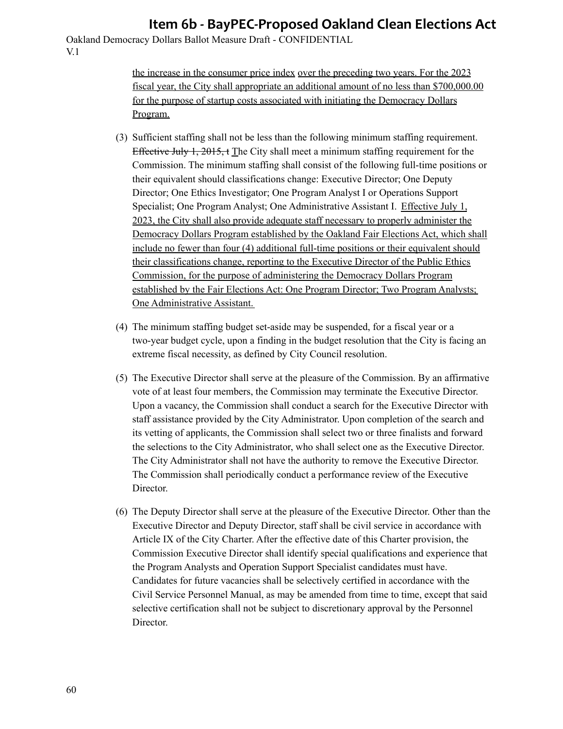the increase in the consumer price index over the preceding two years. For the 2023 fiscal year, the City shall appropriate an additional amount of no less than $700,000.00 for the purpose of startup costs associated with initiating the Democracy Dollars Program.

(3) Sufficient staffing shall not be less than the following minimum staffing requirement. ~~Effective July 1, 2015, t~~ The City shall meet a minimum staffing requirement for the Commission. The minimum staffing shall consist of the following full-time positions or their equivalent should classifications change: Executive Director; One Deputy Director; One Ethics Investigator; One Program Analyst I or Operations Support Specialist; One Program Analyst; One Administrative Assistant I. Effective July 1, 2023, the City shall also provide adequate staff necessary to properly administer the Democracy Dollars Program established by the Oakland Fair Elections Act, which shall include no fewer than four (4) additional full-time positions or their equivalent should their classifications change, reporting to the Executive Director of the Public Ethics Commission, for the purpose of administering the Democracy Dollars Program established by the Fair Elections Act: One Program Director; Two Program Analysts; One Administrative Assistant.

(4) The minimum staffing budget set-aside may be suspended, for a fiscal year or a two-year budget cycle, upon a finding in the budget resolution that the City is facing an extreme fiscal necessity, as defined by City Council resolution.

(5) The Executive Director shall serve at the pleasure of the Commission. By an affirmative vote of at least four members, the Commission may terminate the Executive Director. Upon a vacancy, the Commission shall conduct a search for the Executive Director with staff assistance provided by the City Administrator. Upon completion of the search and its vetting of applicants, the Commission shall select two or three finalists and forward the selections to the City Administrator, who shall select one as the Executive Director. The City Administrator shall not have the authority to remove the Executive Director. The Commission shall periodically conduct a performance review of the Executive Director.

(6) The Deputy Director shall serve at the pleasure of the Executive Director. Other than the Executive Director and Deputy Director, staff shall be civil service in accordance with Article IX of the City Charter. After the effective date of this Charter provision, the Commission Executive Director shall identify special qualifications and experience that the Program Analysts and Operation Support Specialist candidates must have. Candidates for future vacancies shall be selectively certified in accordance with the Civil Service Personnel Manual, as may be amended from time to time, except that said selective certification shall not be subject to discretionary approval by the Personnel Director.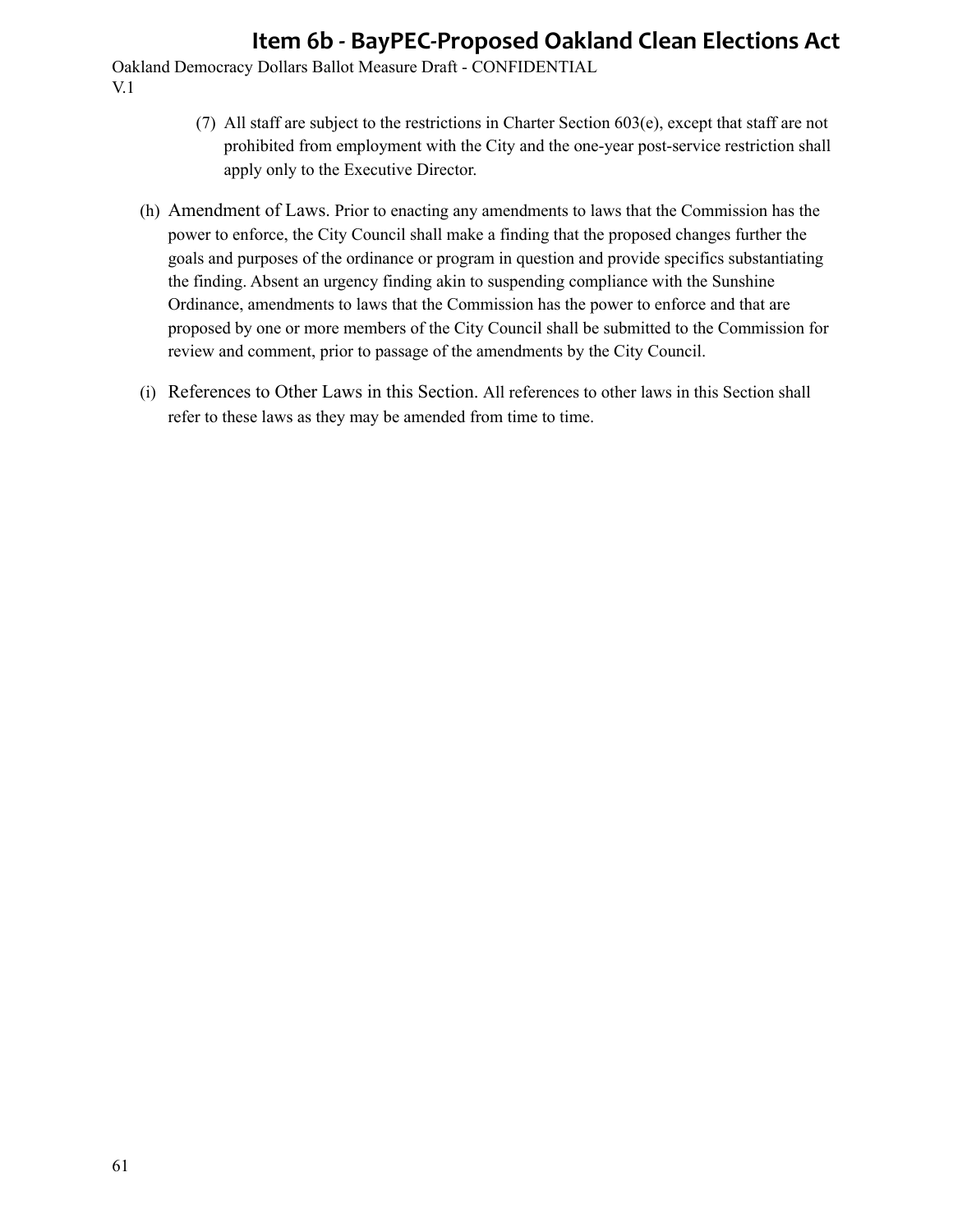(7) All staff are subject to the restrictions in Charter Section 603(e), except that staff are not prohibited from employment with the City and the one-year post-service restriction shall apply only to the Executive Director.

(h) Amendment of Laws. Prior to enacting any amendments to laws that the Commission has the power to enforce, the City Council shall make a finding that the proposed changes further the goals and purposes of the ordinance or program in question and provide specifics substantiating the finding. Absent an urgency finding akin to suspending compliance with the Sunshine Ordinance, amendments to laws that the Commission has the power to enforce and that are proposed by one or more members of the City Council shall be submitted to the Commission for review and comment, prior to passage of the amendments by the City Council.

(i) References to Other Laws in this Section. All references to other laws in this Section shall refer to these laws as they may be amended from time to time.